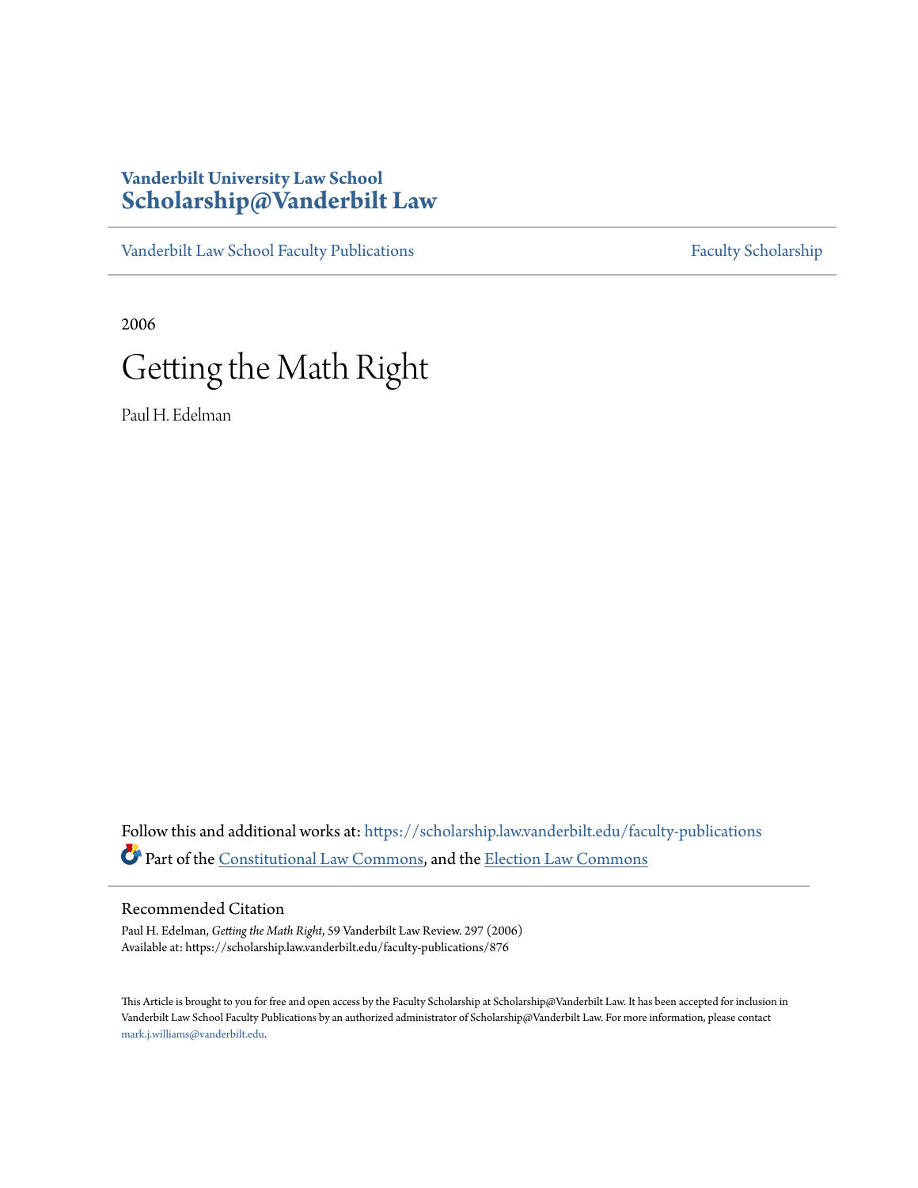Vanderbilt University Law School
**Scholarship@Vanderbilt Law**

Vanderbilt Law School Faculty Publications | Faculty Scholarship

2006

# Getting the Math Right

Paul H. Edelman

Follow this and additional works at: https://scholarship.law.vanderbilt.edu/faculty-publications

Part of the Constitutional Law Commons, and the Election Law Commons

## Recommended Citation

Paul H. Edelman, *Getting the Math Right*, 59 Vanderbilt Law Review. 297 (2006)
Available at: https://scholarship.law.vanderbilt.edu/faculty-publications/876

This Article is brought to you for free and open access by the Faculty Scholarship at Scholarship@Vanderbilt Law. It has been accepted for inclusion in Vanderbilt Law School Faculty Publications by an authorized administrator of Scholarship@Vanderbilt Law. For more information, please contact mark.j.williams@vanderbilt.edu.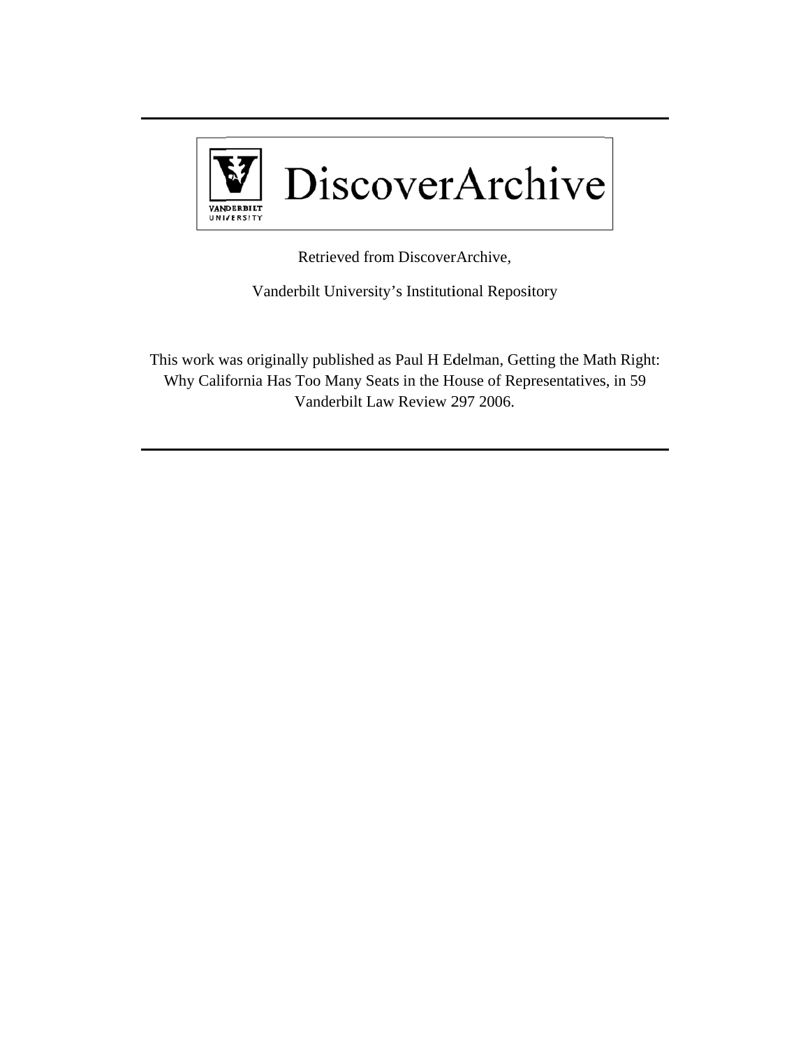DiscoverArchive

Retrieved from DiscoverArchive,

Vanderbilt University's Institutional Repository

This work was originally published as Paul H Edelman, Getting the Math Right: Why California Has Too Many Seats in the House of Representatives, in 59 Vanderbilt Law Review 297 2006.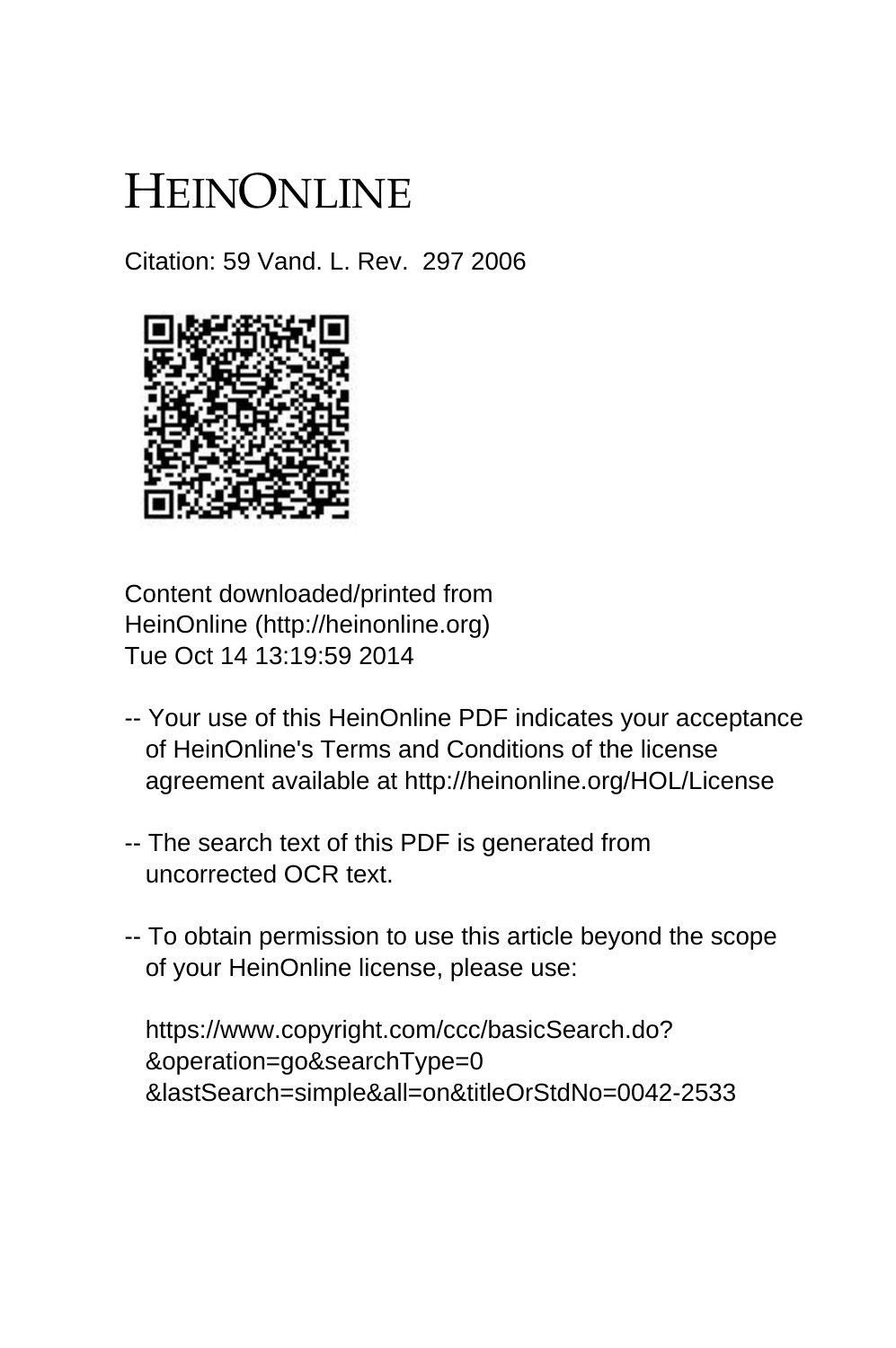# HEINONLINE

Citation: 59 Vand. L. Rev. 297 2006

Content downloaded/printed from
HeinOnline (http://heinonline.org)
Tue Oct 14 13:19:59 2014

-- Your use of this HeinOnline PDF indicates your acceptance of HeinOnline's Terms and Conditions of the license agreement available at http://heinonline.org/HOL/License

-- The search text of this PDF is generated from uncorrected OCR text.

-- To obtain permission to use this article beyond the scope of your HeinOnline license, please use:

https://www.copyright.com/ccc/basicSearch.do?&operation=go&searchType=0&lastSearch=simple&all=on&titleOrStdNo=0042-2533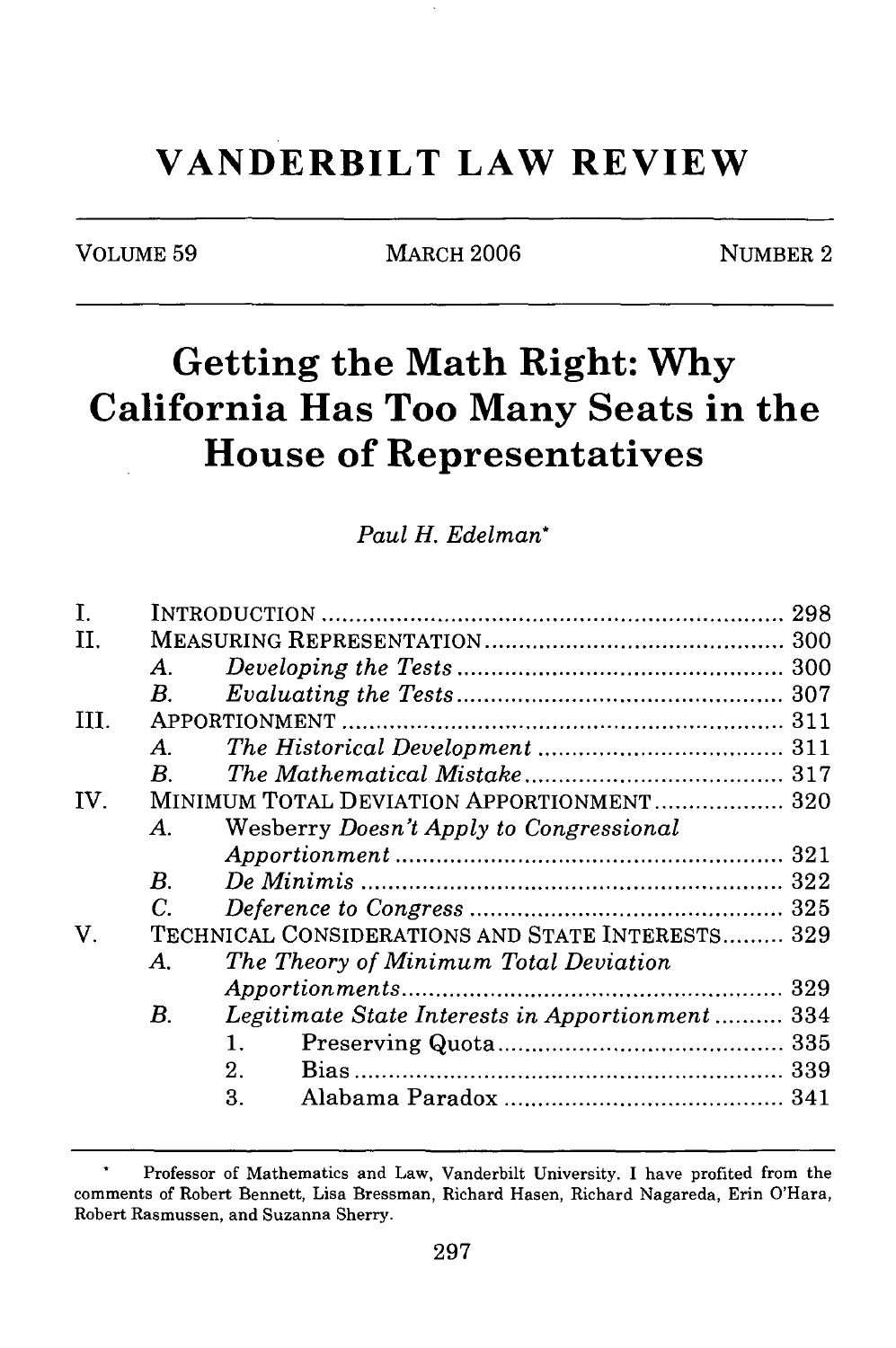# VANDERBILT LAW REVIEW

VOLUME 59 | MARCH 2006 | NUMBER 2

# Getting the Math Right: Why California Has Too Many Seats in the House of Representatives

*Paul H. Edelman**

I. INTRODUCTION .................................................................... 298

II. MEASURING REPRESENTATION ............................................ 300

   A. *Developing the Tests* ................................................ 300

   B. *Evaluating the Tests* ................................................ 307

III. APPORTIONMENT ................................................................. 311

   A. *The Historical Development* .................................... 311

   B. *The Mathematical Mistake* ...................................... 317

IV. MINIMUM TOTAL DEVIATION APPORTIONMENT .................... 320

   A. Wesberry *Doesn't Apply to Congressional Apportionment* ......................................................... 321

   B. *De Minimis* ............................................................. 322

   C. *Deference to Congress* .............................................. 325

V. TECHNICAL CONSIDERATIONS AND STATE INTERESTS ......... 329

   A. *The Theory of Minimum Total Deviation Apportionments* ......................................................... 329

   B. *Legitimate State Interests in Apportionment* .......... 334

      1. Preserving Quota .......................................... 335

      2. Bias ............................................................... 339

      3. Alabama Paradox .......................................... 341

---

\* Professor of Mathematics and Law, Vanderbilt University. I have profited from the comments of Robert Bennett, Lisa Bressman, Richard Hasen, Richard Nagareda, Erin O'Hara, Robert Rasmussen, and Suzanna Sherry.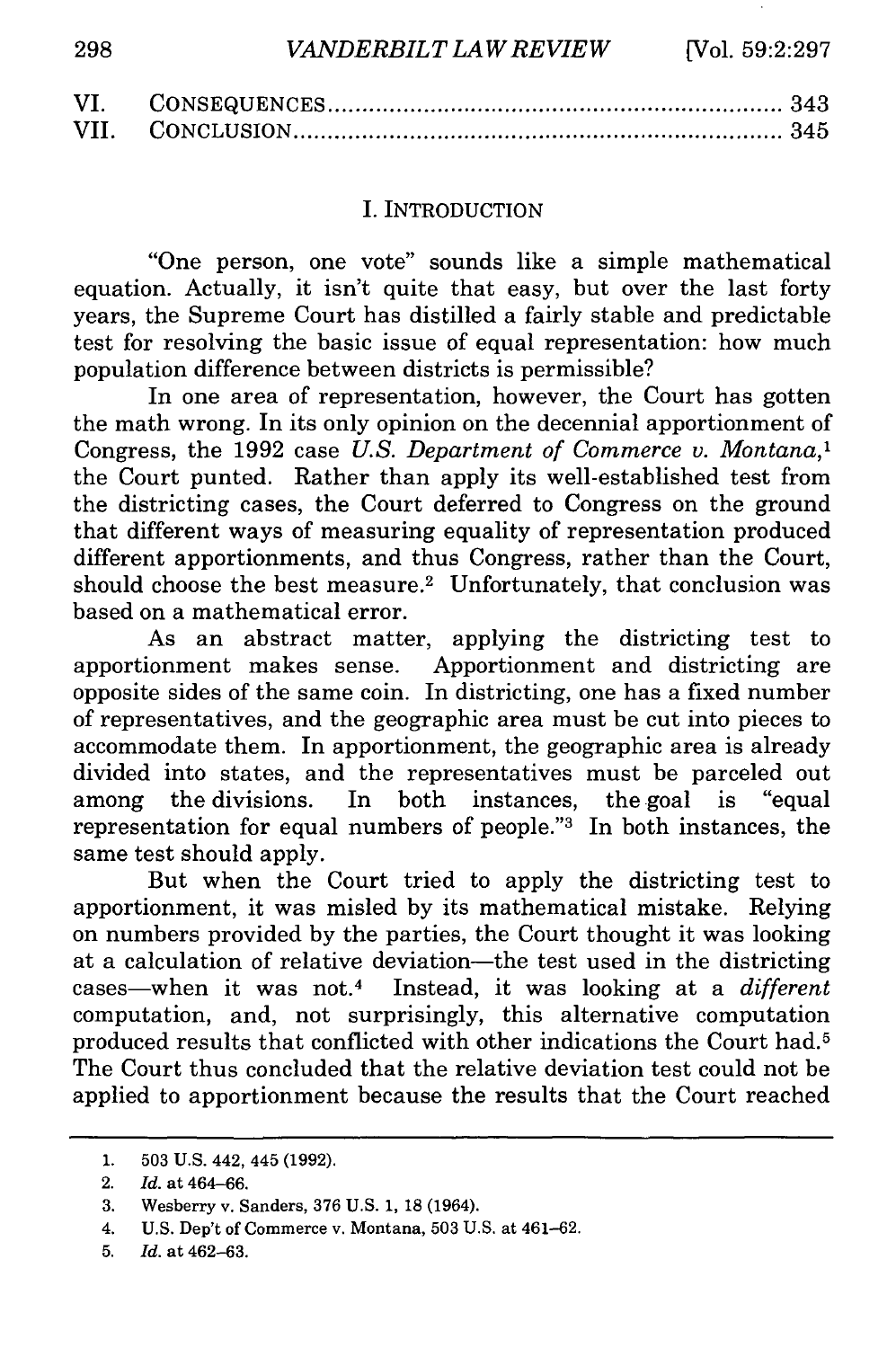| | | |
|---|---|---|
| VI. | CONSEQUENCES | 343 |
| VII. | CONCLUSION | 345 |

## I. INTRODUCTION

"One person, one vote" sounds like a simple mathematical equation. Actually, it isn't quite that easy, but over the last forty years, the Supreme Court has distilled a fairly stable and predictable test for resolving the basic issue of equal representation: how much population difference between districts is permissible?

In one area of representation, however, the Court has gotten the math wrong. In its only opinion on the decennial apportionment of Congress, the 1992 case *U.S. Department of Commerce v. Montana*,[1] the Court punted. Rather than apply its well-established test from the districting cases, the Court deferred to Congress on the ground that different ways of measuring equality of representation produced different apportionments, and thus Congress, rather than the Court, should choose the best measure.[2] Unfortunately, that conclusion was based on a mathematical error.

As an abstract matter, applying the districting test to apportionment makes sense. Apportionment and districting are opposite sides of the same coin. In districting, one has a fixed number of representatives, and the geographic area must be cut into pieces to accommodate them. In apportionment, the geographic area is already divided into states, and the representatives must be parceled out among the divisions. In both instances, the goal is "equal representation for equal numbers of people."[3] In both instances, the same test should apply.

But when the Court tried to apply the districting test to apportionment, it was misled by its mathematical mistake. Relying on numbers provided by the parties, the Court thought it was looking at a calculation of relative deviation—the test used in the districting cases—when it was not.[4] Instead, it was looking at a *different* computation, and, not surprisingly, this alternative computation produced results that conflicted with other indications the Court had.[5] The Court thus concluded that the relative deviation test could not be applied to apportionment because the results that the Court reached

---

1. 503 U.S. 442, 445 (1992).
2. *Id.* at 464–66.
3. Wesberry v. Sanders, 376 U.S. 1, 18 (1964).
4. U.S. Dep't of Commerce v. Montana, 503 U.S. at 461–62.
5. *Id.* at 462–63.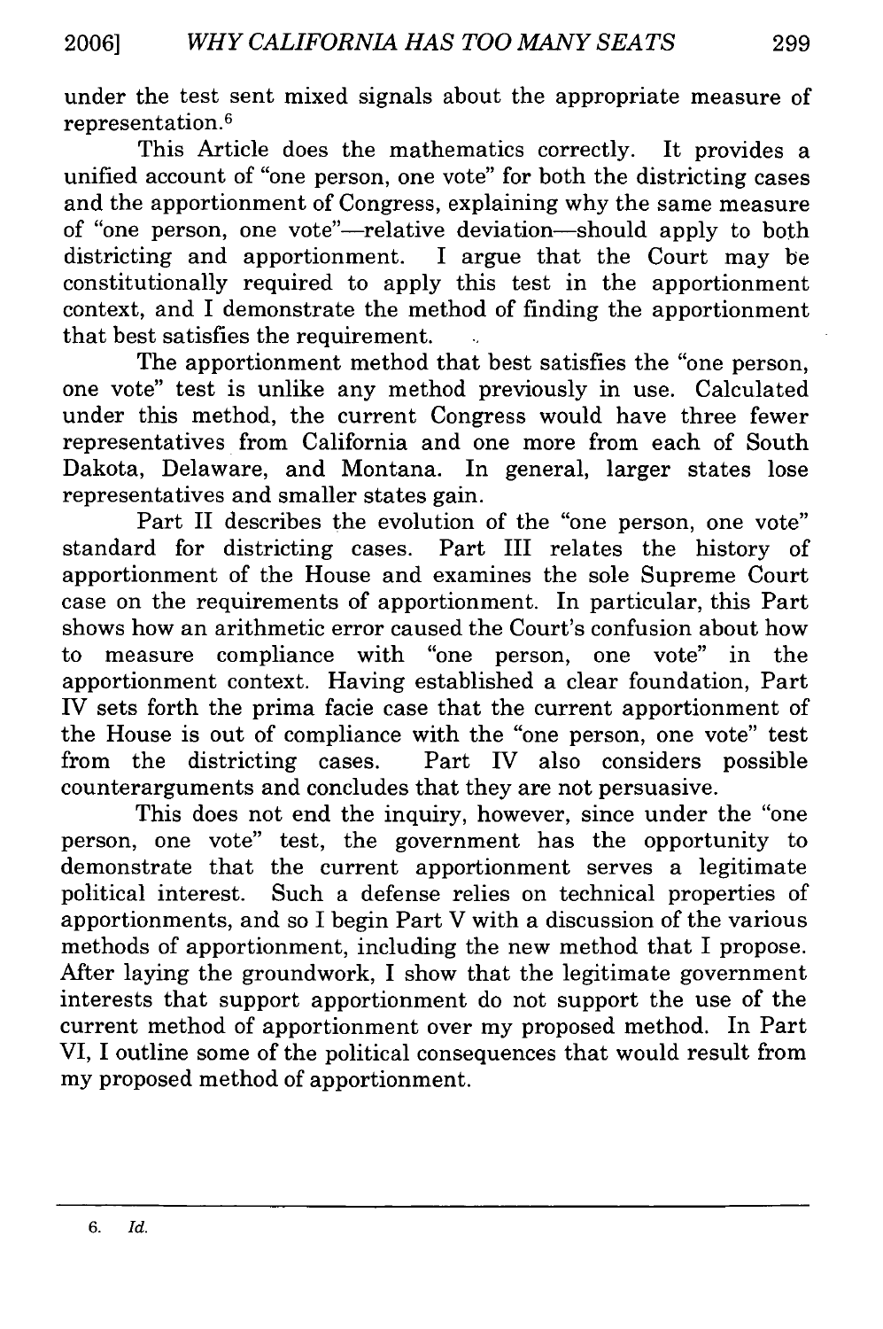under the test sent mixed signals about the appropriate measure of representation.[6]

This Article does the mathematics correctly. It provides a unified account of "one person, one vote" for both the districting cases and the apportionment of Congress, explaining why the same measure of "one person, one vote"—relative deviation—should apply to both districting and apportionment. I argue that the Court may be constitutionally required to apply this test in the apportionment context, and I demonstrate the method of finding the apportionment that best satisfies the requirement.

The apportionment method that best satisfies the "one person, one vote" test is unlike any method previously in use. Calculated under this method, the current Congress would have three fewer representatives from California and one more from each of South Dakota, Delaware, and Montana. In general, larger states lose representatives and smaller states gain.

Part II describes the evolution of the "one person, one vote" standard for districting cases. Part III relates the history of apportionment of the House and examines the sole Supreme Court case on the requirements of apportionment. In particular, this Part shows how an arithmetic error caused the Court's confusion about how to measure compliance with "one person, one vote" in the apportionment context. Having established a clear foundation, Part IV sets forth the prima facie case that the current apportionment of the House is out of compliance with the "one person, one vote" test from the districting cases. Part IV also considers possible counterarguments and concludes that they are not persuasive.

This does not end the inquiry, however, since under the "one person, one vote" test, the government has the opportunity to demonstrate that the current apportionment serves a legitimate political interest. Such a defense relies on technical properties of apportionments, and so I begin Part V with a discussion of the various methods of apportionment, including the new method that I propose. After laying the groundwork, I show that the legitimate government interests that support apportionment do not support the use of the current method of apportionment over my proposed method. In Part VI, I outline some of the political consequences that would result from my proposed method of apportionment.

---

6. *Id.*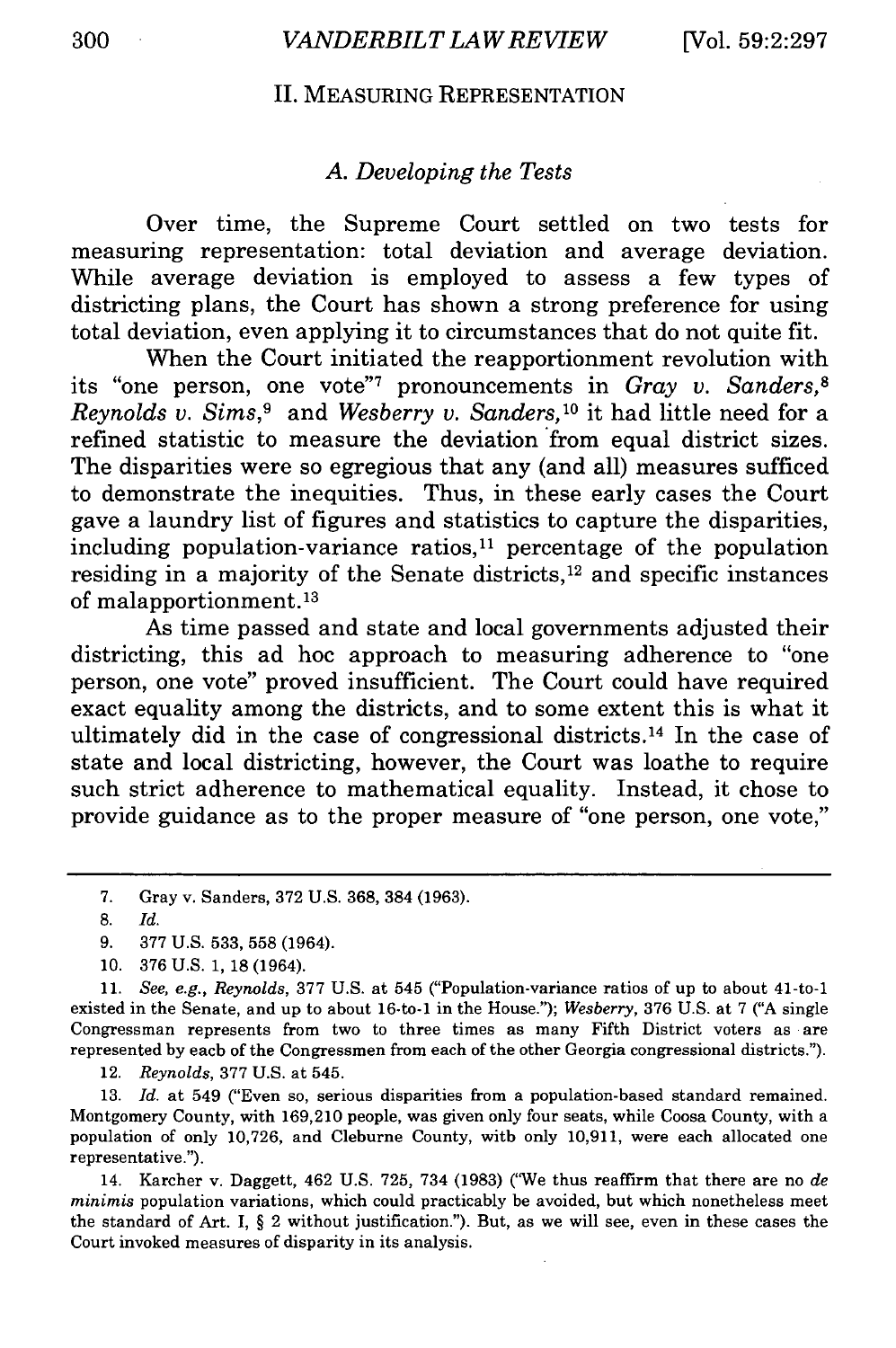## II. MEASURING REPRESENTATION

### *A. Developing the Tests*

Over time, the Supreme Court settled on two tests for measuring representation: total deviation and average deviation. While average deviation is employed to assess a few types of districting plans, the Court has shown a strong preference for using total deviation, even applying it to circumstances that do not quite fit.

When the Court initiated the reapportionment revolution with its "one person, one vote"[7] pronouncements in *Gray v. Sanders*,[8] *Reynolds v. Sims*,[9] and *Wesberry v. Sanders*,[10] it had little need for a refined statistic to measure the deviation from equal district sizes. The disparities were so egregious that any (and all) measures sufficed to demonstrate the inequities. Thus, in these early cases the Court gave a laundry list of figures and statistics to capture the disparities, including population-variance ratios,[11] percentage of the population residing in a majority of the Senate districts,[12] and specific instances of malapportionment.[13]

As time passed and state and local governments adjusted their districting, this ad hoc approach to measuring adherence to "one person, one vote" proved insufficient. The Court could have required exact equality among the districts, and to some extent this is what it ultimately did in the case of congressional districts.[14] In the case of state and local districting, however, the Court was loathe to require such strict adherence to mathematical equality. Instead, it chose to provide guidance as to the proper measure of "one person, one vote,"

---

7. Gray v. Sanders, 372 U.S. 368, 384 (1963).

8. *Id.*

9. 377 U.S. 533, 558 (1964).

10. 376 U.S. 1, 18 (1964).

11. *See, e.g.*, *Reynolds*, 377 U.S. at 545 ("Population-variance ratios of up to about 41-to-1 existed in the Senate, and up to about 16-to-1 in the House."); *Wesberry*, 376 U.S. at 7 ("A single Congressman represents from two to three times as many Fifth District voters as are represented by eacb of the Congressmen from each of the other Georgia congressional districts.").

12. *Reynolds*, 377 U.S. at 545.

13. *Id.* at 549 ("Even so, serious disparities from a population-based standard remained. Montgomery County, with 169,210 people, was given only four seats, while Coosa County, with a population of only 10,726, and Cleburne County, witb only 10,911, were each allocated one representative.").

14. Karcher v. Daggett, 462 U.S. 725, 734 (1983) ("We thus reaffirm that there are no *de minimis* population variations, which could practicably be avoided, but which nonetheless meet the standard of Art. I, § 2 without justification."). But, as we will see, even in these cases the Court invoked measures of disparity in its analysis.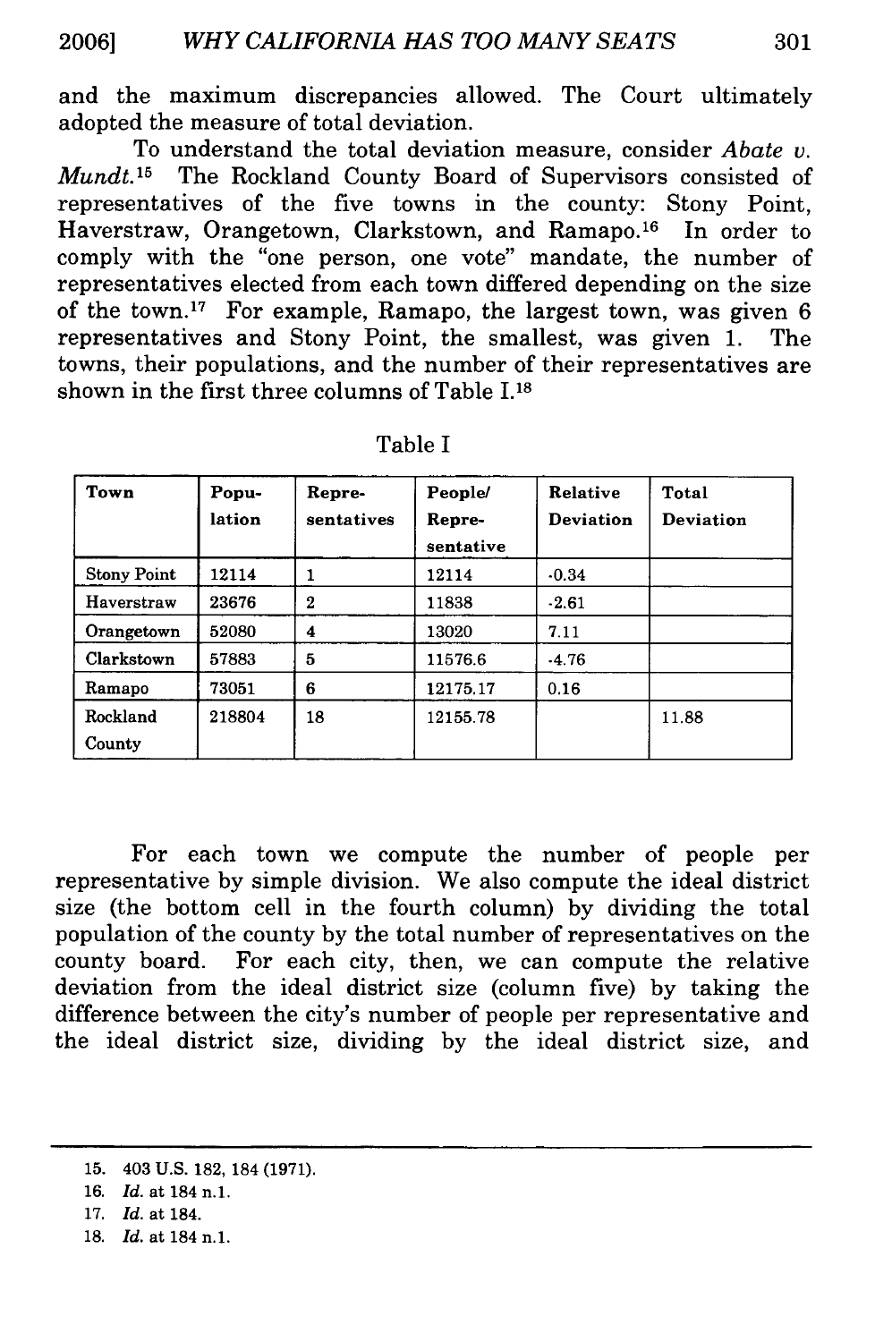and the maximum discrepancies allowed. The Court ultimately adopted the measure of total deviation.

To understand the total deviation measure, consider *Abate v. Mundt.*[15] The Rockland County Board of Supervisors consisted of representatives of the five towns in the county: Stony Point, Haverstraw, Orangetown, Clarkstown, and Ramapo.[16] In order to comply with the "one person, one vote" mandate, the number of representatives elected from each town differed depending on the size of the town.[17] For example, Ramapo, the largest town, was given 6 representatives and Stony Point, the smallest, was given 1. The towns, their populations, and the number of their representatives are shown in the first three columns of Table I.[18]

Table I

| Town | Population | Representatives | People/ Representative | Relative Deviation | Total Deviation |
|---|---|---|---|---|---|
| Stony Point | 12114 | 1 | 12114 | -0.34 | |
| Haverstraw | 23676 | 2 | 11838 | -2.61 | |
| Orangetown | 52080 | 4 | 13020 | 7.11 | |
| Clarkstown | 57883 | 5 | 11576.6 | -4.76 | |
| Ramapo | 73051 | 6 | 12175.17 | 0.16 | |
| Rockland County | 218804 | 18 | 12155.78 | | 11.88 |

For each town we compute the number of people per representative by simple division. We also compute the ideal district size (the bottom cell in the fourth column) by dividing the total population of the county by the total number of representatives on the county board. For each city, then, we can compute the relative deviation from the ideal district size (column five) by taking the difference between the city's number of people per representative and the ideal district size, dividing by the ideal district size, and

---

15. 403 U.S. 182, 184 (1971).
16. *Id.* at 184 n.1.
17. *Id.* at 184.
18. *Id.* at 184 n.1.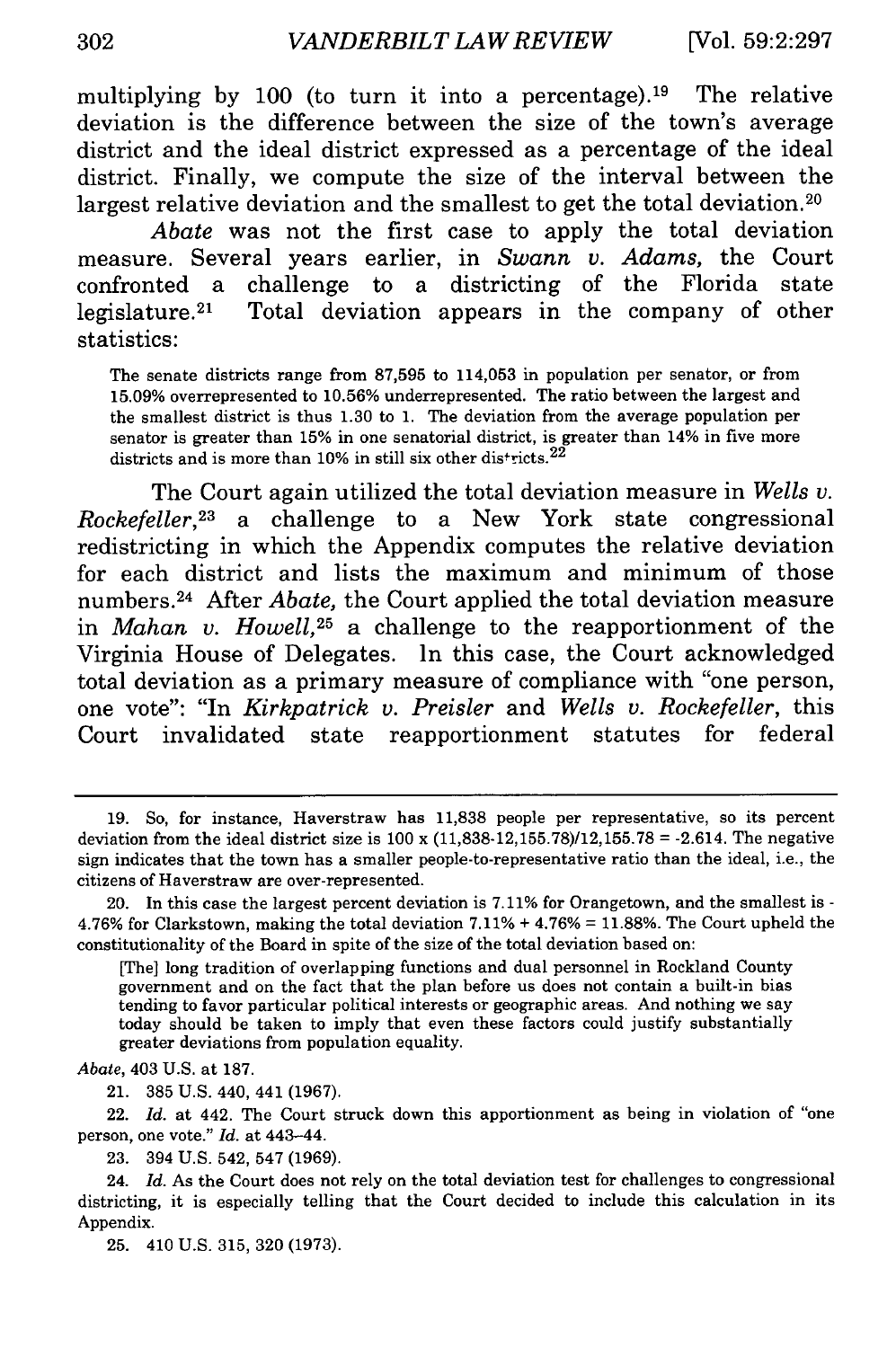multiplying by 100 (to turn it into a percentage).[19] The relative deviation is the difference between the size of the town's average district and the ideal district expressed as a percentage of the ideal district. Finally, we compute the size of the interval between the largest relative deviation and the smallest to get the total deviation.[20]

*Abate* was not the first case to apply the total deviation measure. Several years earlier, in *Swann v. Adams*, the Court confronted a challenge to a districting of the Florida state legislature.[21] Total deviation appears in the company of other statistics:

> The senate districts range from 87,595 to 114,053 in population per senator, or from 15.09% overrepresented to 10.56% underrepresented. The ratio between the largest and the smallest district is thus 1.30 to 1. The deviation from the average population per senator is greater than 15% in one senatorial district, is greater than 14% in five more districts and is more than 10% in still six other districts.[22]

The Court again utilized the total deviation measure in *Wells v. Rockefeller*,[23] a challenge to a New York state congressional redistricting in which the Appendix computes the relative deviation for each district and lists the maximum and minimum of those numbers.[24] After *Abate*, the Court applied the total deviation measure in *Mahan v. Howell*,[25] a challenge to the reapportionment of the Virginia House of Delegates. In this case, the Court acknowledged total deviation as a primary measure of compliance with "one person, one vote": "In *Kirkpatrick v. Preisler* and *Wells v. Rockefeller*, this Court invalidated state reapportionment statutes for federal

---

19. So, for instance, Haverstraw has 11,838 people per representative, so its percent deviation from the ideal district size is $100 \times (11{,}838-12{,}155.78)/12{,}155.78 = -2.614$. The negative sign indicates that the town has a smaller people-to-representative ratio than the ideal, i.e., the citizens of Haverstraw are over-represented.

20. In this case the largest percent deviation is 7.11% for Orangetown, and the smallest is -4.76% for Clarkstown, making the total deviation 7.11% + 4.76% = 11.88%. The Court upheld the constitutionality of the Board in spite of the size of the total deviation based on:

> [The] long tradition of overlapping functions and dual personnel in Rockland County government and on the fact that the plan before us does not contain a built-in bias tending to favor particular political interests or geographic areas. And nothing we say today should be taken to imply that even these factors could justify substantially greater deviations from population equality.

*Abate*, 403 U.S. at 187.

21. 385 U.S. 440, 441 (1967).

22. *Id.* at 442. The Court struck down this apportionment as being in violation of "one person, one vote." *Id.* at 443–44.

23. 394 U.S. 542, 547 (1969).

24. *Id.* As the Court does not rely on the total deviation test for challenges to congressional districting, it is especially telling that the Court decided to include this calculation in its Appendix.

25. 410 U.S. 315, 320 (1973).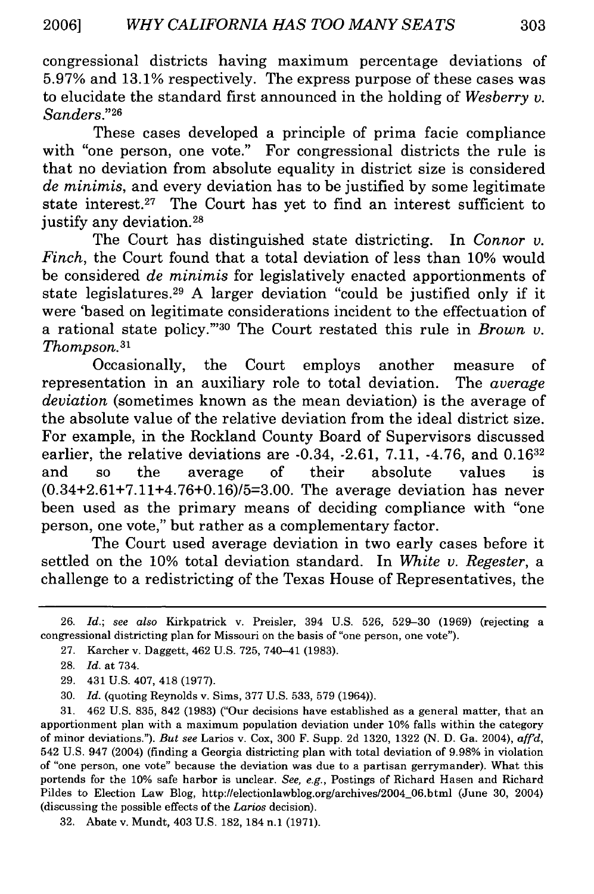congressional districts having maximum percentage deviations of 5.97% and 13.1% respectively. The express purpose of these cases was to elucidate the standard first announced in the holding of *Wesberry v. Sanders*."[26]

These cases developed a principle of prima facie compliance with "one person, one vote." For congressional districts the rule is that no deviation from absolute equality in district size is considered *de minimis*, and every deviation has to be justified by some legitimate state interest.[27] The Court has yet to find an interest sufficient to justify any deviation.[28]

The Court has distinguished state districting. In *Connor v. Finch*, the Court found that a total deviation of less than 10% would be considered *de minimis* for legislatively enacted apportionments of state legislatures.[29] A larger deviation "could be justified only if it were 'based on legitimate considerations incident to the effectuation of a rational state policy.'"[30] The Court restated this rule in *Brown v. Thompson*.[31]

Occasionally, the Court employs another measure of representation in an auxiliary role to total deviation. The *average deviation* (sometimes known as the mean deviation) is the average of the absolute value of the relative deviation from the ideal district size. For example, in the Rockland County Board of Supervisors discussed earlier, the relative deviations are -0.34, -2.61, 7.11, -4.76, and 0.16[32] and so the average of their absolute values is (0.34+2.61+7.11+4.76+0.16)/5=3.00. The average deviation has never been used as the primary means of deciding compliance with "one person, one vote," but rather as a complementary factor.

The Court used average deviation in two early cases before it settled on the 10% total deviation standard. In *White v. Regester*, a challenge to a redistricting of the Texas House of Representatives, the

---

26. *Id.*; *see also* Kirkpatrick v. Preisler, 394 U.S. 526, 529–30 (1969) (rejecting a congressional districting plan for Missouri on the basis of "one person, one vote").

27. Karcher v. Daggett, 462 U.S. 725, 740–41 (1983).

28. *Id.* at 734.

29. 431 U.S. 407, 418 (1977).

30. *Id.* (quoting Reynolds v. Sims, 377 U.S. 533, 579 (1964)).

31. 462 U.S. 835, 842 (1983) ("Our decisions have established as a general matter, that an apportionment plan with a maximum population deviation under 10% falls within the category of minor deviations."). *But see* Larios v. Cox, 300 F. Supp. 2d 1320, 1322 (N. D. Ga. 2004), *aff'd*, 542 U.S. 947 (2004) (finding a Georgia districting plan with total deviation of 9.98% in violation of "one person, one vote" because the deviation was due to a partisan gerrymander). What this portends for the 10% safe harbor is unclear. *See, e.g.*, Postings of Richard Hasen and Richard Pildes to Election Law Blog, http://electionlawblog.org/archives/2004_06.html (June 30, 2004) (discussing the possible effects of the *Larios* decision).

32. Abate v. Mundt, 403 U.S. 182, 184 n.1 (1971).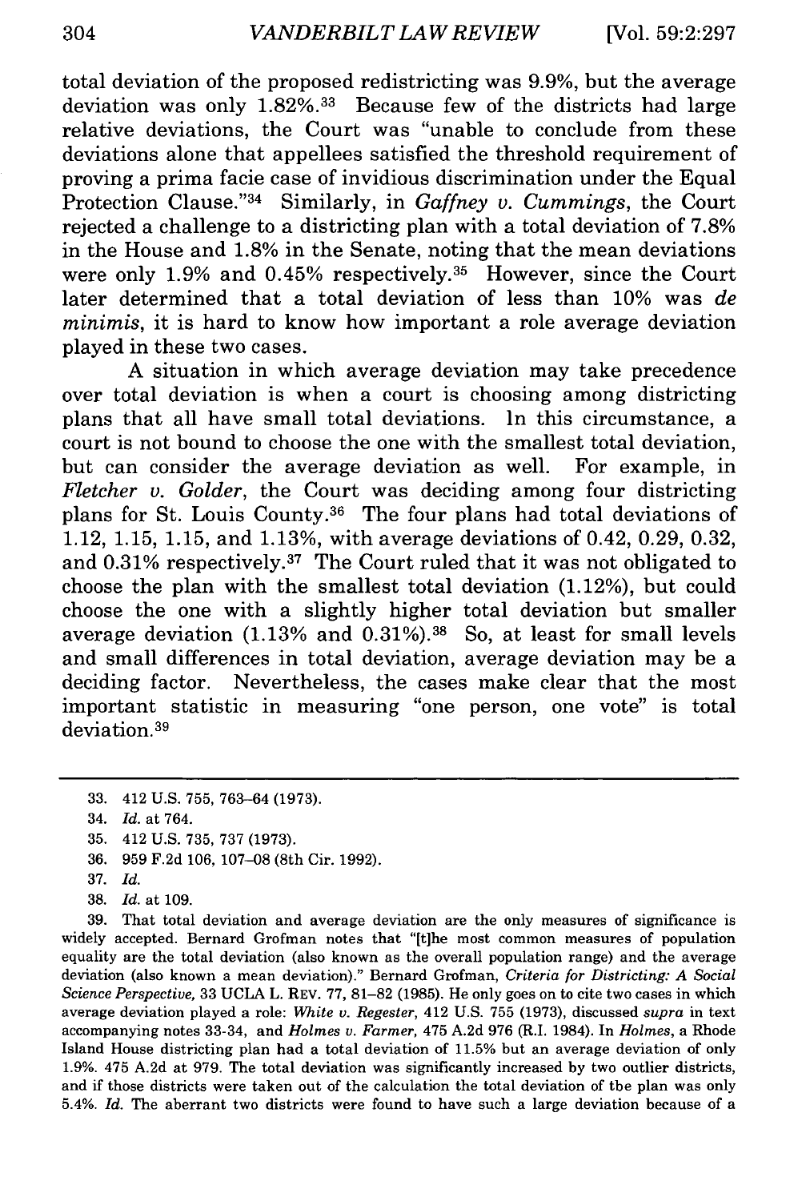total deviation of the proposed redistricting was 9.9%, but the average deviation was only 1.82%.[33] Because few of the districts had large relative deviations, the Court was "unable to conclude from these deviations alone that appellees satisfied the threshold requirement of proving a prima facie case of invidious discrimination under the Equal Protection Clause."[34] Similarly, in *Gaffney v. Cummings*, the Court rejected a challenge to a districting plan with a total deviation of 7.8% in the House and 1.8% in the Senate, noting that the mean deviations were only 1.9% and 0.45% respectively.[35] However, since the Court later determined that a total deviation of less than 10% was *de minimis*, it is hard to know how important a role average deviation played in these two cases.

A situation in which average deviation may take precedence over total deviation is when a court is choosing among districting plans that all have small total deviations. In this circumstance, a court is not bound to choose the one with the smallest total deviation, but can consider the average deviation as well. For example, in *Fletcher v. Golder*, the Court was deciding among four districting plans for St. Louis County.[36] The four plans had total deviations of 1.12, 1.15, 1.15, and 1.13%, with average deviations of 0.42, 0.29, 0.32, and 0.31% respectively.[37] The Court ruled that it was not obligated to choose the plan with the smallest total deviation (1.12%), but could choose the one with a slightly higher total deviation but smaller average deviation (1.13% and 0.31%).[38] So, at least for small levels and small differences in total deviation, average deviation may be a deciding factor. Nevertheless, the cases make clear that the most important statistic in measuring "one person, one vote" is total deviation.[39]

---

33. 412 U.S. 755, 763–64 (1973).

34. *Id.* at 764.

35. 412 U.S. 735, 737 (1973).

36. 959 F.2d 106, 107–08 (8th Cir. 1992).

37. *Id.*

38. *Id.* at 109.

39. That total deviation and average deviation are the only measures of significance is widely accepted. Bernard Grofman notes that "[t]he most common measures of population equality are the total deviation (also known as the overall population range) and the average deviation (also known a mean deviation)." Bernard Grofman, *Criteria for Districting: A Social Science Perspective*, 33 UCLA L. REV. 77, 81–82 (1985). He only goes on to cite two cases in which average deviation played a role: *White v. Regester*, 412 U.S. 755 (1973), discussed *supra* in text accompanying notes 33-34, and *Holmes v. Farmer*, 475 A.2d 976 (R.I. 1984). In *Holmes*, a Rhode Island House districting plan had a total deviation of 11.5% but an average deviation of only 1.9%. 475 A.2d at 979. The total deviation was significantly increased by two outlier districts, and if those districts were taken out of the calculation the total deviation of tbe plan was only 5.4%. *Id.* The aberrant two districts were found to have such a large deviation because of a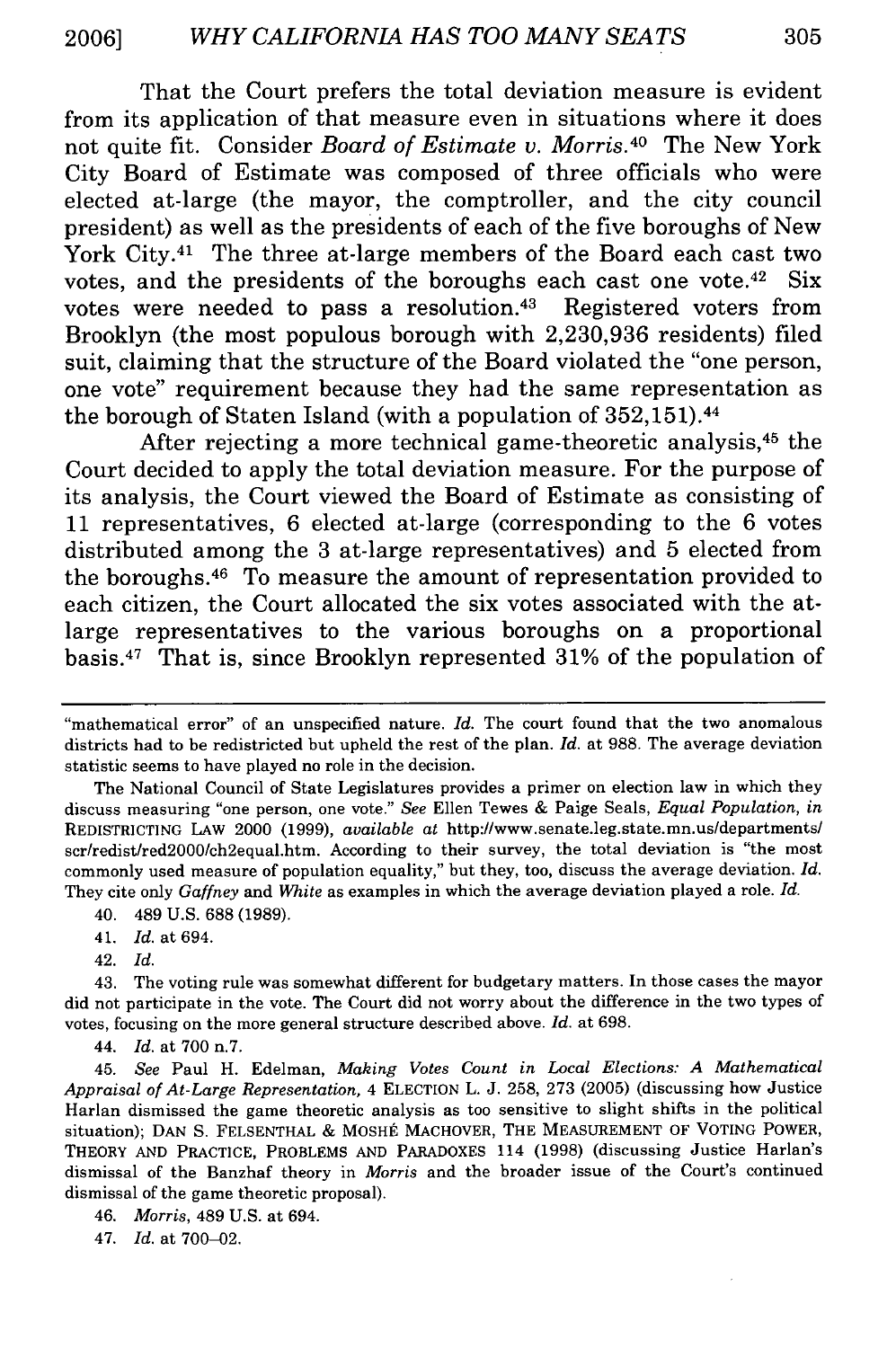That the Court prefers the total deviation measure is evident from its application of that measure even in situations where it does not quite fit. Consider *Board of Estimate v. Morris*.[40] The New York City Board of Estimate was composed of three officials who were elected at-large (the mayor, the comptroller, and the city council president) as well as the presidents of each of the five boroughs of New York City.[41] The three at-large members of the Board each cast two votes, and the presidents of the boroughs each cast one vote.[42] Six votes were needed to pass a resolution.[43] Registered voters from Brooklyn (the most populous borough with 2,230,936 residents) filed suit, claiming that the structure of the Board violated the "one person, one vote" requirement because they had the same representation as the borough of Staten Island (with a population of 352,151).[44]

After rejecting a more technical game-theoretic analysis,[45] the Court decided to apply the total deviation measure. For the purpose of its analysis, the Court viewed the Board of Estimate as consisting of 11 representatives, 6 elected at-large (corresponding to the 6 votes distributed among the 3 at-large representatives) and 5 elected from the boroughs.[46] To measure the amount of representation provided to each citizen, the Court allocated the six votes associated with the at-large representatives to the various boroughs on a proportional basis.[47] That is, since Brooklyn represented 31% of the population of

---

"mathematical error" of an unspecified nature. *Id.* The court found that the two anomalous districts had to be redistricted but upheld the rest of the plan. *Id.* at 988. The average deviation statistic seems to have played no role in the decision.

The National Council of State Legislatures provides a primer on election law in which they discuss measuring "one person, one vote." *See* Ellen Tewes & Paige Seals, *Equal Population*, *in* REDISTRICTING LAW 2000 (1999), *available at* http://www.senate.leg.state.mn.us/departments/scr/redist/red2000/ch2equal.htm. According to their survey, the total deviation is "the most commonly used measure of population equality," but they, too, discuss the average deviation. *Id.* They cite only *Gaffney* and *White* as examples in which the average deviation played a role. *Id.*

40. 489 U.S. 688 (1989).

41. *Id.* at 694.

42. *Id.*

43. The voting rule was somewhat different for budgetary matters. In those cases the mayor did not participate in the vote. The Court did not worry about the difference in the two types of votes, focusing on the more general structure described above. *Id.* at 698.

44. *Id.* at 700 n.7.

45. *See* Paul H. Edelman, *Making Votes Count in Local Elections: A Mathematical Appraisal of At-Large Representation*, 4 ELECTION L. J. 258, 273 (2005) (discussing how Justice Harlan dismissed the game theoretic analysis as too sensitive to slight shifts in the political situation); DAN S. FELSENTHAL & MOSHÉ MACHOVER, THE MEASUREMENT OF VOTING POWER, THEORY AND PRACTICE, PROBLEMS AND PARADOXES 114 (1998) (discussing Justice Harlan's dismissal of the Banzhaf theory in *Morris* and the broader issue of the Court's continued dismissal of the game theoretic proposal).

46. *Morris*, 489 U.S. at 694.

47. *Id.* at 700–02.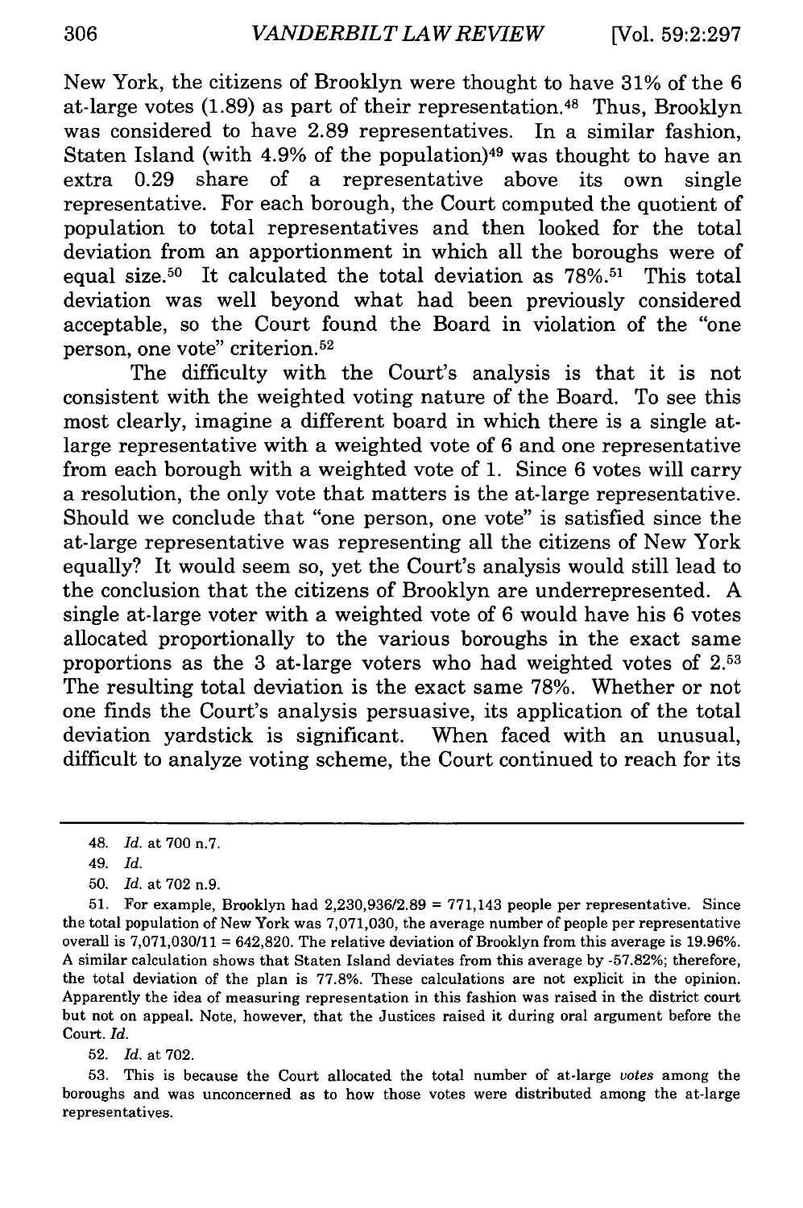New York, the citizens of Brooklyn were thought to have 31% of the 6 at-large votes (1.89) as part of their representation.[48] Thus, Brooklyn was considered to have 2.89 representatives. In a similar fashion, Staten Island (with 4.9% of the population)[49] was thought to have an extra 0.29 share of a representative above its own single representative. For each borough, the Court computed the quotient of population to total representatives and then looked for the total deviation from an apportionment in which all the boroughs were of equal size.[50] It calculated the total deviation as 78%.[51] This total deviation was well beyond what had been previously considered acceptable, so the Court found the Board in violation of the "one person, one vote" criterion.[52]

The difficulty with the Court's analysis is that it is not consistent with the weighted voting nature of the Board. To see this most clearly, imagine a different board in which there is a single at-large representative with a weighted vote of 6 and one representative from each borough with a weighted vote of 1. Since 6 votes will carry a resolution, the only vote that matters is the at-large representative. Should we conclude that "one person, one vote" is satisfied since the at-large representative was representing all the citizens of New York equally? It would seem so, yet the Court's analysis would still lead to the conclusion that the citizens of Brooklyn are underrepresented. A single at-large voter with a weighted vote of 6 would have his 6 votes allocated proportionally to the various boroughs in the exact same proportions as the 3 at-large voters who had weighted votes of 2.[53] The resulting total deviation is the exact same 78%. Whether or not one finds the Court's analysis persuasive, its application of the total deviation yardstick is significant. When faced with an unusual, difficult to analyze voting scheme, the Court continued to reach for its

---

48. *Id.* at 700 n.7.

49. *Id.*

50. *Id.* at 702 n.9.

51. For example, Brooklyn had 2,230,936/2.89 = 771,143 people per representative. Since the total population of New York was 7,071,030, the average number of people per representative overall is 7,071,030/11 = 642,820. The relative deviation of Brooklyn from this average is 19.96%. A similar calculation shows that Staten Island deviates from this average by -57.82%; therefore, the total deviation of the plan is 77.8%. These calculations are not explicit in the opinion. Apparently the idea of measuring representation in this fashion was raised in the district court but not on appeal. Note, however, that the Justices raised it during oral argument before the Court. *Id.*

52. *Id.* at 702.

53. This is because the Court allocated the total number of at-large *votes* among the boroughs and was unconcerned as to how those votes were distributed among the at-large representatives.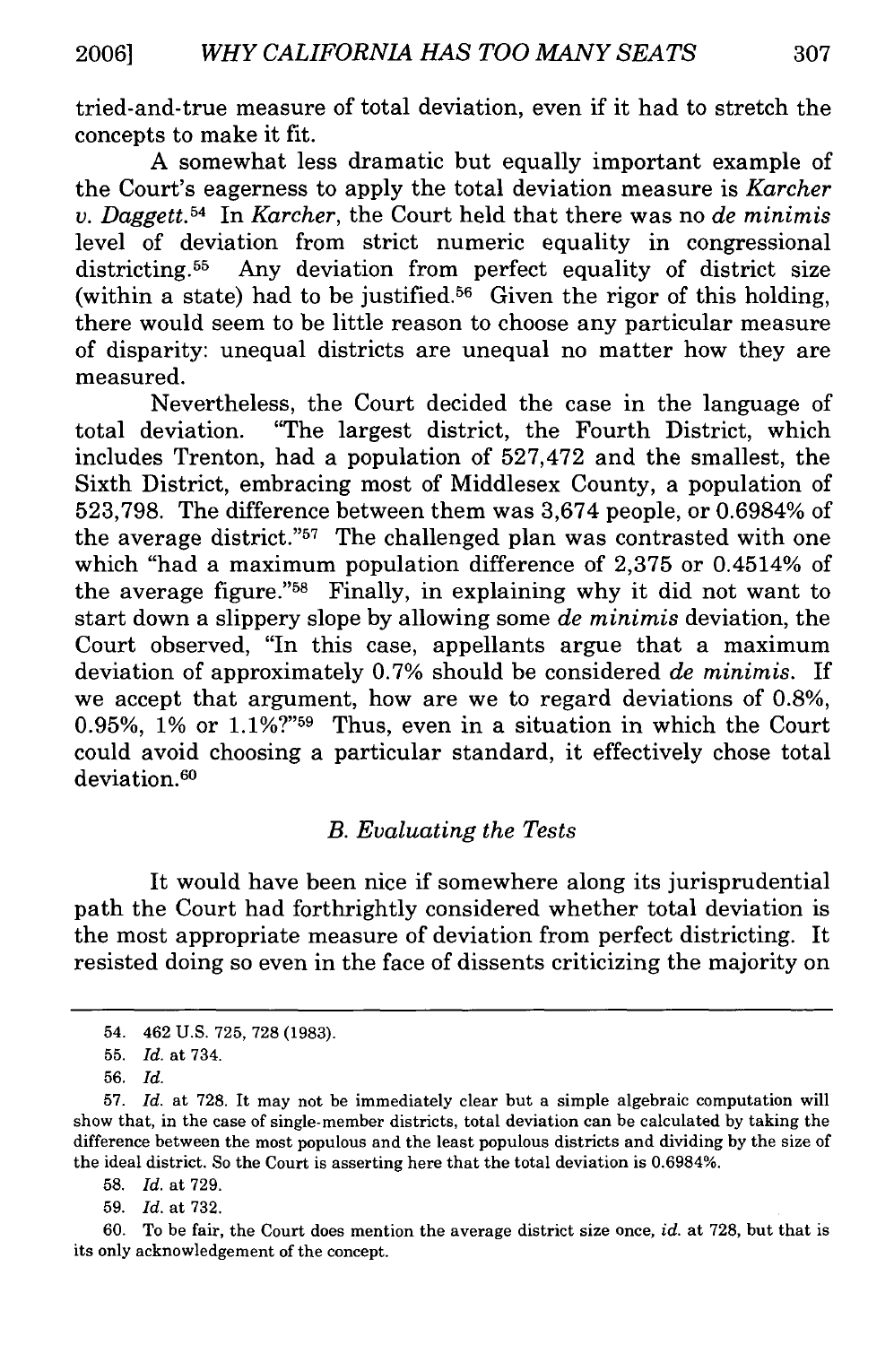tried-and-true measure of total deviation, even if it had to stretch the concepts to make it fit.

A somewhat less dramatic but equally important example of the Court's eagerness to apply the total deviation measure is *Karcher v. Daggett*.[54] In *Karcher*, the Court held that there was no *de minimis* level of deviation from strict numeric equality in congressional districting.[55] Any deviation from perfect equality of district size (within a state) had to be justified.[56] Given the rigor of this holding, there would seem to be little reason to choose any particular measure of disparity: unequal districts are unequal no matter how they are measured.

Nevertheless, the Court decided the case in the language of total deviation. "The largest district, the Fourth District, which includes Trenton, had a population of 527,472 and the smallest, the Sixth District, embracing most of Middlesex County, a population of 523,798. The difference between them was 3,674 people, or 0.6984% of the average district."[57] The challenged plan was contrasted with one which "had a maximum population difference of 2,375 or 0.4514% of the average figure."[58] Finally, in explaining why it did not want to start down a slippery slope by allowing some *de minimis* deviation, the Court observed, "In this case, appellants argue that a maximum deviation of approximately 0.7% should be considered *de minimis*. If we accept that argument, how are we to regard deviations of 0.8%, 0.95%, 1% or 1.1%?"[59] Thus, even in a situation in which the Court could avoid choosing a particular standard, it effectively chose total deviation.[60]

### *B. Evaluating the Tests*

It would have been nice if somewhere along its jurisprudential path the Court had forthrightly considered whether total deviation is the most appropriate measure of deviation from perfect districting. It resisted doing so even in the face of dissents criticizing the majority on

---

54. 462 U.S. 725, 728 (1983).

55. *Id.* at 734.

56. *Id.*

57. *Id.* at 728. It may not be immediately clear but a simple algebraic computation will show that, in the case of single-member districts, total deviation can be calculated by taking the difference between the most populous and the least populous districts and dividing by the size of the ideal district. So the Court is asserting here that the total deviation is 0.6984%.

58. *Id.* at 729.

59. *Id.* at 732.

60. To be fair, the Court does mention the average district size once, *id.* at 728, but that is its only acknowledgement of the concept.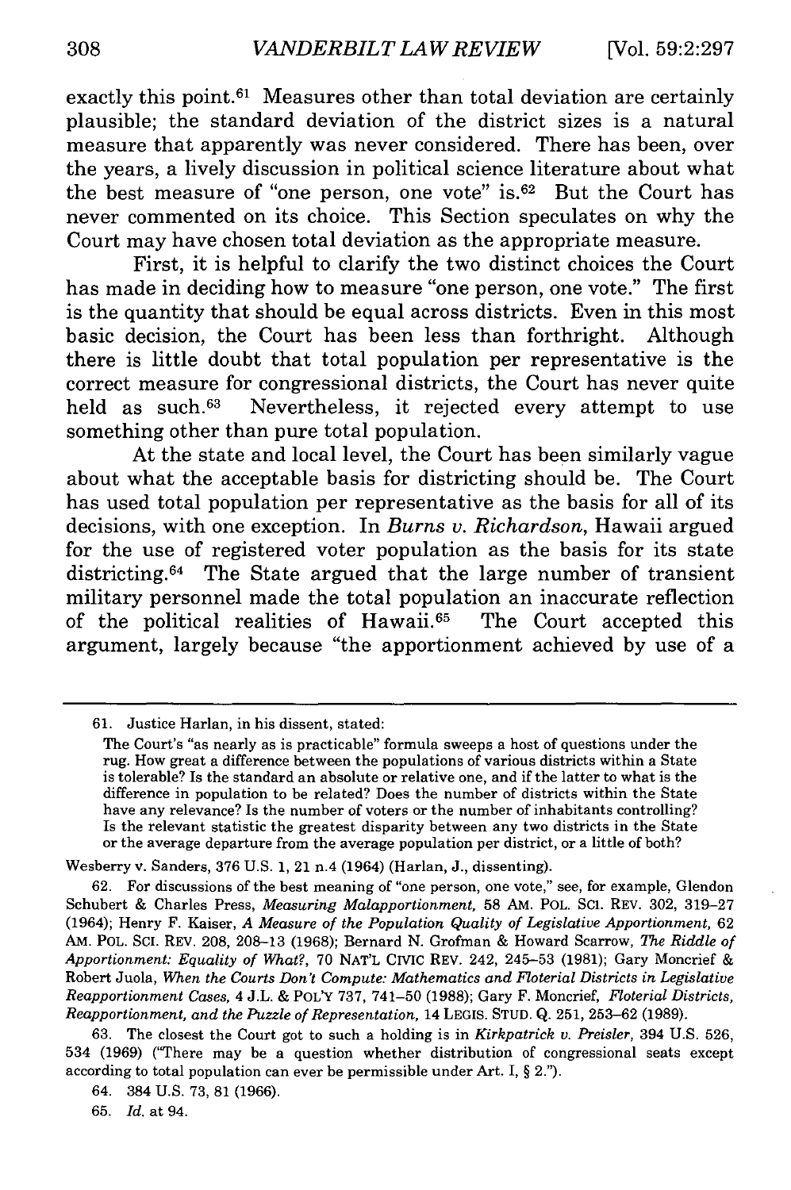exactly this point.[61] Measures other than total deviation are certainly plausible; the standard deviation of the district sizes is a natural measure that apparently was never considered. There has been, over the years, a lively discussion in political science literature about what the best measure of "one person, one vote" is.[62] But the Court has never commented on its choice. This Section speculates on why the Court may have chosen total deviation as the appropriate measure.

First, it is helpful to clarify the two distinct choices the Court has made in deciding how to measure "one person, one vote." The first is the quantity that should be equal across districts. Even in this most basic decision, the Court has been less than forthright. Although there is little doubt that total population per representative is the correct measure for congressional districts, the Court has never quite held as such.[63] Nevertheless, it rejected every attempt to use something other than pure total population.

At the state and local level, the Court has been similarly vague about what the acceptable basis for districting should be. The Court has used total population per representative as the basis for all of its decisions, with one exception. In *Burns v. Richardson*, Hawaii argued for the use of registered voter population as the basis for its state districting.[64] The State argued that the large number of transient military personnel made the total population an inaccurate reflection of the political realities of Hawaii.[65] The Court accepted this argument, largely because "the apportionment achieved by use of a

---

61. Justice Harlan, in his dissent, stated:

> The Court's "as nearly as is practicable" formula sweeps a host of questions under the rug. How great a difference between the populations of various districts within a State is tolerable? Is the standard an absolute or relative one, and if the latter to what is the difference in population to be related? Does the number of districts within the State have any relevance? Is the number of voters or the number of inhabitants controlling? Is the relevant statistic the greatest disparity between any two districts in the State or the average departure from the average population per district, or a little of both?

Wesberry v. Sanders, 376 U.S. 1, 21 n.4 (1964) (Harlan, J., dissenting).

62. For discussions of the best meaning of "one person, one vote," see, for example, Glendon Schubert & Charles Press, *Measuring Malapportionment*, 58 AM. POL. SCI. REV. 302, 319–27 (1964); Henry F. Kaiser, *A Measure of the Population Quality of Legislative Apportionment*, 62 AM. POL. SCI. REV. 208, 208–13 (1968); Bernard N. Grofman & Howard Scarrow, *The Riddle of Apportionment: Equality of What?*, 70 NAT'L CIVIC REV. 242, 245–53 (1981); Gary Moncrief & Robert Juola, *When the Courts Don't Compute: Mathematics and Floterial Districts in Legislative Reapportionment Cases*, 4 J.L. & POL'Y 737, 741–50 (1988); Gary F. Moncrief, *Floterial Districts, Reapportionment, and the Puzzle of Representation*, 14 LEGIS. STUD. Q. 251, 253–62 (1989).

63. The closest the Court got to such a holding is in *Kirkpatrick v. Preisler*, 394 U.S. 526, 534 (1969) ("There may be a question whether distribution of congressional seats except according to total population can ever be permissible under Art. I, § 2.").

64. 384 U.S. 73, 81 (1966).

65. *Id.* at 94.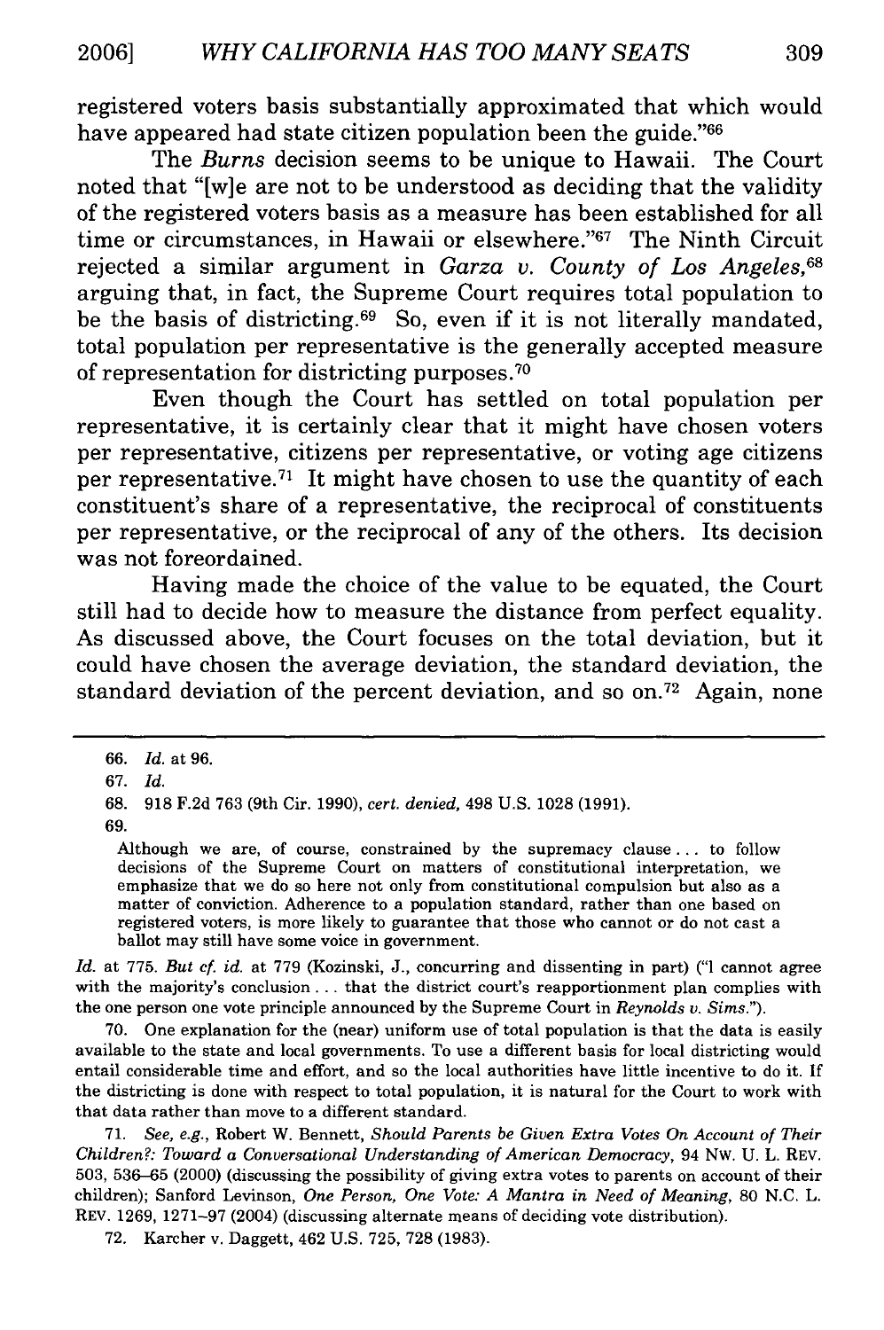registered voters basis substantially approximated that which would have appeared had state citizen population been the guide."[66]

The *Burns* decision seems to be unique to Hawaii. The Court noted that "[w]e are not to be understood as deciding that the validity of the registered voters basis as a measure has been established for all time or circumstances, in Hawaii or elsewhere."[67] The Ninth Circuit rejected a similar argument in *Garza v. County of Los Angeles*,[68] arguing that, in fact, the Supreme Court requires total population to be the basis of districting.[69] So, even if it is not literally mandated, total population per representative is the generally accepted measure of representation for districting purposes.[70]

Even though the Court has settled on total population per representative, it is certainly clear that it might have chosen voters per representative, citizens per representative, or voting age citizens per representative.[71] It might have chosen to use the quantity of each constituent's share of a representative, the reciprocal of constituents per representative, or the reciprocal of any of the others. Its decision was not foreordained.

Having made the choice of the value to be equated, the Court still had to decide how to measure the distance from perfect equality. As discussed above, the Court focuses on the total deviation, but it could have chosen the average deviation, the standard deviation, the standard deviation of the percent deviation, and so on.[72] Again, none

---

66. *Id.* at 96.

67. *Id.*

68. 918 F.2d 763 (9th Cir. 1990), *cert. denied*, 498 U.S. 1028 (1991).

69.

> Although we are, of course, constrained by the supremacy clause . . . to follow decisions of the Supreme Court on matters of constitutional interpretation, we emphasize that we do so here not only from constitutional compulsion but also as a matter of conviction. Adherence to a population standard, rather than one based on registered voters, is more likely to guarantee that those who cannot or do not cast a ballot may still have some voice in government.

*Id.* at 775. *But cf. id.* at 779 (Kozinski, J., concurring and dissenting in part) ("I cannot agree with the majority's conclusion . . . that the district court's reapportionment plan complies with the one person one vote principle announced by the Supreme Court in *Reynolds v. Sims*.").

70. One explanation for the (near) uniform use of total population is that the data is easily available to the state and local governments. To use a different basis for local districting would entail considerable time and effort, and so the local authorities have little incentive to do it. If the districting is done with respect to total population, it is natural for the Court to work with that data rather than move to a different standard.

71. *See, e.g.*, Robert W. Bennett, *Should Parents be Given Extra Votes On Account of Their Children?: Toward a Conversational Understanding of American Democracy*, 94 NW. U. L. REV. 503, 536–65 (2000) (discussing the possibility of giving extra votes to parents on account of their children); Sanford Levinson, *One Person, One Vote: A Mantra in Need of Meaning*, 80 N.C. L. REV. 1269, 1271–97 (2004) (discussing alternate means of deciding vote distribution).

72. Karcher v. Daggett, 462 U.S. 725, 728 (1983).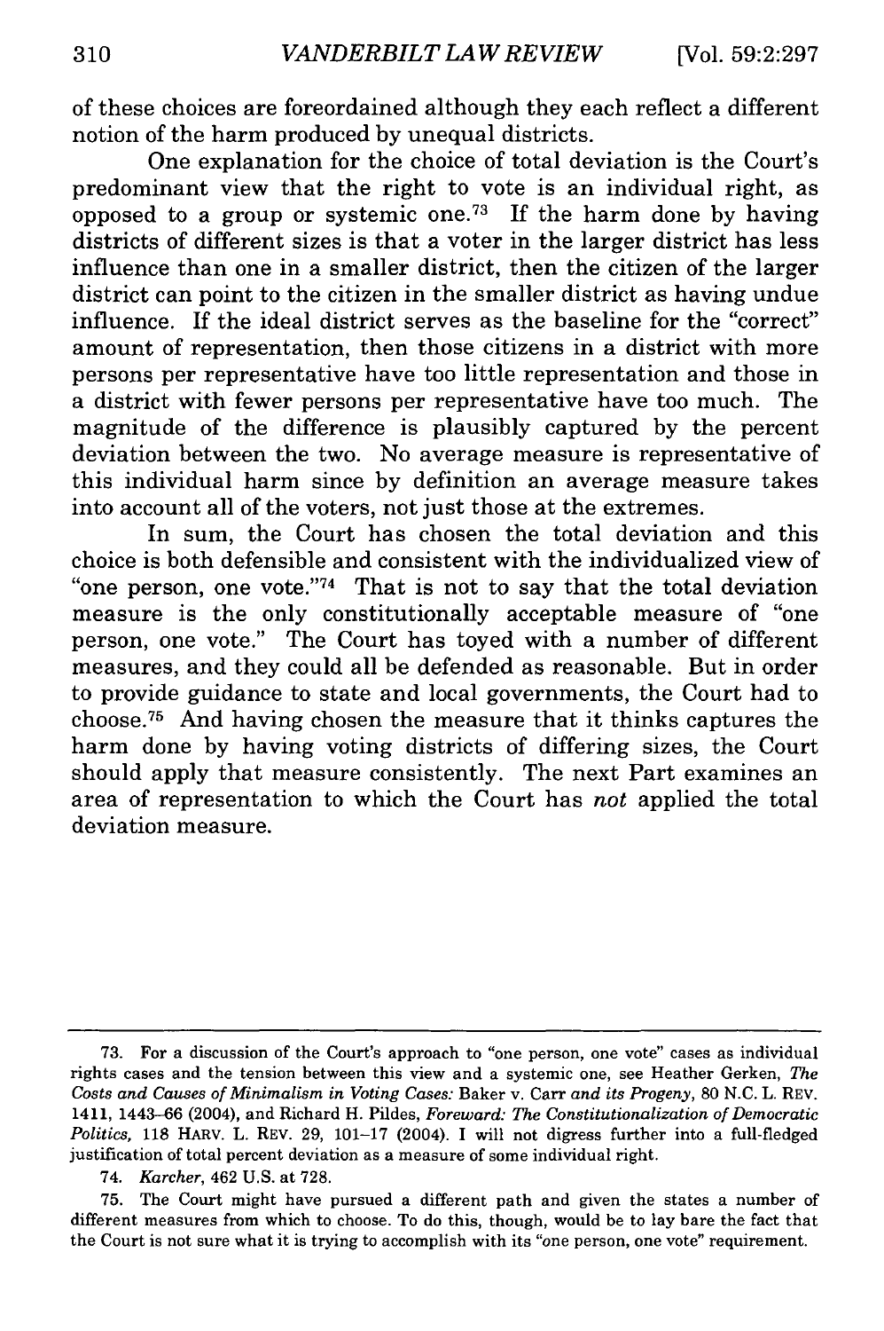of these choices are foreordained although they each reflect a different notion of the harm produced by unequal districts.

One explanation for the choice of total deviation is the Court's predominant view that the right to vote is an individual right, as opposed to a group or systemic one.[73] If the harm done by having districts of different sizes is that a voter in the larger district has less influence than one in a smaller district, then the citizen of the larger district can point to the citizen in the smaller district as having undue influence. If the ideal district serves as the baseline for the "correct" amount of representation, then those citizens in a district with more persons per representative have too little representation and those in a district with fewer persons per representative have too much. The magnitude of the difference is plausibly captured by the percent deviation between the two. No average measure is representative of this individual harm since by definition an average measure takes into account all of the voters, not just those at the extremes.

In sum, the Court has chosen the total deviation and this choice is both defensible and consistent with the individualized view of "one person, one vote."[74] That is not to say that the total deviation measure is the only constitutionally acceptable measure of "one person, one vote." The Court has toyed with a number of different measures, and they could all be defended as reasonable. But in order to provide guidance to state and local governments, the Court had to choose.[75] And having chosen the measure that it thinks captures the harm done by having voting districts of differing sizes, the Court should apply that measure consistently. The next Part examines an area of representation to which the Court has *not* applied the total deviation measure.

---

73. For a discussion of the Court's approach to "one person, one vote" cases as individual rights cases and the tension between this view and a systemic one, see Heather Gerken, *The Costs and Causes of Minimalism in Voting Cases:* Baker v. Carr *and its Progeny*, 80 N.C. L. REV. 1411, 1443–66 (2004), and Richard H. Pildes, *Foreward: The Constitutionalization of Democratic Politics*, 118 HARV. L. REV. 29, 101–17 (2004). I will not digress further into a full-fledged justification of total percent deviation as a measure of some individual right.

74. *Karcher*, 462 U.S. at 728.

75. The Court might have pursued a different path and given the states a number of different measures from which to choose. To do this, though, would be to lay bare the fact that the Court is not sure what it is trying to accomplish with its "one person, one vote" requirement.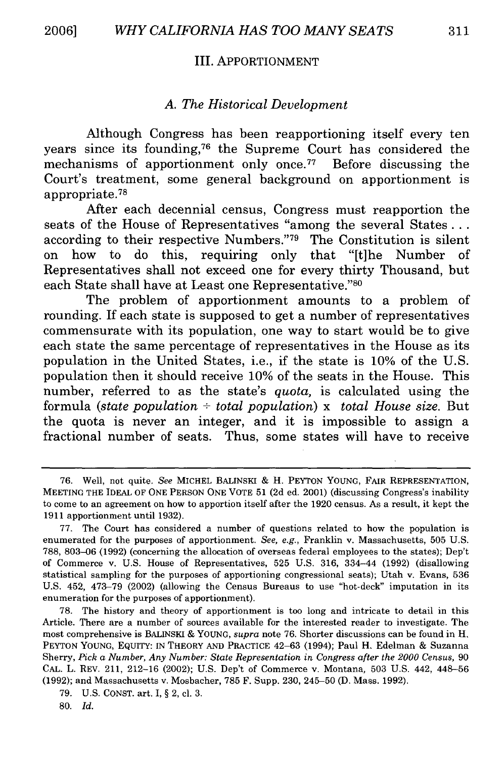## III. APPORTIONMENT

### *A. The Historical Development*

Although Congress has been reapportioning itself every ten years since its founding,[76] the Supreme Court has considered the mechanisms of apportionment only once.[77] Before discussing the Court's treatment, some general background on apportionment is appropriate.[78]

After each decennial census, Congress must reapportion the seats of the House of Representatives "among the several States . . . according to their respective Numbers."[79] The Constitution is silent on how to do this, requiring only that "[t]he Number of Representatives shall not exceed one for every thirty Thousand, but each State shall have at Least one Representative."[80]

The problem of apportionment amounts to a problem of rounding. If each state is supposed to get a number of representatives commensurate with its population, one way to start would be to give each state the same percentage of representatives in the House as its population in the United States, i.e., if the state is 10% of the U.S. population then it should receive 10% of the seats in the House. This number, referred to as the state's *quota,* is calculated using the formula (*state population* ÷ *total population*) x *total House size.* But the quota is never an integer, and it is impossible to assign a fractional number of seats. Thus, some states will have to receive

---

76. Well, not quite. *See* MICHEL BALINSKI & H. PEYTON YOUNG, FAIR REPRESENTATION, MEETING THE IDEAL OF ONE PERSON ONE VOTE 51 (2d ed. 2001) (discussing Congress's inability to come to an agreement on how to apportion itself after the 1920 census. As a result, it kept the 1911 apportionment until 1932).

77. The Court has considered a number of questions related to how the population is enumerated for the purposes of apportionment. *See, e.g.*, Franklin v. Massachusetts, 505 U.S. 788, 803–06 (1992) (concerning the allocation of overseas federal employees to the states); Dep't of Commerce v. U.S. House of Representatives, 525 U.S. 316, 334–44 (1992) (disallowing statistical sampling for the purposes of apportioning congressional seats); Utah v. Evans, 536 U.S. 452, 473–79 (2002) (allowing the Census Bureaus to use "hot-deck" imputation in its enumeration for the purposes of apportionment).

78. The history and theory of apportionment is too long and intricate to detail in this Article. There are a number of sources available for the interested reader to investigate. The most comprehensive is BALINSKI & YOUNG, *supra* note 76. Shorter discussions can be found in H. PEYTON YOUNG, EQUITY: IN THEORY AND PRACTICE 42–63 (1994); Paul H. Edelman & Suzanna Sherry, *Pick a Number, Any Number: State Representation in Congress after the 2000 Census,* 90 CAL. L. REV. 211, 212–16 (2002); U.S. Dep't of Commerce v. Montana, 503 U.S. 442, 448–56 (1992); and Massachusetts v. Mosbacher, 785 F. Supp. 230, 245–50 (D. Mass. 1992).

79. U.S. CONST. art. I, § 2, cl. 3.

80. *Id.*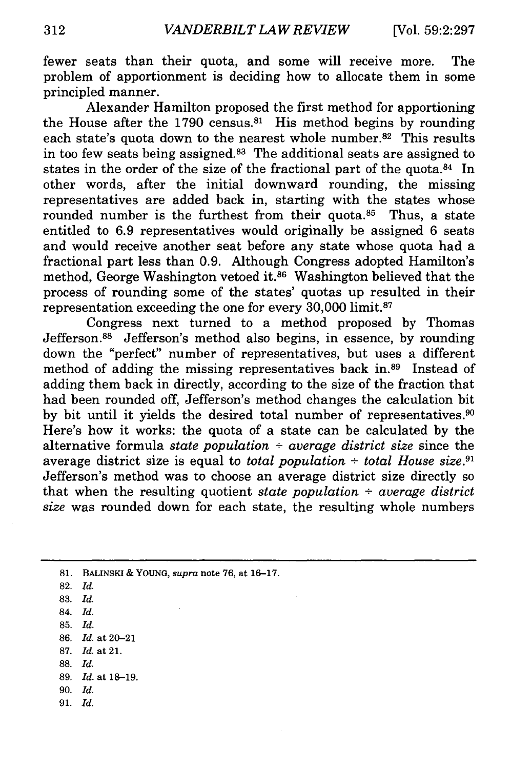fewer seats than their quota, and some will receive more. The problem of apportionment is deciding how to allocate them in some principled manner.

Alexander Hamilton proposed the first method for apportioning the House after the 1790 census.[81] His method begins by rounding each state's quota down to the nearest whole number.[82] This results in too few seats being assigned.[83] The additional seats are assigned to states in the order of the size of the fractional part of the quota.[84] In other words, after the initial downward rounding, the missing representatives are added back in, starting with the states whose rounded number is the furthest from their quota.[85] Thus, a state entitled to 6.9 representatives would originally be assigned 6 seats and would receive another seat before any state whose quota had a fractional part less than 0.9. Although Congress adopted Hamilton's method, George Washington vetoed it.[86] Washington believed that the process of rounding some of the states' quotas up resulted in their representation exceeding the one for every 30,000 limit.[87]

Congress next turned to a method proposed by Thomas Jefferson.[88] Jefferson's method also begins, in essence, by rounding down the "perfect" number of representatives, but uses a different method of adding the missing representatives back in.[89] Instead of adding them back in directly, according to the size of the fraction that had been rounded off, Jefferson's method changes the calculation bit by bit until it yields the desired total number of representatives.[90] Here's how it works: the quota of a state can be calculated by the alternative formula *state population ÷ average district size* since the average district size is equal to *total population ÷ total House size*.[91] Jefferson's method was to choose an average district size directly so that when the resulting quotient *state population ÷ average district size* was rounded down for each state, the resulting whole numbers

---

81. BALINSKI & YOUNG, *supra* note 76, at 16–17.
82. *Id.*
83. *Id.*
84. *Id.*
85. *Id.*
86. *Id.* at 20–21
87. *Id.* at 21.
88. *Id.*
89. *Id.* at 18–19.
90. *Id.*
91. *Id.*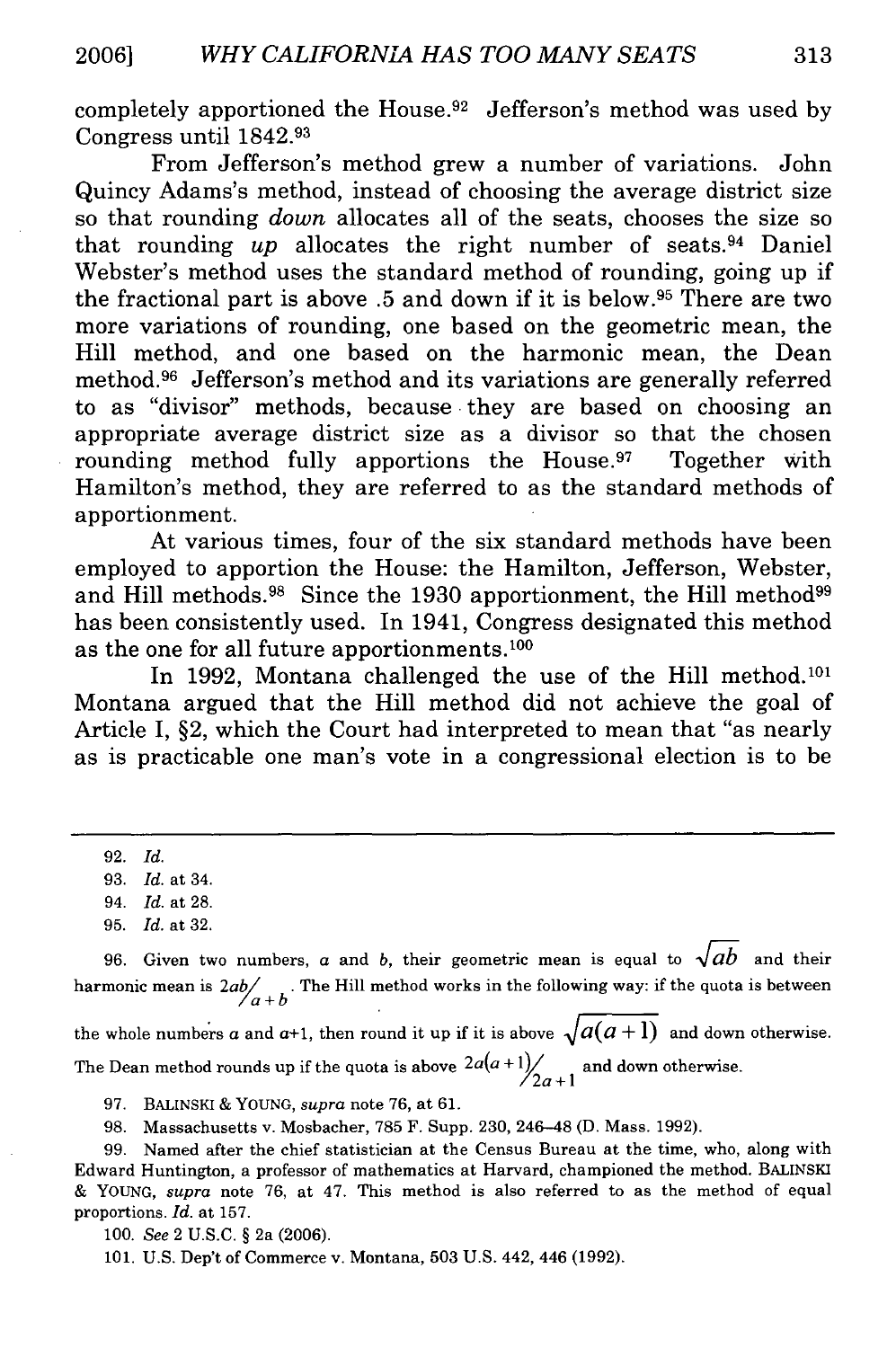completely apportioned the House.[92] Jefferson's method was used by Congress until 1842.[93]

From Jefferson's method grew a number of variations. John Quincy Adams's method, instead of choosing the average district size so that rounding *down* allocates all of the seats, chooses the size so that rounding *up* allocates the right number of seats.[94] Daniel Webster's method uses the standard method of rounding, going up if the fractional part is above .5 and down if it is below.[95] There are two more variations of rounding, one based on the geometric mean, the Hill method, and one based on the harmonic mean, the Dean method.[96] Jefferson's method and its variations are generally referred to as "divisor" methods, because they are based on choosing an appropriate average district size as a divisor so that the chosen rounding method fully apportions the House.[97] Together with Hamilton's method, they are referred to as the standard methods of apportionment.

At various times, four of the six standard methods have been employed to apportion the House: the Hamilton, Jefferson, Webster, and Hill methods.[98] Since the 1930 apportionment, the Hill method[99] has been consistently used. In 1941, Congress designated this method as the one for all future apportionments.[100]

In 1992, Montana challenged the use of the Hill method.[101] Montana argued that the Hill method did not achieve the goal of Article I, §2, which the Court had interpreted to mean that "as nearly as is practicable one man's vote in a congressional election is to be

---

92. *Id.*

93. *Id.* at 34.

94. *Id.* at 28.

95. *Id.* at 32.

96. Given two numbers, $a$ and $b$, their geometric mean is equal to $\sqrt{ab}$ and their harmonic mean is $2ab/_{a+b}$. The Hill method works in the following way: if the quota is between the whole numbers $a$ and $a$+1, then round it up if it is above $\sqrt{a(a+1)}$ and down otherwise. The Dean method rounds up if the quota is above $2a(a+1)/_{2a+1}$ and down otherwise.

97. BALINSKI & YOUNG, *supra* note 76, at 61.

98. Massachusetts v. Mosbacher, 785 F. Supp. 230, 246–48 (D. Mass. 1992).

99. Named after the chief statistician at the Census Bureau at the time, who, along with Edward Huntington, a professor of mathematics at Harvard, championed the method. BALINSKI & YOUNG, *supra* note 76, at 47. This method is also referred to as the method of equal proportions. *Id.* at 157.

100. *See* 2 U.S.C. § 2a (2006).

101. U.S. Dep't of Commerce v. Montana, 503 U.S. 442, 446 (1992).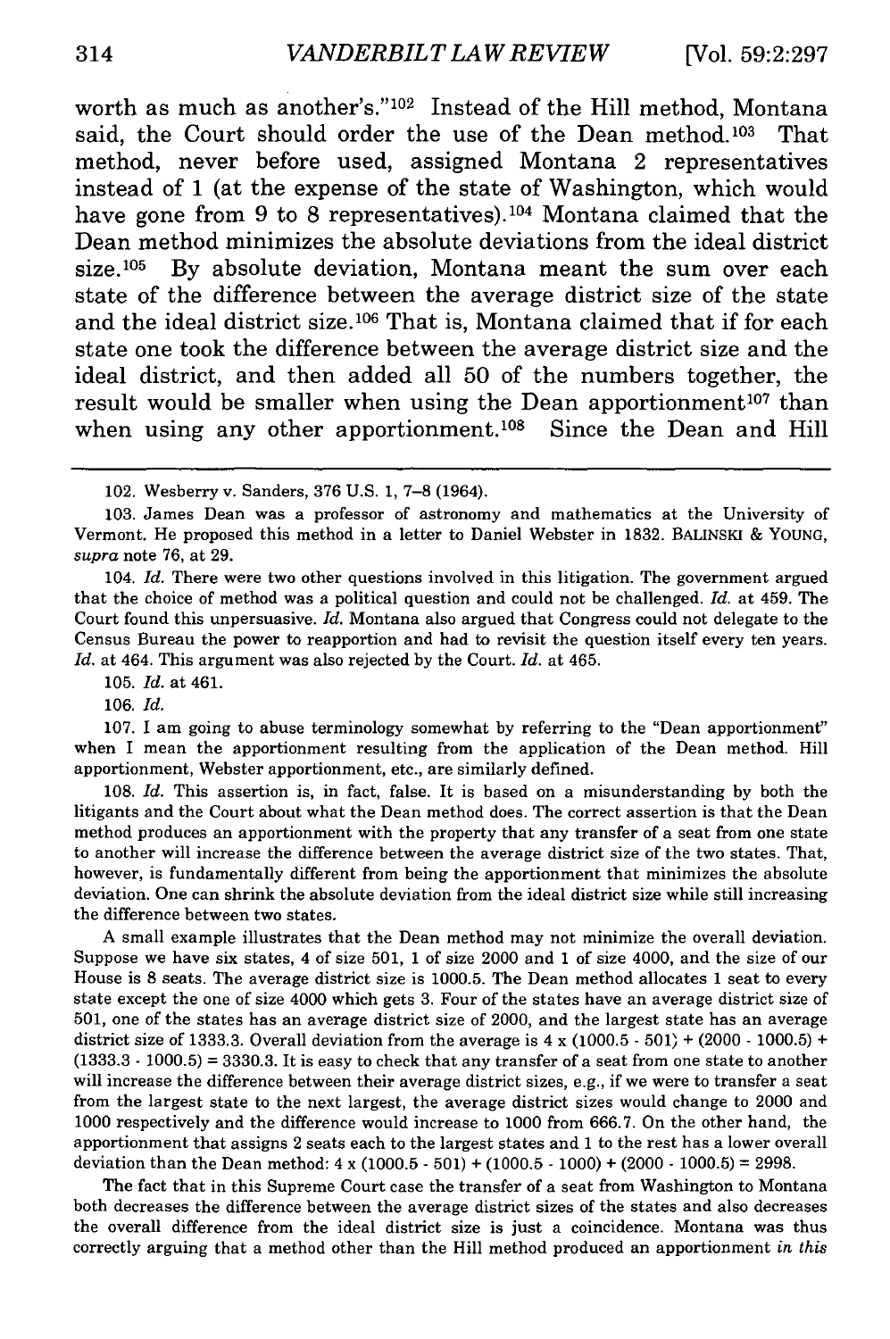worth as much as another's."[102] Instead of the Hill method, Montana said, the Court should order the use of the Dean method.[103] That method, never before used, assigned Montana 2 representatives instead of 1 (at the expense of the state of Washington, which would have gone from 9 to 8 representatives).[104] Montana claimed that the Dean method minimizes the absolute deviations from the ideal district size.[105] By absolute deviation, Montana meant the sum over each state of the difference between the average district size of the state and the ideal district size.[106] That is, Montana claimed that if for each state one took the difference between the average district size and the ideal district, and then added all 50 of the numbers together, the result would be smaller when using the Dean apportionment[107] than when using any other apportionment.[108] Since the Dean and Hill

---

102. Wesberry v. Sanders, 376 U.S. 1, 7–8 (1964).

103. James Dean was a professor of astronomy and mathematics at the University of Vermont. He proposed this method in a letter to Daniel Webster in 1832. BALINSKI & YOUNG, *supra* note 76, at 29.

104. *Id.* There were two other questions involved in this litigation. The government argued that the choice of method was a political question and could not be challenged. *Id.* at 459. The Court found this unpersuasive. *Id.* Montana also argued that Congress could not delegate to the Census Bureau the power to reapportion and had to revisit the question itself every ten years. *Id.* at 464. This argument was also rejected by the Court. *Id.* at 465.

105. *Id.* at 461.

106. *Id.*

107. I am going to abuse terminology somewhat by referring to the "Dean apportionment" when I mean the apportionment resulting from the application of the Dean method. Hill apportionment, Webster apportionment, etc., are similarly defined.

108. *Id.* This assertion is, in fact, false. It is based on a misunderstanding by both the litigants and the Court about what the Dean method does. The correct assertion is that the Dean method produces an apportionment with the property that any transfer of a seat from one state to another will increase the difference between the average district size of the two states. That, however, is fundamentally different from being the apportionment that minimizes the absolute deviation. One can shrink the absolute deviation from the ideal district size while still increasing the difference between two states.

A small example illustrates that the Dean method may not minimize the overall deviation. Suppose we have six states, 4 of size 501, 1 of size 2000 and 1 of size 4000, and the size of our House is 8 seats. The average district size is 1000.5. The Dean method allocates 1 seat to every state except the one of size 4000 which gets 3. Four of the states have an average district size of 501, one of the states has an average district size of 2000, and the largest state has an average district size of 1333.3. Overall deviation from the average is 4 x (1000.5 - 501) + (2000 - 1000.5) + (1333.3 - 1000.5) = 3330.3. It is easy to check that any transfer of a seat from one state to another will increase the difference between their average district sizes, e.g., if we were to transfer a seat from the largest state to the next largest, the average district sizes would change to 2000 and 1000 respectively and the difference would increase to 1000 from 666.7. On the other hand, the apportionment that assigns 2 seats each to the largest states and 1 to the rest has a lower overall deviation than the Dean method: 4 x (1000.5 - 501) + (1000.5 - 1000) + (2000 - 1000.5) = 2998.

The fact that in this Supreme Court case the transfer of a seat from Washington to Montana both decreases the difference between the average district sizes of the states and also decreases the overall difference from the ideal district size is just a coincidence. Montana was thus correctly arguing that a method other than the Hill method produced an apportionment *in this*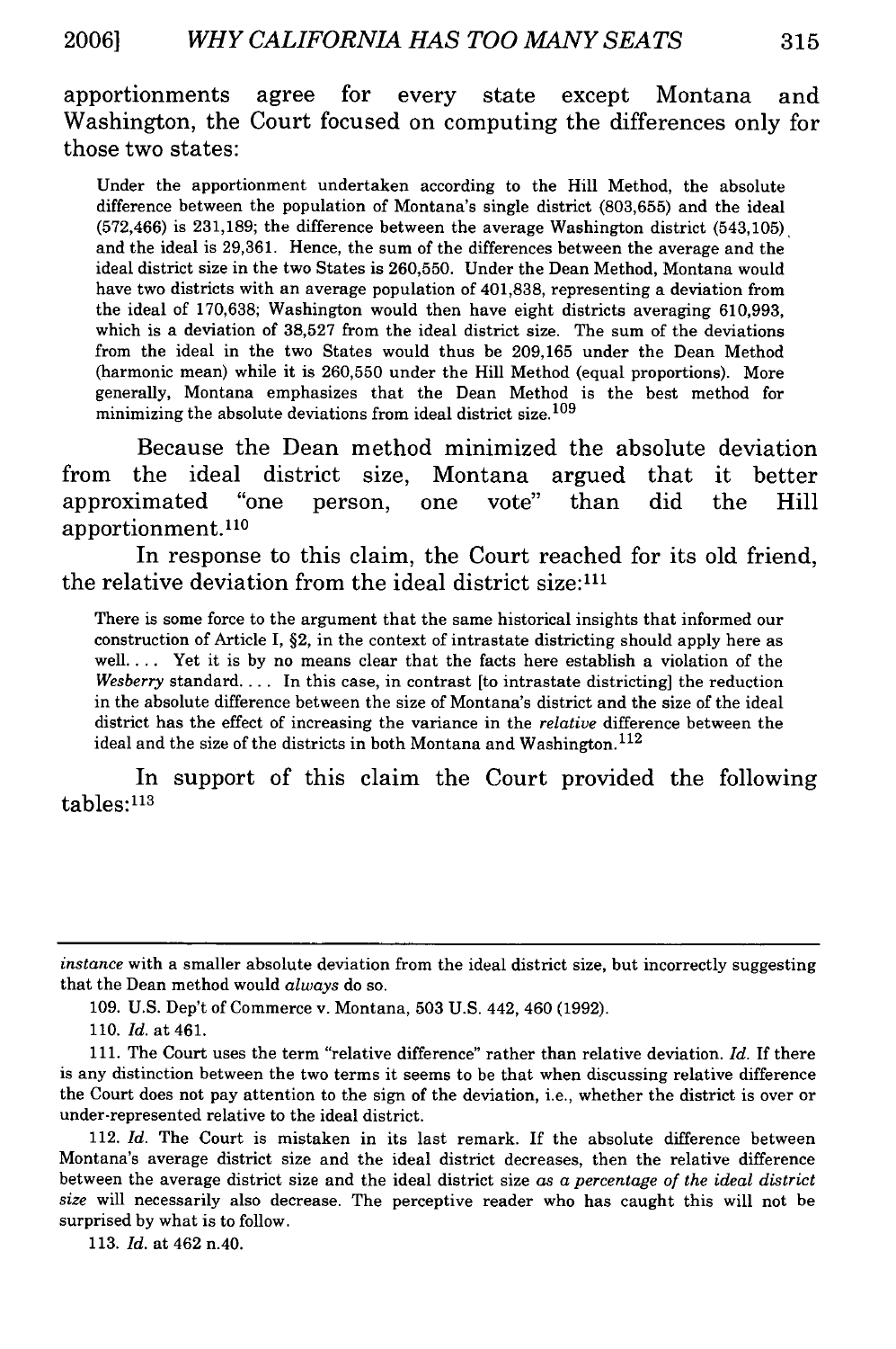apportionments agree for every state except Montana and Washington, the Court focused on computing the differences only for those two states:

> Under the apportionment undertaken according to the Hill Method, the absolute difference between the population of Montana's single district (803,655) and the ideal (572,466) is 231,189; the difference between the average Washington district (543,105) and the ideal is 29,361. Hence, the sum of the differences between the average and the ideal district size in the two States is 260,550. Under the Dean Method, Montana would have two districts with an average population of 401,838, representing a deviation from the ideal of 170,638; Washington would then have eight districts averaging 610,993, which is a deviation of 38,527 from the ideal district size. The sum of the deviations from the ideal in the two States would thus be 209,165 under the Dean Method (harmonic mean) while it is 260,550 under the Hill Method (equal proportions). More generally, Montana emphasizes that the Dean Method is the best method for minimizing the absolute deviations from ideal district size.[109]

Because the Dean method minimized the absolute deviation from the ideal district size, Montana argued that it better approximated "one person, one vote" than did the Hill apportionment.[110]

In response to this claim, the Court reached for its old friend, the relative deviation from the ideal district size:[111]

> There is some force to the argument that the same historical insights that informed our construction of Article I, §2, in the context of intrastate districting should apply here as well. . . . Yet it is by no means clear that the facts here establish a violation of the *Wesberry* standard. . . . In this case, in contrast [to intrastate districting] the reduction in the absolute difference between the size of Montana's district and the size of the ideal district has the effect of increasing the variance in the *relative* difference between the ideal and the size of the districts in both Montana and Washington.[112]

In support of this claim the Court provided the following tables:[113]

---

*instance* with a smaller absolute deviation from the ideal district size, but incorrectly suggesting that the Dean method would *always* do so.

109. U.S. Dep't of Commerce v. Montana, 503 U.S. 442, 460 (1992).

110. *Id.* at 461.

111. The Court uses the term "relative difference" rather than relative deviation. *Id.* If there is any distinction between the two terms it seems to be that when discussing relative difference the Court does not pay attention to the sign of the deviation, i.e., whether the district is over or under-represented relative to the ideal district.

112. *Id.* The Court is mistaken in its last remark. If the absolute difference between Montana's average district size and the ideal district decreases, then the relative difference between the average district size and the ideal district size *as a percentage of the ideal district size* will necessarily also decrease. The perceptive reader who has caught this will not be surprised by what is to follow.

113. *Id.* at 462 n.40.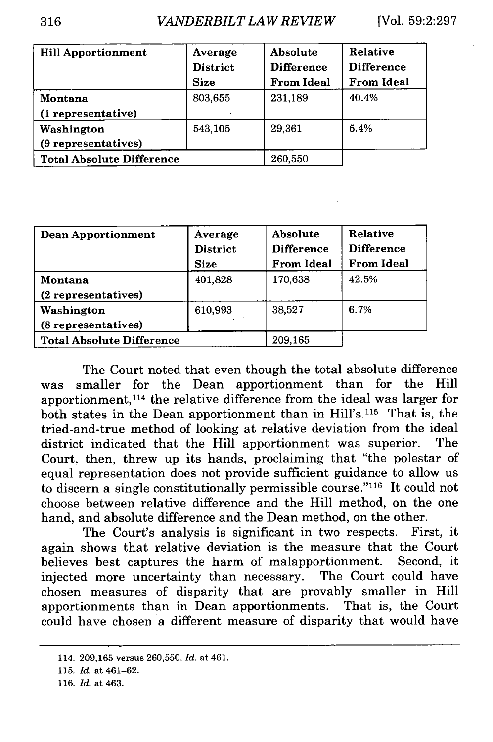| Hill Apportionment | Average District Size | Absolute Difference From Ideal | Relative Difference From Ideal |
|---|---|---|---|
| **Montana (1 representative)** | 803,655 | 231,189 | 40.4% |
| **Washington (9 representatives)** | 543,105 | 29,361 | 5.4% |
| **Total Absolute Difference** | | 260,550 | |

| Dean Apportionment | Average District Size | Absolute Difference From Ideal | Relative Difference From Ideal |
|---|---|---|---|
| **Montana (2 representatives)** | 401,828 | 170,638 | 42.5% |
| **Washington (8 representatives)** | 610,993 | 38,527 | 6.7% |
| **Total Absolute Difference** | | 209,165 | |

The Court noted that even though the total absolute difference was smaller for the Dean apportionment than for the Hill apportionment,[114] the relative difference from the ideal was larger for both states in the Dean apportionment than in Hill's.[115] That is, the tried-and-true method of looking at relative deviation from the ideal district indicated that the Hill apportionment was superior. The Court, then, threw up its hands, proclaiming that "the polestar of equal representation does not provide sufficient guidance to allow us to discern a single constitutionally permissible course."[116] It could not choose between relative difference and the Hill method, on the one hand, and absolute difference and the Dean method, on the other.

The Court's analysis is significant in two respects. First, it again shows that relative deviation is the measure that the Court believes best captures the harm of malapportionment. Second, it injected more uncertainty than necessary. The Court could have chosen measures of disparity that are provably smaller in Hill apportionments than in Dean apportionments. That is, the Court could have chosen a different measure of disparity that would have

114. 209,165 versus 260,550. *Id.* at 461.

115. *Id.* at 461–62.

116. *Id.* at 463.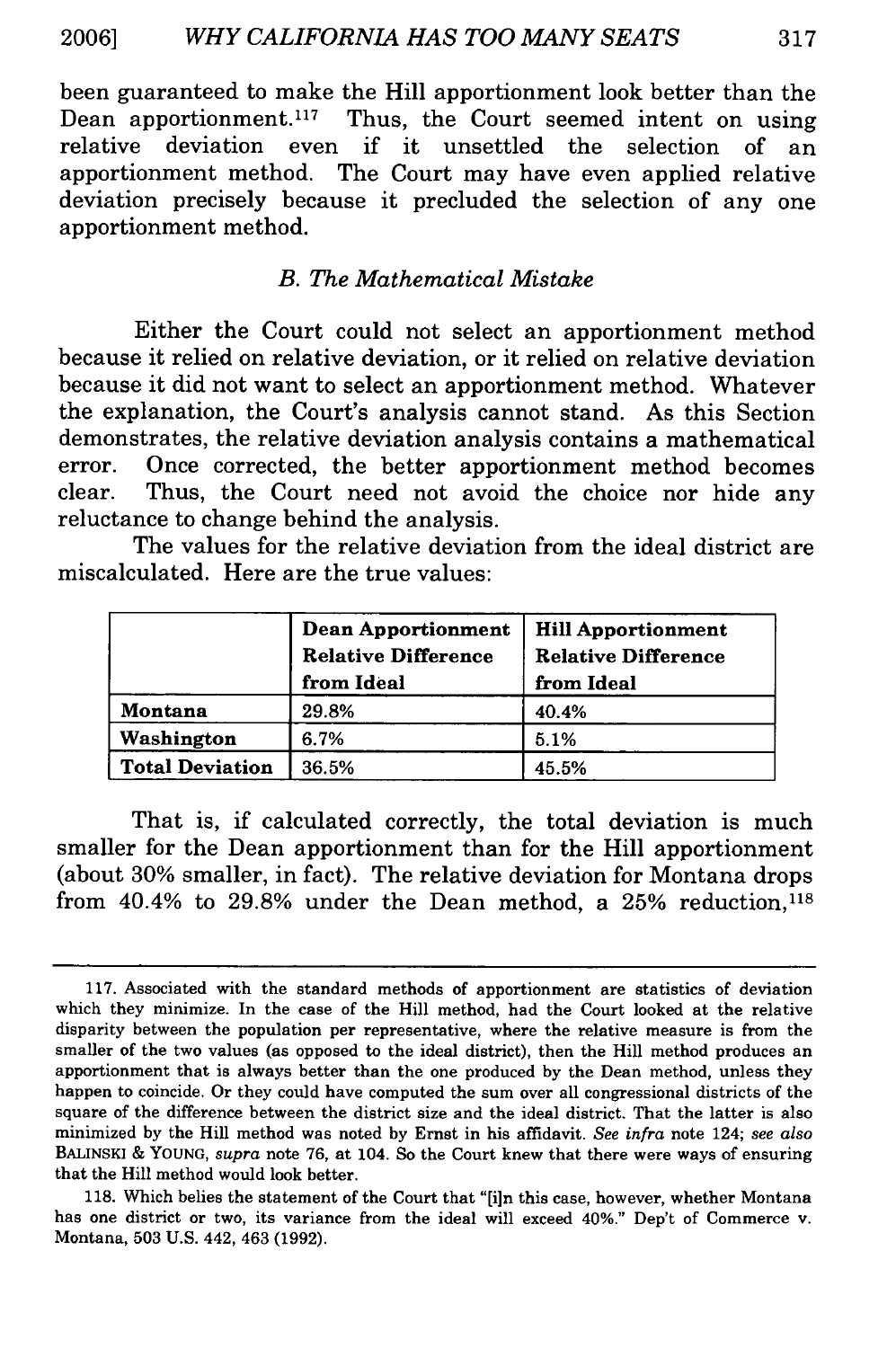been guaranteed to make the Hill apportionment look better than the Dean apportionment.[117] Thus, the Court seemed intent on using relative deviation even if it unsettled the selection of an apportionment method. The Court may have even applied relative deviation precisely because it precluded the selection of any one apportionment method.

### *B. The Mathematical Mistake*

Either the Court could not select an apportionment method because it relied on relative deviation, or it relied on relative deviation because it did not want to select an apportionment method. Whatever the explanation, the Court's analysis cannot stand. As this Section demonstrates, the relative deviation analysis contains a mathematical error. Once corrected, the better apportionment method becomes clear. Thus, the Court need not avoid the choice nor hide any reluctance to change behind the analysis.

The values for the relative deviation from the ideal district are miscalculated. Here are the true values:

| | **Dean Apportionment Relative Difference from Ideal** | **Hill Apportionment Relative Difference from Ideal** |
|---|---|---|
| **Montana** | 29.8% | 40.4% |
| **Washington** | 6.7% | 5.1% |
| **Total Deviation** | 36.5% | 45.5% |

That is, if calculated correctly, the total deviation is much smaller for the Dean apportionment than for the Hill apportionment (about 30% smaller, in fact). The relative deviation for Montana drops from 40.4% to 29.8% under the Dean method, a 25% reduction,[118]

---

117. Associated with the standard methods of apportionment are statistics of deviation which they minimize. In the case of the Hill method, had the Court looked at the relative disparity between the population per representative, where the relative measure is from the smaller of the two values (as opposed to the ideal district), then the Hill method produces an apportionment that is always better than the one produced by the Dean method, unless they happen to coincide. Or they could have computed the sum over all congressional districts of the square of the difference between the district size and the ideal district. That the latter is also minimized by the Hill method was noted by Ernst in his affidavit. *See infra* note 124; *see also* BALINSKI & YOUNG, *supra* note 76, at 104. So the Court knew that there were ways of ensuring that the Hill method would look better.

118. Which belies the statement of the Court that "[i]n this case, however, whether Montana has one district or two, its variance from the ideal will exceed 40%." Dep't of Commerce v. Montana, 503 U.S. 442, 463 (1992).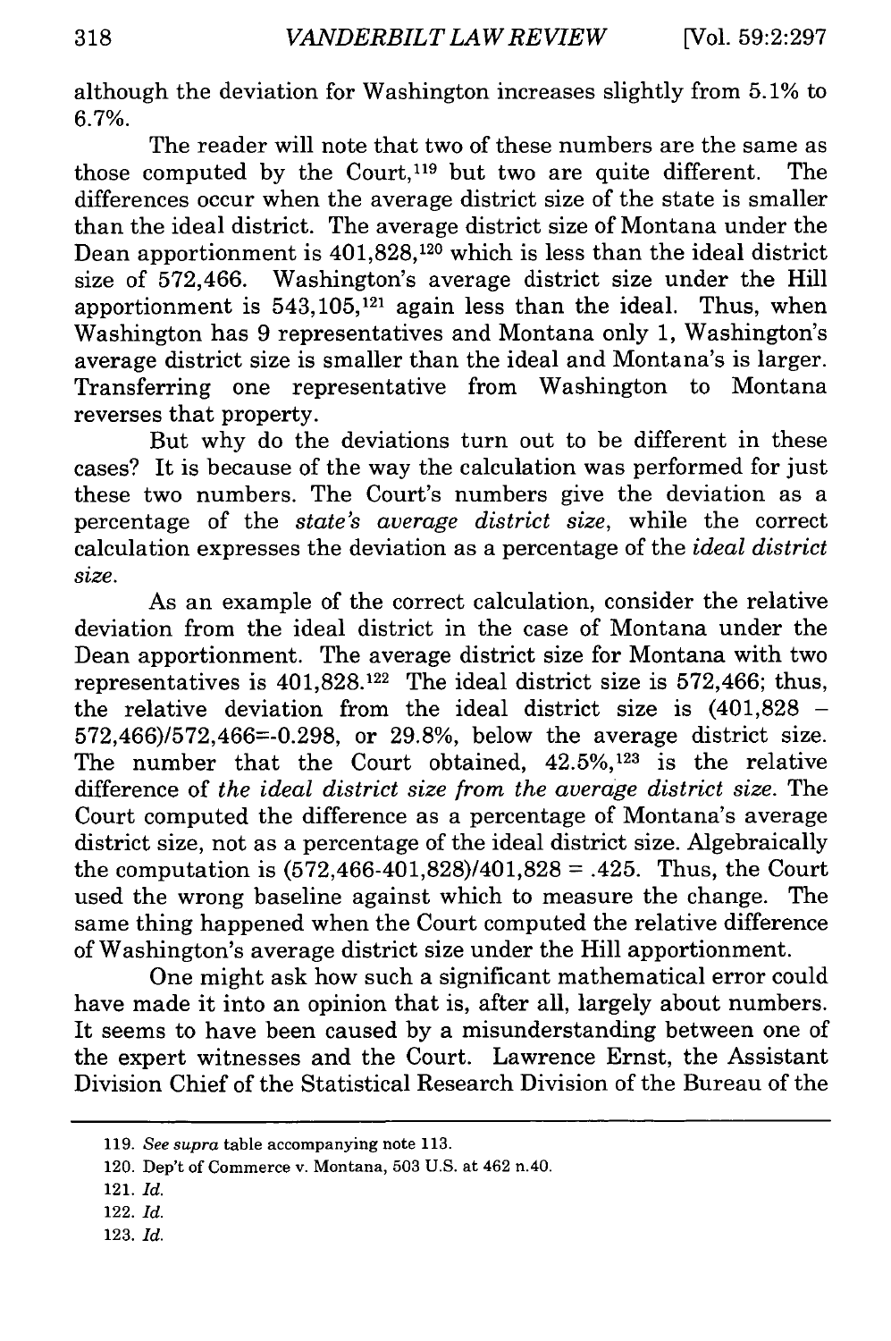although the deviation for Washington increases slightly from 5.1% to 6.7%.

The reader will note that two of these numbers are the same as those computed by the Court,[119] but two are quite different. The differences occur when the average district size of the state is smaller than the ideal district. The average district size of Montana under the Dean apportionment is 401,828,[120] which is less than the ideal district size of 572,466. Washington's average district size under the Hill apportionment is 543,105,[121] again less than the ideal. Thus, when Washington has 9 representatives and Montana only 1, Washington's average district size is smaller than the ideal and Montana's is larger. Transferring one representative from Washington to Montana reverses that property.

But why do the deviations turn out to be different in these cases? It is because of the way the calculation was performed for just these two numbers. The Court's numbers give the deviation as a percentage of the *state's average district size*, while the correct calculation expresses the deviation as a percentage of the *ideal district size*.

As an example of the correct calculation, consider the relative deviation from the ideal district in the case of Montana under the Dean apportionment. The average district size for Montana with two representatives is 401,828.[122] The ideal district size is 572,466; thus, the relative deviation from the ideal district size is (401,828 − 572,466)/572,466=-0.298, or 29.8%, below the average district size. The number that the Court obtained, 42.5%,[123] is the relative difference of *the ideal district size from the average district size*. The Court computed the difference as a percentage of Montana's average district size, not as a percentage of the ideal district size. Algebraically the computation is (572,466-401,828)/401,828 = .425. Thus, the Court used the wrong baseline against which to measure the change. The same thing happened when the Court computed the relative difference of Washington's average district size under the Hill apportionment.

One might ask how such a significant mathematical error could have made it into an opinion that is, after all, largely about numbers. It seems to have been caused by a misunderstanding between one of the expert witnesses and the Court. Lawrence Ernst, the Assistant Division Chief of the Statistical Research Division of the Bureau of the

---

119. *See supra* table accompanying note 113.

120. Dep't of Commerce v. Montana, 503 U.S. at 462 n.40.

121. *Id.*

122. *Id.*

123. *Id.*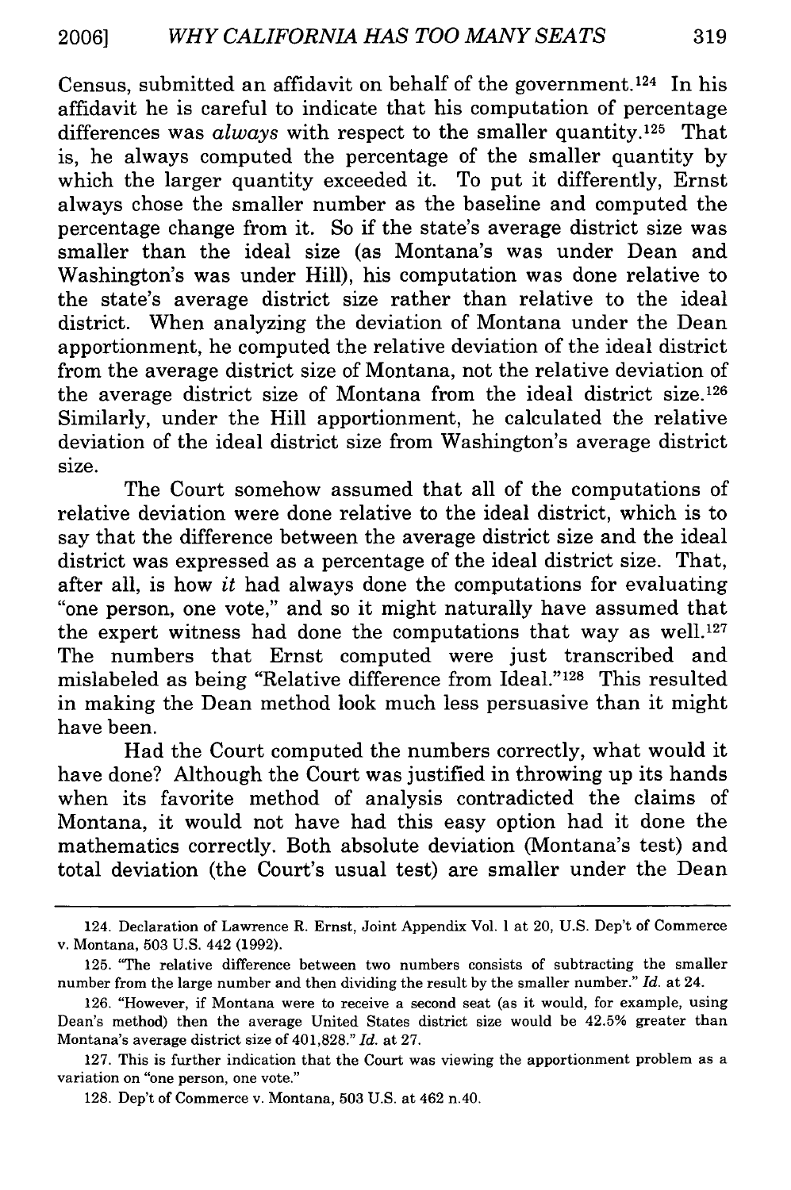Census, submitted an affidavit on behalf of the government.[124] In his affidavit he is careful to indicate that his computation of percentage differences was *always* with respect to the smaller quantity.[125] That is, he always computed the percentage of the smaller quantity by which the larger quantity exceeded it. To put it differently, Ernst always chose the smaller number as the baseline and computed the percentage change from it. So if the state's average district size was smaller than the ideal size (as Montana's was under Dean and Washington's was under Hill), his computation was done relative to the state's average district size rather than relative to the ideal district. When analyzing the deviation of Montana under the Dean apportionment, he computed the relative deviation of the ideal district from the average district size of Montana, not the relative deviation of the average district size of Montana from the ideal district size.[126] Similarly, under the Hill apportionment, he calculated the relative deviation of the ideal district size from Washington's average district size.

The Court somehow assumed that all of the computations of relative deviation were done relative to the ideal district, which is to say that the difference between the average district size and the ideal district was expressed as a percentage of the ideal district size. That, after all, is how *it* had always done the computations for evaluating "one person, one vote," and so it might naturally have assumed that the expert witness had done the computations that way as well.[127] The numbers that Ernst computed were just transcribed and mislabeled as being "Relative difference from Ideal."[128] This resulted in making the Dean method look much less persuasive than it might have been.

Had the Court computed the numbers correctly, what would it have done? Although the Court was justified in throwing up its hands when its favorite method of analysis contradicted the claims of Montana, it would not have had this easy option had it done the mathematics correctly. Both absolute deviation (Montana's test) and total deviation (the Court's usual test) are smaller under the Dean

---

124. Declaration of Lawrence R. Ernst, Joint Appendix Vol. 1 at 20, U.S. Dep't of Commerce v. Montana, 503 U.S. 442 (1992).

125. "The relative difference between two numbers consists of subtracting the smaller number from the large number and then dividing the result by the smaller number." *Id.* at 24.

126. "However, if Montana were to receive a second seat (as it would, for example, using Dean's method) then the average United States district size would be 42.5% greater than Montana's average district size of 401,828." *Id.* at 27.

127. This is further indication that the Court was viewing the apportionment problem as a variation on "one person, one vote."

128. Dep't of Commerce v. Montana, 503 U.S. at 462 n.40.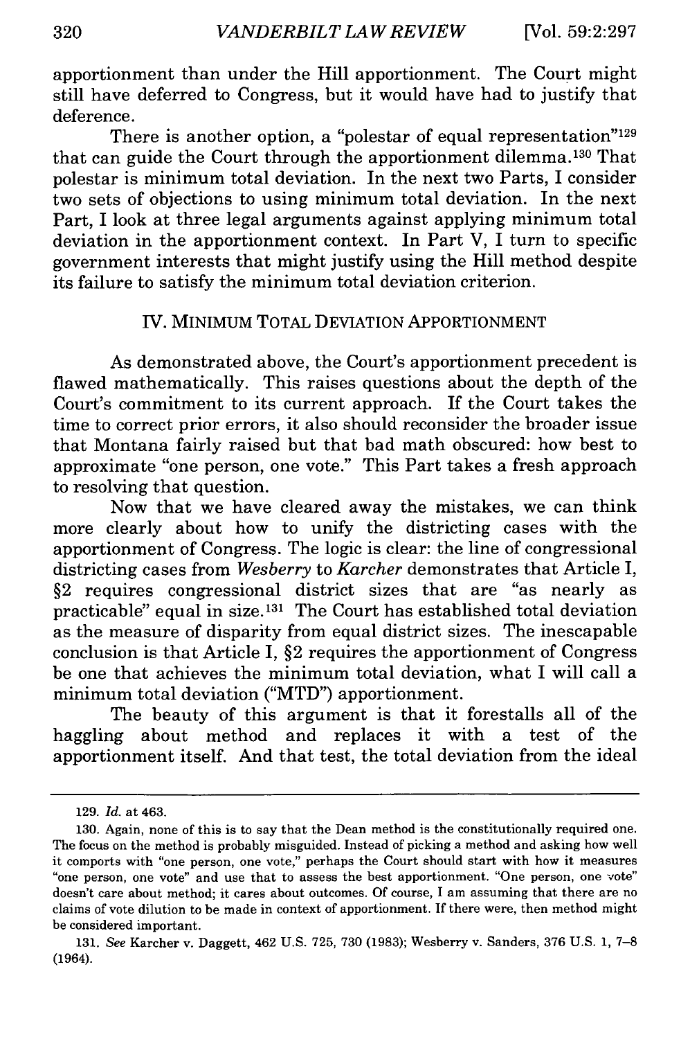apportionment than under the Hill apportionment. The Court might still have deferred to Congress, but it would have had to justify that deference.

There is another option, a "polestar of equal representation"[129] that can guide the Court through the apportionment dilemma.[130] That polestar is minimum total deviation. In the next two Parts, I consider two sets of objections to using minimum total deviation. In the next Part, I look at three legal arguments against applying minimum total deviation in the apportionment context. In Part V, I turn to specific government interests that might justify using the Hill method despite its failure to satisfy the minimum total deviation criterion.

## IV. MINIMUM TOTAL DEVIATION APPORTIONMENT

As demonstrated above, the Court's apportionment precedent is flawed mathematically. This raises questions about the depth of the Court's commitment to its current approach. If the Court takes the time to correct prior errors, it also should reconsider the broader issue that Montana fairly raised but that bad math obscured: how best to approximate "one person, one vote." This Part takes a fresh approach to resolving that question.

Now that we have cleared away the mistakes, we can think more clearly about how to unify the districting cases with the apportionment of Congress. The logic is clear: the line of congressional districting cases from *Wesberry* to *Karcher* demonstrates that Article I, §2 requires congressional district sizes that are "as nearly as practicable" equal in size.[131] The Court has established total deviation as the measure of disparity from equal district sizes. The inescapable conclusion is that Article I, §2 requires the apportionment of Congress be one that achieves the minimum total deviation, what I will call a minimum total deviation ("MTD") apportionment.

The beauty of this argument is that it forestalls all of the haggling about method and replaces it with a test of the apportionment itself. And that test, the total deviation from the ideal

---

129. *Id.* at 463.

130. Again, none of this is to say that the Dean method is the constitutionally required one. The focus on the method is probably misguided. Instead of picking a method and asking how well it comports with "one person, one vote," perhaps the Court should start with how it measures "one person, one vote" and use that to assess the best apportionment. "One person, one vote" doesn't care about method; it cares about outcomes. Of course, I am assuming that there are no claims of vote dilution to be made in context of apportionment. If there were, then method might be considered important.

131. *See* Karcher v. Daggett, 462 U.S. 725, 730 (1983); Wesberry v. Sanders, 376 U.S. 1, 7–8 (1964).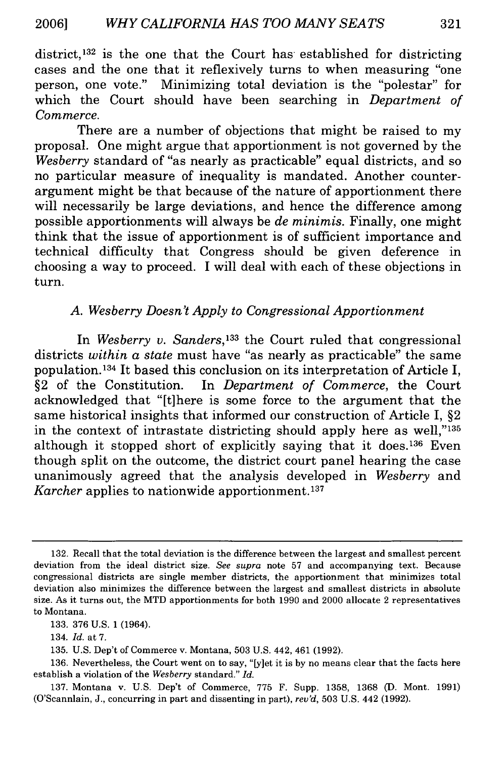district,[132] is the one that the Court has established for districting cases and the one that it reflexively turns to when measuring "one person, one vote." Minimizing total deviation is the "polestar" for which the Court should have been searching in *Department of Commerce*.

There are a number of objections that might be raised to my proposal. One might argue that apportionment is not governed by the *Wesberry* standard of "as nearly as practicable" equal districts, and so no particular measure of inequality is mandated. Another counter-argument might be that because of the nature of apportionment there will necessarily be large deviations, and hence the difference among possible apportionments will always be *de minimis*. Finally, one might think that the issue of apportionment is of sufficient importance and technical difficulty that Congress should be given deference in choosing a way to proceed. I will deal with each of these objections in turn.

### *A. Wesberry Doesn't Apply to Congressional Apportionment*

In *Wesberry v. Sanders*,[133] the Court ruled that congressional districts *within a state* must have "as nearly as practicable" the same population.[134] It based this conclusion on its interpretation of Article I, §2 of the Constitution. In *Department of Commerce*, the Court acknowledged that "[t]here is some force to the argument that the same historical insights that informed our construction of Article I, §2 in the context of intrastate districting should apply here as well,"[135] although it stopped short of explicitly saying that it does.[136] Even though split on the outcome, the district court panel hearing the case unanimously agreed that the analysis developed in *Wesberry* and *Karcher* applies to nationwide apportionment.[137]

---

132. Recall that the total deviation is the difference between the largest and smallest percent deviation from the ideal district size. *See supra* note 57 and accompanying text. Because congressional districts are single member districts, the apportionment that minimizes total deviation also minimizes the difference between the largest and smallest districts in absolute size. As it turns out, the MTD apportionments for both 1990 and 2000 allocate 2 representatives to Montana.

133. 376 U.S. 1 (1964).

134. *Id.* at 7.

135. U.S. Dep't of Commerce v. Montana, 503 U.S. 442, 461 (1992).

136. Nevertheless, the Court went on to say, "[y]et it is by no means clear that the facts here establish a violation of the *Wesberry* standard." *Id.*

137. Montana v. U.S. Dep't of Commerce, 775 F. Supp. 1358, 1368 (D. Mont. 1991) (O'Scannlain, J., concurring in part and dissenting in part), *rev'd*, 503 U.S. 442 (1992).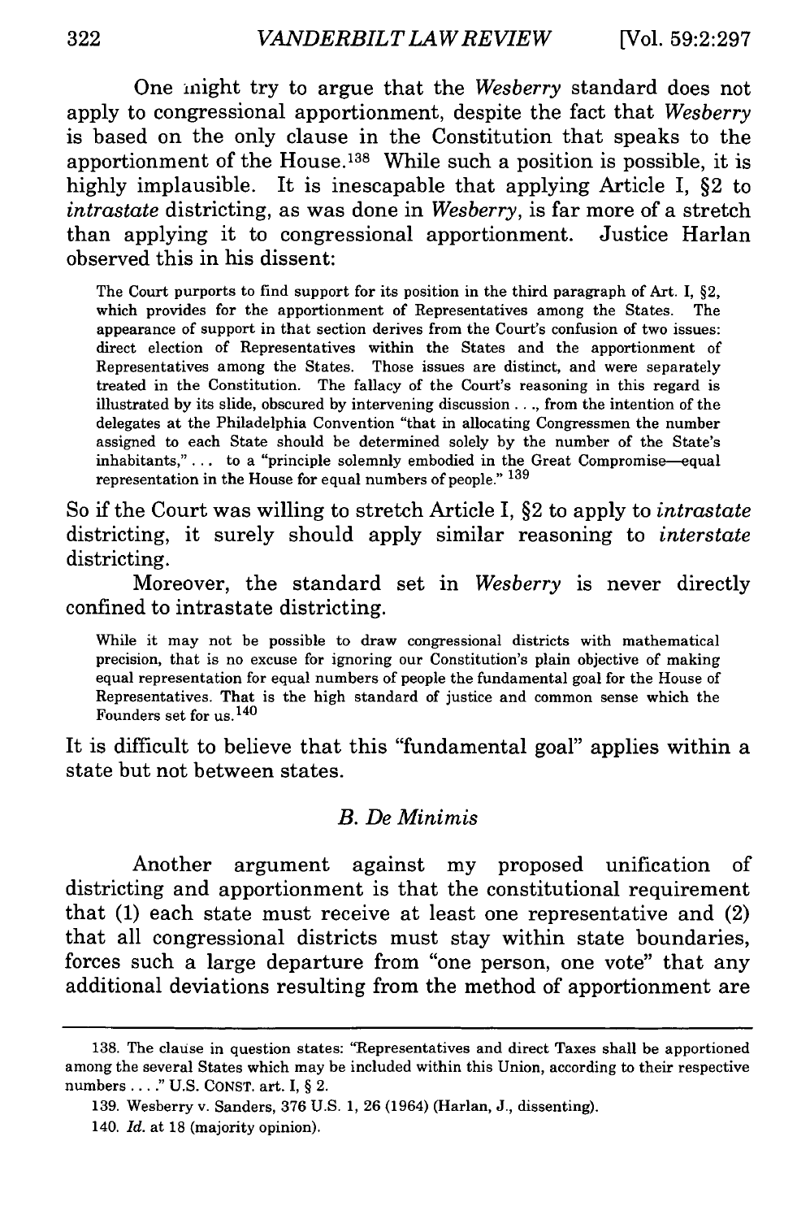One might try to argue that the *Wesberry* standard does not apply to congressional apportionment, despite the fact that *Wesberry* is based on the only clause in the Constitution that speaks to the apportionment of the House.[138] While such a position is possible, it is highly implausible. It is inescapable that applying Article I, §2 to *intrastate* districting, as was done in *Wesberry*, is far more of a stretch than applying it to congressional apportionment. Justice Harlan observed this in his dissent:

> The Court purports to find support for its position in the third paragraph of Art. I, §2, which provides for the apportionment of Representatives among the States. The appearance of support in that section derives from the Court's confusion of two issues: direct election of Representatives within the States and the apportionment of Representatives among the States. Those issues are distinct, and were separately treated in the Constitution. The fallacy of the Court's reasoning in this regard is illustrated by its slide, obscured by intervening discussion . . ., from the intention of the delegates at the Philadelphia Convention "that in allocating Congressmen the number assigned to each State should be determined solely by the number of the State's inhabitants," . . . to a "principle solemnly embodied in the Great Compromise—equal representation in the House for equal numbers of people."[139]

So if the Court was willing to stretch Article I, §2 to apply to *intrastate* districting, it surely should apply similar reasoning to *interstate* districting.

Moreover, the standard set in *Wesberry* is never directly confined to intrastate districting.

> While it may not be possible to draw congressional districts with mathematical precision, that is no excuse for ignoring our Constitution's plain objective of making equal representation for equal numbers of people the fundamental goal for the House of Representatives. That is the high standard of justice and common sense which the Founders set for us.[140]

It is difficult to believe that this "fundamental goal" applies within a state but not between states.

### *B. De Minimis*

Another argument against my proposed unification of districting and apportionment is that the constitutional requirement that (1) each state must receive at least one representative and (2) that all congressional districts must stay within state boundaries, forces such a large departure from "one person, one vote" that any additional deviations resulting from the method of apportionment are

---

138. The clause in question states: "Representatives and direct Taxes shall be apportioned among the several States which may be included within this Union, according to their respective numbers . . . ." U.S. CONST. art. I, § 2.

139. Wesberry v. Sanders, 376 U.S. 1, 26 (1964) (Harlan, J., dissenting).

140. *Id.* at 18 (majority opinion).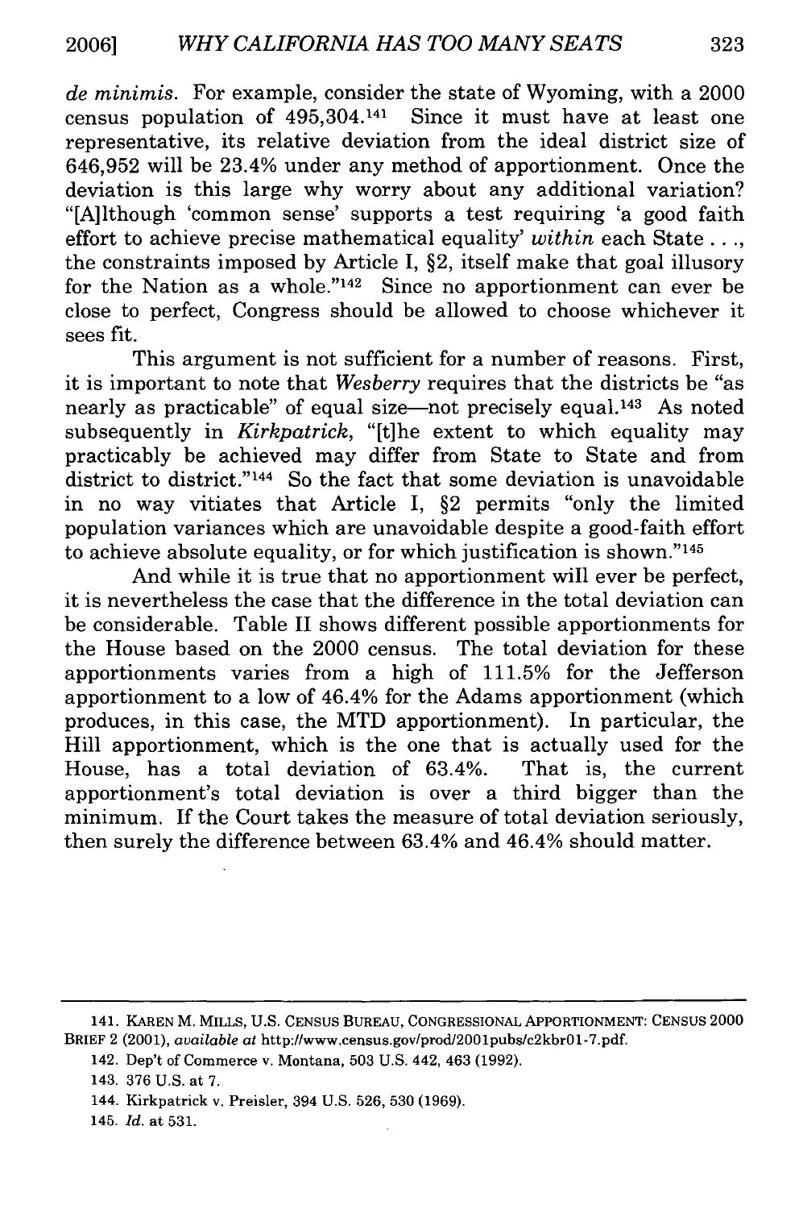*de minimis*. For example, consider the state of Wyoming, with a 2000 census population of 495,304.[141] Since it must have at least one representative, its relative deviation from the ideal district size of 646,952 will be 23.4% under any method of apportionment. Once the deviation is this large why worry about any additional variation? "[A]lthough 'common sense' supports a test requiring 'a good faith effort to achieve precise mathematical equality' *within* each State . . ., the constraints imposed by Article I, §2, itself make that goal illusory for the Nation as a whole."[142] Since no apportionment can ever be close to perfect, Congress should be allowed to choose whichever it sees fit.

This argument is not sufficient for a number of reasons. First, it is important to note that *Wesberry* requires that the districts be "as nearly as practicable" of equal size—not precisely equal.[143] As noted subsequently in *Kirkpatrick*, "[t]he extent to which equality may practicably be achieved may differ from State to State and from district to district."[144] So the fact that some deviation is unavoidable in no way vitiates that Article I, §2 permits "only the limited population variances which are unavoidable despite a good-faith effort to achieve absolute equality, or for which justification is shown."[145]

And while it is true that no apportionment will ever be perfect, it is nevertheless the case that the difference in the total deviation can be considerable. Table II shows different possible apportionments for the House based on the 2000 census. The total deviation for these apportionments varies from a high of 111.5% for the Jefferson apportionment to a low of 46.4% for the Adams apportionment (which produces, in this case, the MTD apportionment). In particular, the Hill apportionment, which is the one that is actually used for the House, has a total deviation of 63.4%. That is, the current apportionment's total deviation is over a third bigger than the minimum. If the Court takes the measure of total deviation seriously, then surely the difference between 63.4% and 46.4% should matter.

---

141. KAREN M. MILLS, U.S. CENSUS BUREAU, CONGRESSIONAL APPORTIONMENT: CENSUS 2000 BRIEF 2 (2001), *available at* http://www.census.gov/prod/2001pubs/c2kbr01-7.pdf.

142. Dep't of Commerce v. Montana, 503 U.S. 442, 463 (1992).

143. 376 U.S. at 7.

144. Kirkpatrick v. Preisler, 394 U.S. 526, 530 (1969).

145. *Id.* at 531.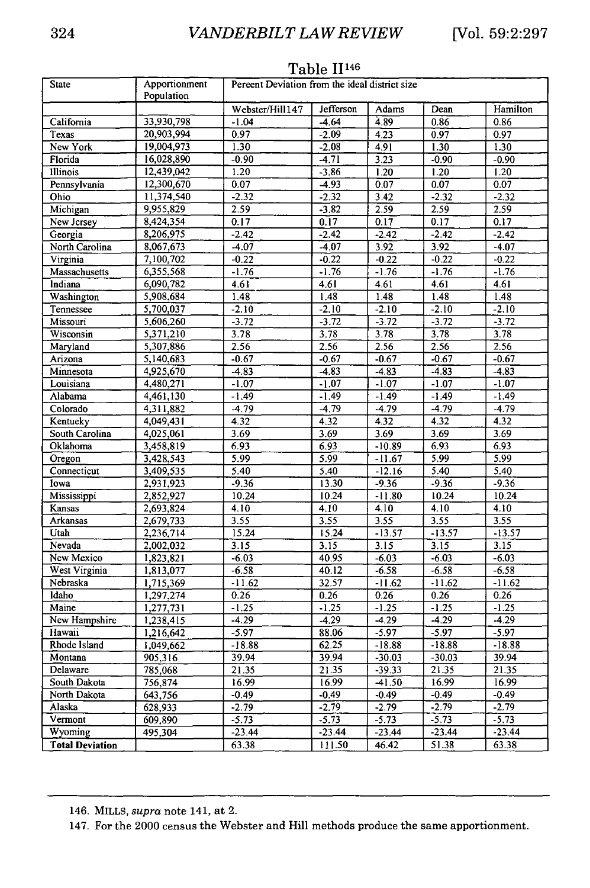Table II[146]

| State | Apportionment Population | Percent Deviation from the ideal district size | | | | |
|---|---|---|---|---|---|---|
| | | Webster/Hill[147] | Jefferson | Adams | Dean | Hamilton |
| California | 33,930,798 | -1.04 | -4.64 | 4.89 | 0.86 | 0.86 |
| Texas | 20,903,994 | 0.97 | -2.09 | 4.23 | 0.97 | 0.97 |
| New York | 19,004,973 | 1.30 | -2.08 | 4.91 | 1.30 | 1.30 |
| Florida | 16,028,890 | -0.90 | -4.71 | 3.23 | -0.90 | -0.90 |
| Illinois | 12,439,042 | 1.20 | -3.86 | 1.20 | 1.20 | 1.20 |
| Pennsylvania | 12,300,670 | 0.07 | -4.93 | 0.07 | 0.07 | 0.07 |
| Ohio | 11,374,540 | -2.32 | -2.32 | 3.42 | -2.32 | -2.32 |
| Michigan | 9,955,829 | 2.59 | -3.82 | 2.59 | 2.59 | 2.59 |
| New Jersey | 8,424,354 | 0.17 | 0.17 | 0.17 | 0.17 | 0.17 |
| Georgia | 8,206,975 | -2.42 | -2.42 | -2.42 | -2.42 | -2.42 |
| North Carolina | 8,067,673 | -4.07 | -4.07 | 3.92 | 3.92 | -4.07 |
| Virginia | 7,100,702 | -0.22 | -0.22 | -0.22 | -0.22 | -0.22 |
| Massachusetts | 6,355,568 | -1.76 | -1.76 | -1.76 | -1.76 | -1.76 |
| Indiana | 6,090,782 | 4.61 | 4.61 | 4.61 | 4.61 | 4.61 |
| Washington | 5,908,684 | 1.48 | 1.48 | 1.48 | 1.48 | 1.48 |
| Tennessee | 5,700,037 | -2.10 | -2.10 | -2.10 | -2.10 | -2.10 |
| Missouri | 5,606,260 | -3.72 | -3.72 | -3.72 | -3.72 | -3.72 |
| Wisconsin | 5,371,210 | 3.78 | 3.78 | 3.78 | 3.78 | 3.78 |
| Maryland | 5,307,886 | 2.56 | 2.56 | 2.56 | 2.56 | 2.56 |
| Arizona | 5,140,683 | -0.67 | -0.67 | -0.67 | -0.67 | -0.67 |
| Minnesota | 4,925,670 | -4.83 | -4.83 | -4.83 | -4.83 | -4.83 |
| Louisiana | 4,480,271 | -1.07 | -1.07 | -1.07 | -1.07 | -1.07 |
| Alabama | 4,461,130 | -1.49 | -1.49 | -1.49 | -1.49 | -1.49 |
| Colorado | 4,311,882 | -4.79 | -4.79 | -4.79 | -4.79 | -4.79 |
| Kentucky | 4,049,431 | 4.32 | 4.32 | 4.32 | 4.32 | 4.32 |
| South Carolina | 4,025,061 | 3.69 | 3.69 | 3.69 | 3.69 | 3.69 |
| Oklahoma | 3,458,819 | 6.93 | 6.93 | -10.89 | 6.93 | 6.93 |
| Oregon | 3,428,543 | 5.99 | 5.99 | -11.67 | 5.99 | 5.99 |
| Connecticut | 3,409,535 | 5.40 | 5.40 | -12.16 | 5.40 | 5.40 |
| Iowa | 2,931,923 | -9.36 | 13.30 | -9.36 | -9.36 | -9.36 |
| Mississippi | 2,852,927 | 10.24 | 10.24 | -11.80 | 10.24 | 10.24 |
| Kansas | 2,693,824 | 4.10 | 4.10 | 4.10 | 4.10 | 4.10 |
| Arkansas | 2,679,733 | 3.55 | 3.55 | 3.55 | 3.55 | 3.55 |
| Utah | 2,236,714 | 15.24 | 15.24 | -13.57 | -13.57 | -13.57 |
| Nevada | 2,002,032 | 3.15 | 3.15 | 3.15 | 3.15 | 3.15 |
| New Mexico | 1,823,821 | -6.03 | 40.95 | -6.03 | -6.03 | -6.03 |
| West Virginia | 1,813,077 | -6.58 | 40.12 | -6.58 | -6.58 | -6.58 |
| Nebraska | 1,715,369 | -11.62 | 32.57 | -11.62 | -11.62 | -11.62 |
| Idaho | 1,297,274 | 0.26 | 0.26 | 0.26 | 0.26 | 0.26 |
| Maine | 1,277,731 | -1.25 | -1.25 | -1.25 | -1.25 | -1.25 |
| New Hampshire | 1,238,415 | -4.29 | -4.29 | -4.29 | -4.29 | -4.29 |
| Hawaii | 1,216,642 | -5.97 | 88.06 | -5.97 | -5.97 | -5.97 |
| Rhode Island | 1,049,662 | -18.88 | 62.25 | -18.88 | -18.88 | -18.88 |
| Montana | 905,316 | 39.94 | 39.94 | -30.03 | -30.03 | 39.94 |
| Delaware | 785,068 | 21.35 | 21.35 | -39.33 | 21.35 | 21.35 |
| South Dakota | 756,874 | 16.99 | 16.99 | -41.50 | 16.99 | 16.99 |
| North Dakota | 643,756 | -0.49 | -0.49 | -0.49 | -0.49 | -0.49 |
| Alaska | 628,933 | -2.79 | -2.79 | -2.79 | -2.79 | -2.79 |
| Vermont | 609,890 | -5.73 | -5.73 | -5.73 | -5.73 | -5.73 |
| Wyoming | 495,304 | -23.44 | -23.44 | -23.44 | -23.44 | -23.44 |
| **Total Deviation** | | 63.38 | 111.50 | 46.42 | 51.38 | 63.38 |

146. MILLS, *supra* note 141, at 2.

147. For the 2000 census the Webster and Hill methods produce the same apportionment.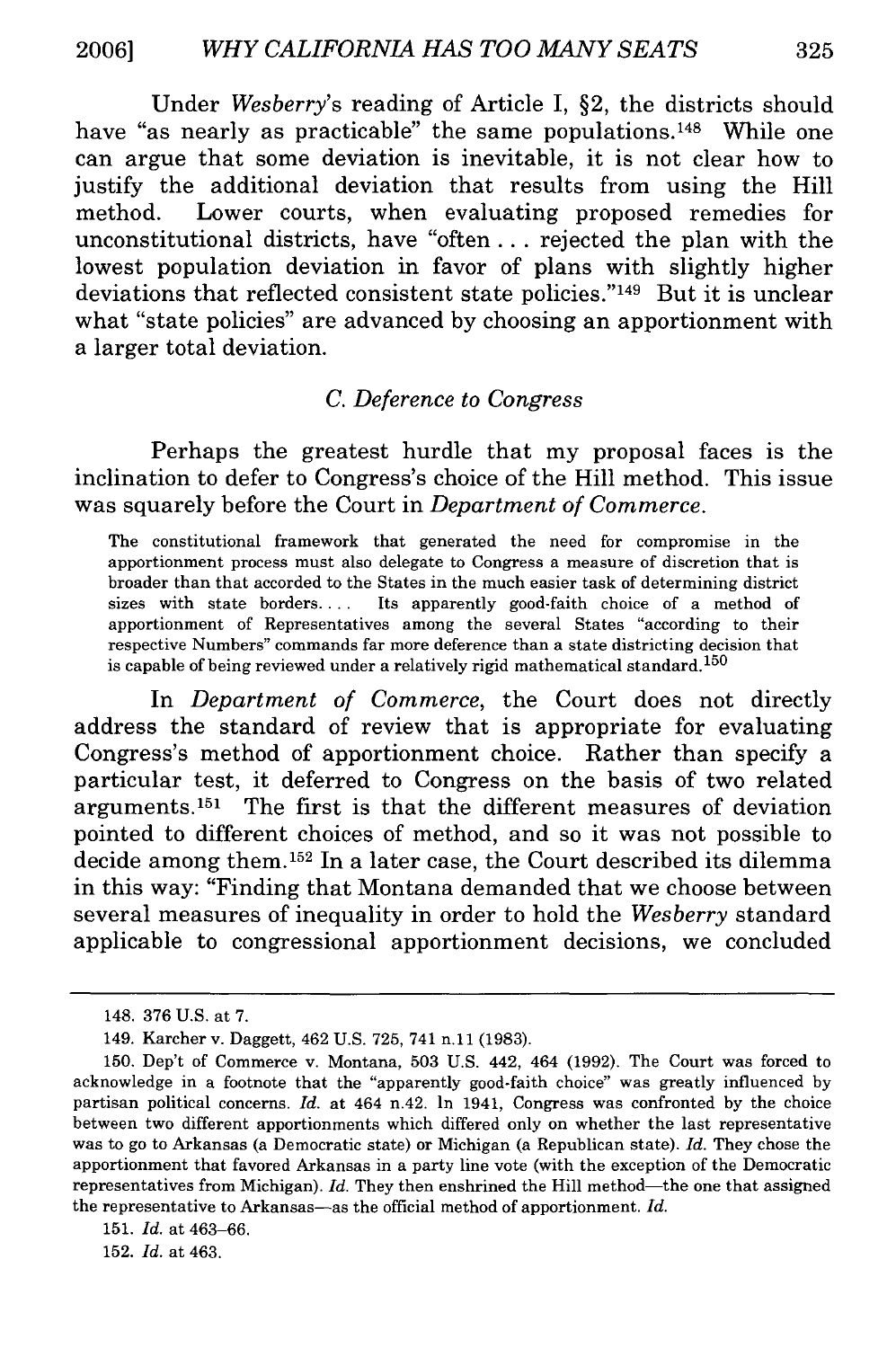Under *Wesberry*'s reading of Article I, §2, the districts should have "as nearly as practicable" the same populations.[148] While one can argue that some deviation is inevitable, it is not clear how to justify the additional deviation that results from using the Hill method. Lower courts, when evaluating proposed remedies for unconstitutional districts, have "often . . . rejected the plan with the lowest population deviation in favor of plans with slightly higher deviations that reflected consistent state policies."[149] But it is unclear what "state policies" are advanced by choosing an apportionment with a larger total deviation.

### *C. Deference to Congress*

Perhaps the greatest hurdle that my proposal faces is the inclination to defer to Congress's choice of the Hill method. This issue was squarely before the Court in *Department of Commerce*.

> The constitutional framework that generated the need for compromise in the apportionment process must also delegate to Congress a measure of discretion that is broader than that accorded to the States in the much easier task of determining district sizes with state borders. . . . Its apparently good-faith choice of a method of apportionment of Representatives among the several States "according to their respective Numbers" commands far more deference than a state districting decision that is capable of being reviewed under a relatively rigid mathematical standard.[150]

In *Department of Commerce*, the Court does not directly address the standard of review that is appropriate for evaluating Congress's method of apportionment choice. Rather than specify a particular test, it deferred to Congress on the basis of two related arguments.[151] The first is that the different measures of deviation pointed to different choices of method, and so it was not possible to decide among them.[152] In a later case, the Court described its dilemma in this way: "Finding that Montana demanded that we choose between several measures of inequality in order to hold the *Wesberry* standard applicable to congressional apportionment decisions, we concluded

---

148. 376 U.S. at 7.

149. Karcher v. Daggett, 462 U.S. 725, 741 n.11 (1983).

150. Dep't of Commerce v. Montana, 503 U.S. 442, 464 (1992). The Court was forced to acknowledge in a footnote that the "apparently good-faith choice" was greatly influenced by partisan political concerns. *Id.* at 464 n.42. In 1941, Congress was confronted by the choice between two different apportionments which differed only on whether the last representative was to go to Arkansas (a Democratic state) or Michigan (a Republican state). *Id.* They chose the apportionment that favored Arkansas in a party line vote (with the exception of the Democratic representatives from Michigan). *Id.* They then enshrined the Hill method—the one that assigned the representative to Arkansas—as the official method of apportionment. *Id.*

151. *Id.* at 463–66.

152. *Id.* at 463.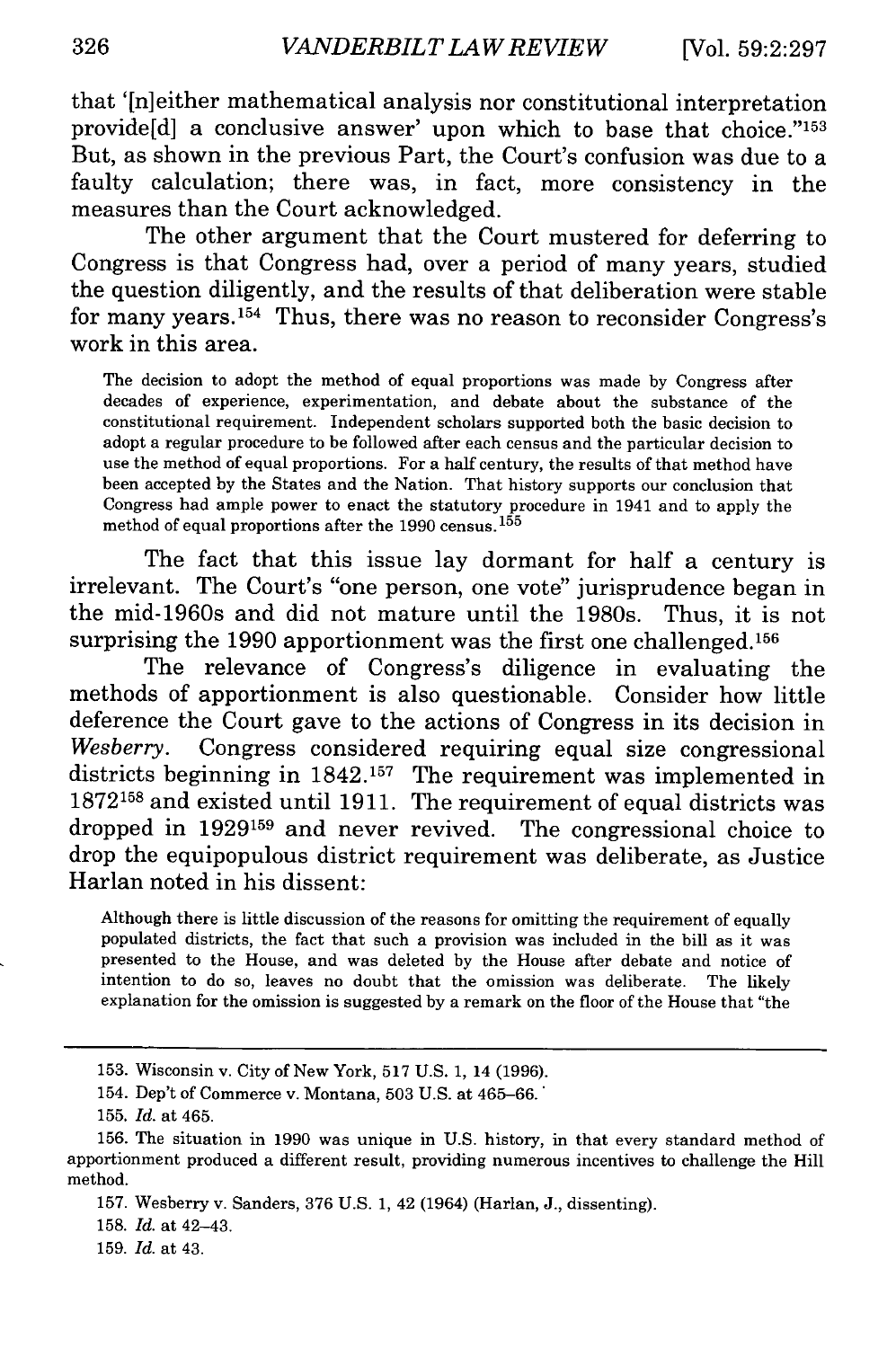that '[n]either mathematical analysis nor constitutional interpretation provide[d] a conclusive answer' upon which to base that choice."[153] But, as shown in the previous Part, the Court's confusion was due to a faulty calculation; there was, in fact, more consistency in the measures than the Court acknowledged.

The other argument that the Court mustered for deferring to Congress is that Congress had, over a period of many years, studied the question diligently, and the results of that deliberation were stable for many years.[154] Thus, there was no reason to reconsider Congress's work in this area.

> The decision to adopt the method of equal proportions was made by Congress after decades of experience, experimentation, and debate about the substance of the constitutional requirement. Independent scholars supported both the basic decision to adopt a regular procedure to be followed after each census and the particular decision to use the method of equal proportions. For a half century, the results of that method have been accepted by the States and the Nation. That history supports our conclusion that Congress had ample power to enact the statutory procedure in 1941 and to apply the method of equal proportions after the 1990 census.[155]

The fact that this issue lay dormant for half a century is irrelevant. The Court's "one person, one vote" jurisprudence began in the mid-1960s and did not mature until the 1980s. Thus, it is not surprising the 1990 apportionment was the first one challenged.[156]

The relevance of Congress's diligence in evaluating the methods of apportionment is also questionable. Consider how little deference the Court gave to the actions of Congress in its decision in *Wesberry*. Congress considered requiring equal size congressional districts beginning in 1842.[157] The requirement was implemented in 1872[158] and existed until 1911. The requirement of equal districts was dropped in 1929[159] and never revived. The congressional choice to drop the equipopulous district requirement was deliberate, as Justice Harlan noted in his dissent:

> Although there is little discussion of the reasons for omitting the requirement of equally populated districts, the fact that such a provision was included in the bill as it was presented to the House, and was deleted by the House after debate and notice of intention to do so, leaves no doubt that the omission was deliberate. The likely explanation for the omission is suggested by a remark on the floor of the House that "the

---

153. Wisconsin v. City of New York, 517 U.S. 1, 14 (1996).

154. Dep't of Commerce v. Montana, 503 U.S. at 465–66.

155. *Id.* at 465.

156. The situation in 1990 was unique in U.S. history, in that every standard method of apportionment produced a different result, providing numerous incentives to challenge the Hill method.

157. Wesberry v. Sanders, 376 U.S. 1, 42 (1964) (Harlan, J., dissenting).

158. *Id.* at 42–43.

159. *Id.* at 43.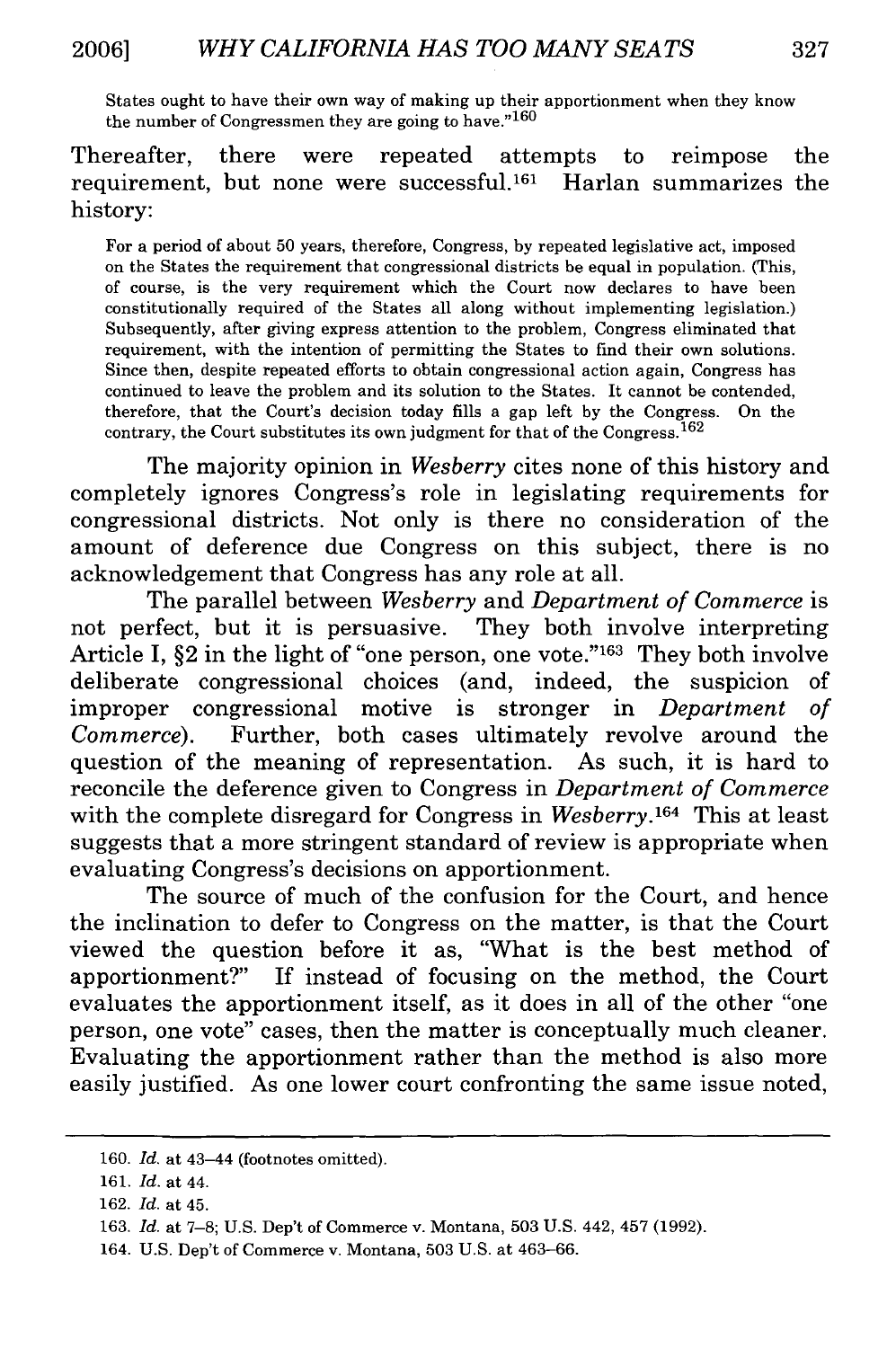States ought to have their own way of making up their apportionment when they know the number of Congressmen they are going to have."[160]

Thereafter, there were repeated attempts to reimpose the requirement, but none were successful.[161] Harlan summarizes the history:

> For a period of about 50 years, therefore, Congress, by repeated legislative act, imposed on the States the requirement that congressional districts be equal in population. (This, of course, is the very requirement which the Court now declares to have been constitutionally required of the States all along without implementing legislation.) Subsequently, after giving express attention to the problem, Congress eliminated that requirement, with the intention of permitting the States to find their own solutions. Since then, despite repeated efforts to obtain congressional action again, Congress has continued to leave the problem and its solution to the States. It cannot be contended, therefore, that the Court's decision today fills a gap left by the Congress. On the contrary, the Court substitutes its own judgment for that of the Congress.[162]

The majority opinion in *Wesberry* cites none of this history and completely ignores Congress's role in legislating requirements for congressional districts. Not only is there no consideration of the amount of deference due Congress on this subject, there is no acknowledgement that Congress has any role at all.

The parallel between *Wesberry* and *Department of Commerce* is not perfect, but it is persuasive. They both involve interpreting Article I, §2 in the light of "one person, one vote."[163] They both involve deliberate congressional choices (and, indeed, the suspicion of improper congressional motive is stronger in *Department of Commerce*). Further, both cases ultimately revolve around the question of the meaning of representation. As such, it is hard to reconcile the deference given to Congress in *Department of Commerce* with the complete disregard for Congress in *Wesberry*.[164] This at least suggests that a more stringent standard of review is appropriate when evaluating Congress's decisions on apportionment.

The source of much of the confusion for the Court, and hence the inclination to defer to Congress on the matter, is that the Court viewed the question before it as, "What is the best method of apportionment?" If instead of focusing on the method, the Court evaluates the apportionment itself, as it does in all of the other "one person, one vote" cases, then the matter is conceptually much cleaner. Evaluating the apportionment rather than the method is also more easily justified. As one lower court confronting the same issue noted,

---

160. *Id.* at 43–44 (footnotes omitted).

161. *Id.* at 44.

162. *Id.* at 45.

163. *Id.* at 7–8; U.S. Dep't of Commerce v. Montana, 503 U.S. 442, 457 (1992).

164. U.S. Dep't of Commerce v. Montana, 503 U.S. at 463–66.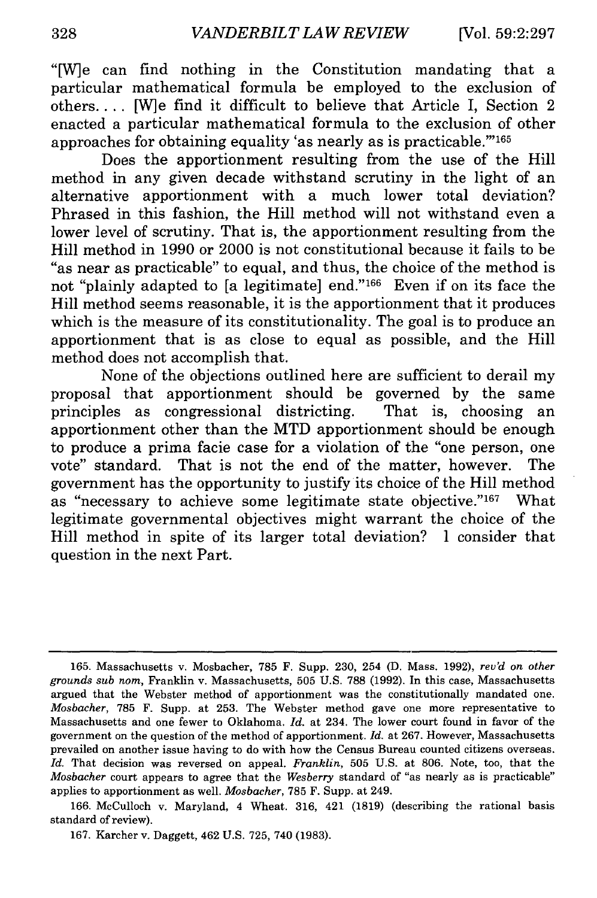"[W]e can find nothing in the Constitution mandating that a particular mathematical formula be employed to the exclusion of others. . . . [W]e find it difficult to believe that Article I, Section 2 enacted a particular mathematical formula to the exclusion of other approaches for obtaining equality 'as nearly as is practicable.'"[165]

Does the apportionment resulting from the use of the Hill method in any given decade withstand scrutiny in the light of an alternative apportionment with a much lower total deviation? Phrased in this fashion, the Hill method will not withstand even a lower level of scrutiny. That is, the apportionment resulting from the Hill method in 1990 or 2000 is not constitutional because it fails to be "as near as practicable" to equal, and thus, the choice of the method is not "plainly adapted to [a legitimate] end."[166] Even if on its face the Hill method seems reasonable, it is the apportionment that it produces which is the measure of its constitutionality. The goal is to produce an apportionment that is as close to equal as possible, and the Hill method does not accomplish that.

None of the objections outlined here are sufficient to derail my proposal that apportionment should be governed by the same principles as congressional districting. That is, choosing an apportionment other than the MTD apportionment should be enough to produce a prima facie case for a violation of the "one person, one vote" standard. That is not the end of the matter, however. The government has the opportunity to justify its choice of the Hill method as "necessary to achieve some legitimate state objective."[167] What legitimate governmental objectives might warrant the choice of the Hill method in spite of its larger total deviation? I consider that question in the next Part.

---

165. Massachusetts v. Mosbacher, 785 F. Supp. 230, 254 (D. Mass. 1992), *rev'd on other grounds sub nom*, Franklin v. Massachusetts, 505 U.S. 788 (1992). In this case, Massachusetts argued that the Webster method of apportionment was the constitutionally mandated one. *Mosbacher*, 785 F. Supp. at 253. The Webster method gave one more representative to Massachusetts and one fewer to Oklahoma. *Id.* at 234. The lower court found in favor of the government on the question of the method of apportionment. *Id.* at 267. However, Massachusetts prevailed on another issue having to do with how the Census Bureau counted citizens overseas. *Id.* That decision was reversed on appeal. *Franklin*, 505 U.S. at 806. Note, too, that the *Mosbacher* court appears to agree that the *Wesberry* standard of "as nearly as is practicable" applies to apportionment as well. *Mosbacher*, 785 F. Supp. at 249.

166. McCulloch v. Maryland, 4 Wheat. 316, 421 (1819) (describing the rational basis standard of review).

167. Karcher v. Daggett, 462 U.S. 725, 740 (1983).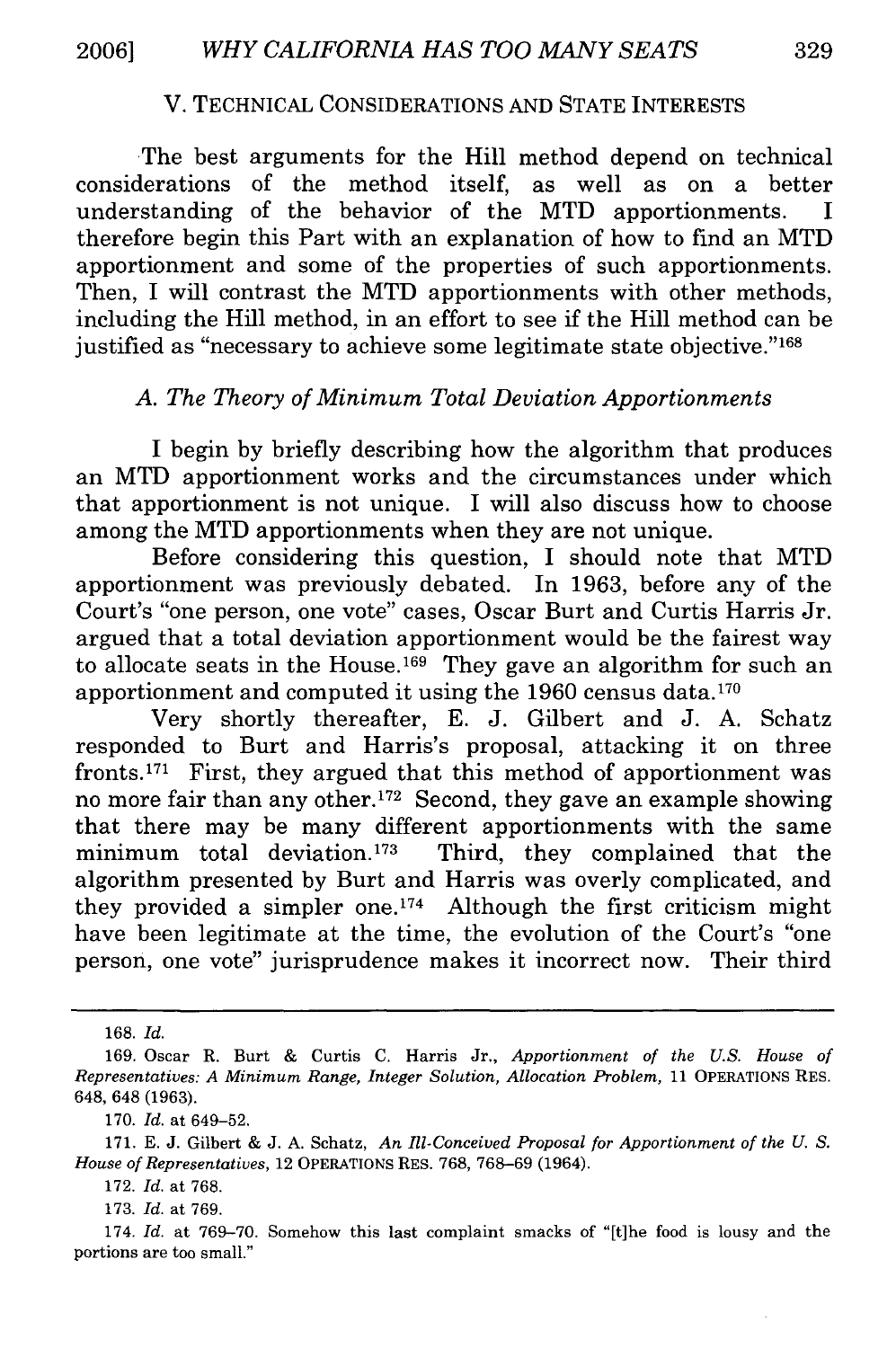## V. TECHNICAL CONSIDERATIONS AND STATE INTERESTS

The best arguments for the Hill method depend on technical considerations of the method itself, as well as on a better understanding of the behavior of the MTD apportionments. I therefore begin this Part with an explanation of how to find an MTD apportionment and some of the properties of such apportionments. Then, I will contrast the MTD apportionments with other methods, including the Hill method, in an effort to see if the Hill method can be justified as "necessary to achieve some legitimate state objective."[168]

### *A. The Theory of Minimum Total Deviation Apportionments*

I begin by briefly describing how the algorithm that produces an MTD apportionment works and the circumstances under which that apportionment is not unique. I will also discuss how to choose among the MTD apportionments when they are not unique.

Before considering this question, I should note that MTD apportionment was previously debated. In 1963, before any of the Court's "one person, one vote" cases, Oscar Burt and Curtis Harris Jr. argued that a total deviation apportionment would be the fairest way to allocate seats in the House.[169] They gave an algorithm for such an apportionment and computed it using the 1960 census data.[170]

Very shortly thereafter, E. J. Gilbert and J. A. Schatz responded to Burt and Harris's proposal, attacking it on three fronts.[171] First, they argued that this method of apportionment was no more fair than any other.[172] Second, they gave an example showing that there may be many different apportionments with the same minimum total deviation.[173] Third, they complained that the algorithm presented by Burt and Harris was overly complicated, and they provided a simpler one.[174] Although the first criticism might have been legitimate at the time, the evolution of the Court's "one person, one vote" jurisprudence makes it incorrect now. Their third

---

168. *Id.*

169. Oscar R. Burt & Curtis C. Harris Jr., *Apportionment of the U.S. House of Representatives: A Minimum Range, Integer Solution, Allocation Problem*, 11 OPERATIONS RES. 648, 648 (1963).

170. *Id.* at 649–52.

171. E. J. Gilbert & J. A. Schatz, *An Ill-Conceived Proposal for Apportionment of the U. S. House of Representatives*, 12 OPERATIONS RES. 768, 768–69 (1964).

172. *Id.* at 768.

173. *Id.* at 769.

174. *Id.* at 769–70. Somehow this last complaint smacks of "[t]he food is lousy and the portions are too small."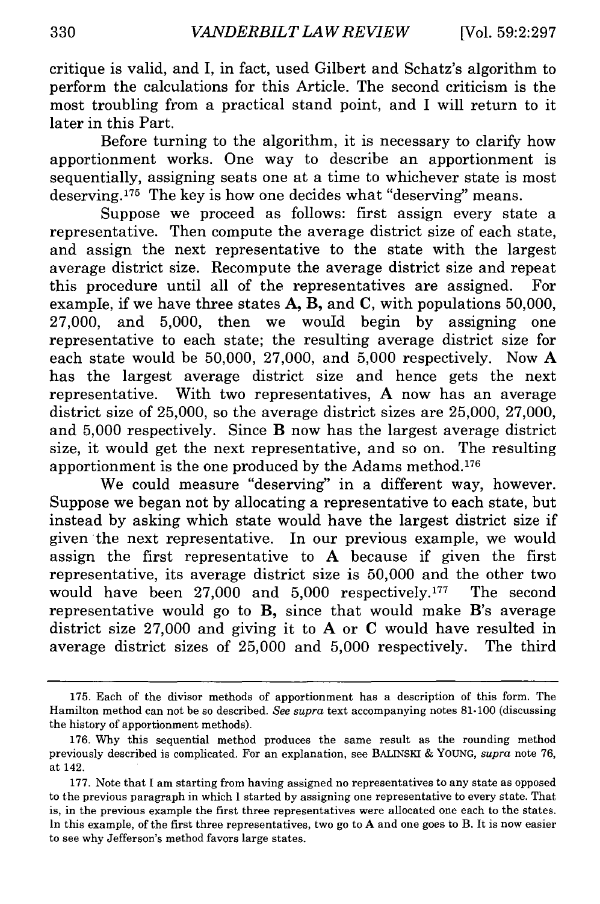critique is valid, and I, in fact, used Gilbert and Schatz's algorithm to perform the calculations for this Article. The second criticism is the most troubling from a practical stand point, and I will return to it later in this Part.

Before turning to the algorithm, it is necessary to clarify how apportionment works. One way to describe an apportionment is sequentially, assigning seats one at a time to whichever state is most deserving.[175] The key is how one decides what "deserving" means.

Suppose we proceed as follows: first assign every state a representative. Then compute the average district size of each state, and assign the next representative to the state with the largest average district size. Recompute the average district size and repeat this procedure until all of the representatives are assigned. For example, if we have three states **A**, **B**, and **C**, with populations 50,000, 27,000, and 5,000, then we would begin by assigning one representative to each state; the resulting average district size for each state would be 50,000, 27,000, and 5,000 respectively. Now **A** has the largest average district size and hence gets the next representative. With two representatives, **A** now has an average district size of 25,000, so the average district sizes are 25,000, 27,000, and 5,000 respectively. Since **B** now has the largest average district size, it would get the next representative, and so on. The resulting apportionment is the one produced by the Adams method.[176]

We could measure "deserving" in a different way, however. Suppose we began not by allocating a representative to each state, but instead by asking which state would have the largest district size if given the next representative. In our previous example, we would assign the first representative to **A** because if given the first representative, its average district size is 50,000 and the other two would have been 27,000 and 5,000 respectively.[177] The second representative would go to **B**, since that would make **B**'s average district size 27,000 and giving it to **A** or **C** would have resulted in average district sizes of 25,000 and 5,000 respectively. The third

---

175. Each of the divisor methods of apportionment has a description of this form. The Hamilton method can not be so described. *See supra* text accompanying notes 81-100 (discussing the history of apportionment methods).

176. Why this sequential method produces the same result as the rounding method previously described is complicated. For an explanation, see BALINSKI & YOUNG, *supra* note 76, at 142.

177. Note that I am starting from having assigned no representatives to any state as opposed to the previous paragraph in which I started by assigning one representative to every state. That is, in the previous example the first three representatives were allocated one each to the states. In this example, of the first three representatives, two go to A and one goes to B. It is now easier to see why Jefferson's method favors large states.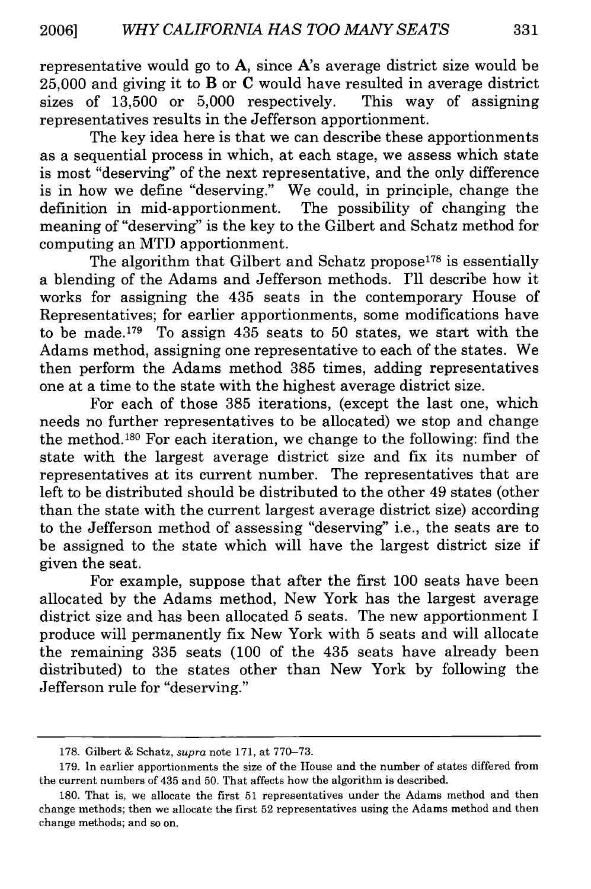representative would go to **A**, since **A**'s average district size would be 25,000 and giving it to **B** or **C** would have resulted in average district sizes of 13,500 or 5,000 respectively. This way of assigning representatives results in the Jefferson apportionment.

The key idea here is that we can describe these apportionments as a sequential process in which, at each stage, we assess which state is most "deserving" of the next representative, and the only difference is in how we define "deserving." We could, in principle, change the definition in mid-apportionment. The possibility of changing the meaning of "deserving" is the key to the Gilbert and Schatz method for computing an MTD apportionment.

The algorithm that Gilbert and Schatz propose[178] is essentially a blending of the Adams and Jefferson methods. I'll describe how it works for assigning the 435 seats in the contemporary House of Representatives; for earlier apportionments, some modifications have to be made.[179] To assign 435 seats to 50 states, we start with the Adams method, assigning one representative to each of the states. We then perform the Adams method 385 times, adding representatives one at a time to the state with the highest average district size.

For each of those 385 iterations, (except the last one, which needs no further representatives to be allocated) we stop and change the method.[180] For each iteration, we change to the following: find the state with the largest average district size and fix its number of representatives at its current number. The representatives that are left to be distributed should be distributed to the other 49 states (other than the state with the current largest average district size) according to the Jefferson method of assessing "deserving" i.e., the seats are to be assigned to the state which will have the largest district size if given the seat.

For example, suppose that after the first 100 seats have been allocated by the Adams method, New York has the largest average district size and has been allocated 5 seats. The new apportionment I produce will permanently fix New York with 5 seats and will allocate the remaining 335 seats (100 of the 435 seats have already been distributed) to the states other than New York by following the Jefferson rule for "deserving."

---

178. Gilbert & Schatz, *supra* note 171, at 770–73.

179. In earlier apportionments the size of the House and the number of states differed from the current numbers of 435 and 50. That affects how the algorithm is described.

180. That is, we allocate the first 51 representatives under the Adams method and then change methods; then we allocate the first 52 representatives using the Adams method and then change methods; and so on.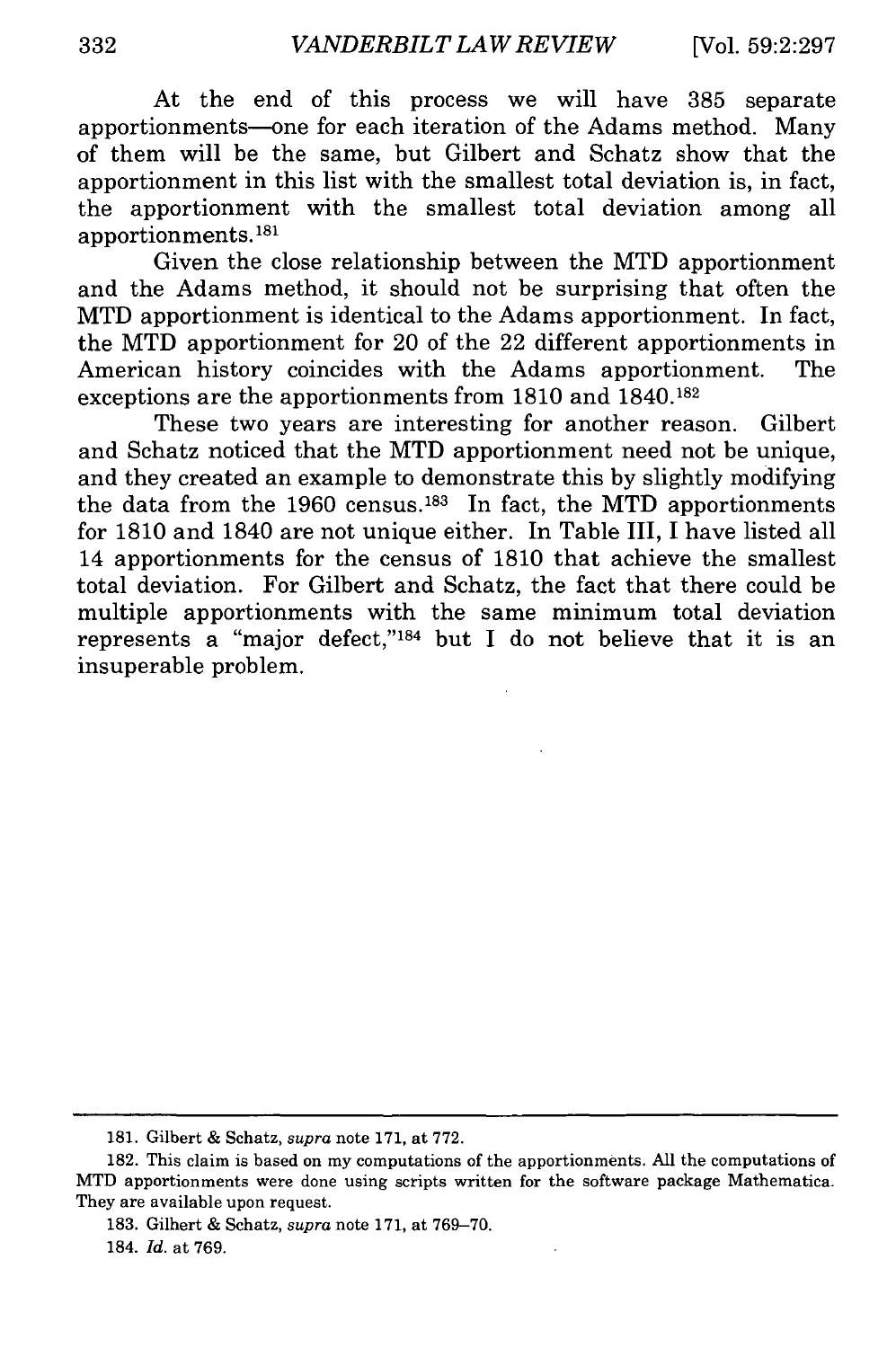At the end of this process we will have 385 separate apportionments—one for each iteration of the Adams method. Many of them will be the same, but Gilbert and Schatz show that the apportionment in this list with the smallest total deviation is, in fact, the apportionment with the smallest total deviation among all apportionments.[181]

Given the close relationship between the MTD apportionment and the Adams method, it should not be surprising that often the MTD apportionment is identical to the Adams apportionment. In fact, the MTD apportionment for 20 of the 22 different apportionments in American history coincides with the Adams apportionment. The exceptions are the apportionments from 1810 and 1840.[182]

These two years are interesting for another reason. Gilbert and Schatz noticed that the MTD apportionment need not be unique, and they created an example to demonstrate this by slightly modifying the data from the 1960 census.[183] In fact, the MTD apportionments for 1810 and 1840 are not unique either. In Table III, I have listed all 14 apportionments for the census of 1810 that achieve the smallest total deviation. For Gilbert and Schatz, the fact that there could be multiple apportionments with the same minimum total deviation represents a "major defect,"[184] but I do not believe that it is an insuperable problem.

---

181. Gilbert & Schatz, *supra* note 171, at 772.

182. This claim is based on my computations of the apportionments. All the computations of MTD apportionments were done using scripts written for the software package Mathematica. They are available upon request.

183. Gilbert & Schatz, *supra* note 171, at 769–70.

184. *Id.* at 769.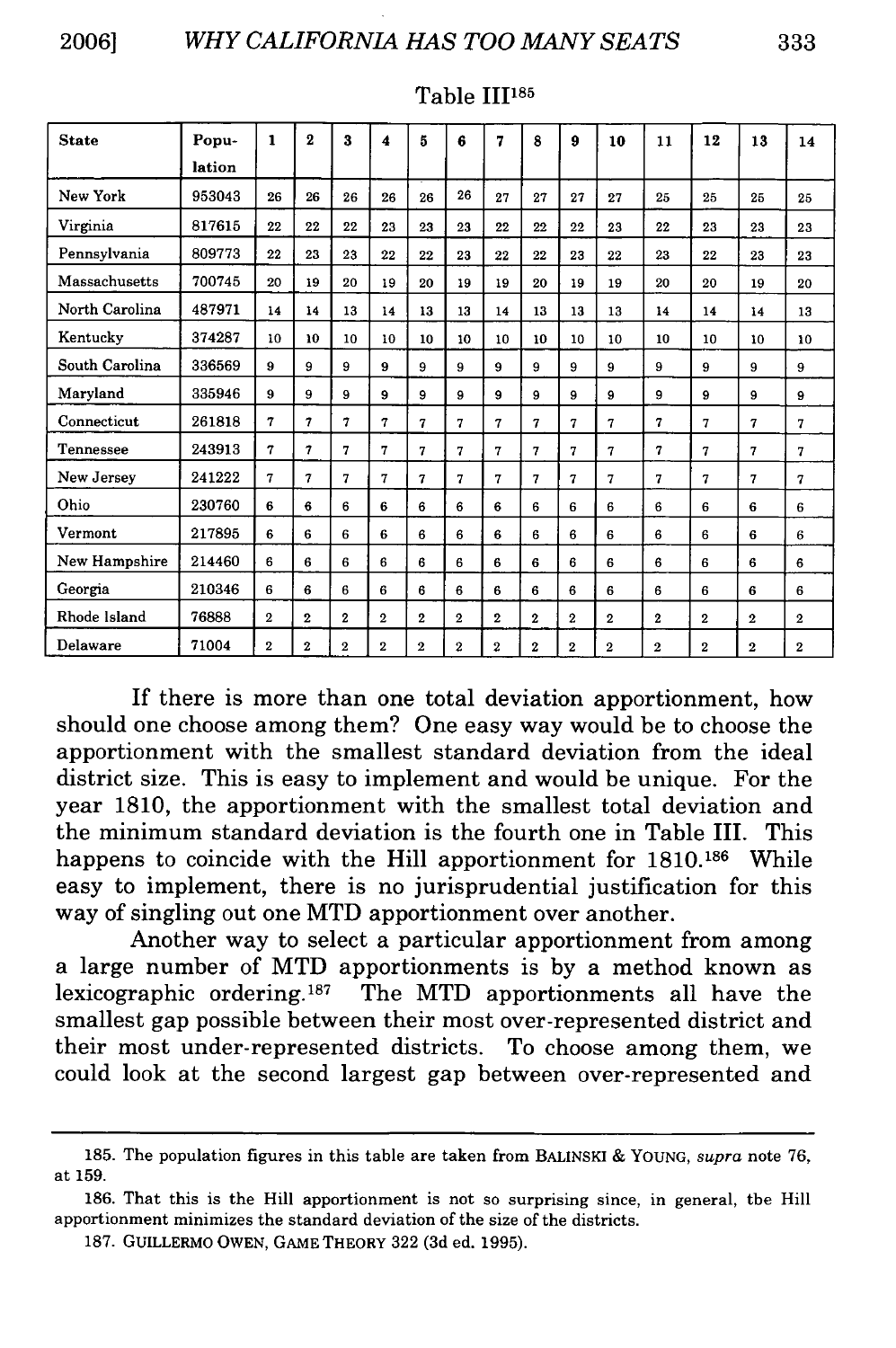Table III[185]

| State | Population | 1 | 2 | 3 | 4 | 5 | 6 | 7 | 8 | 9 | 10 | 11 | 12 | 13 | 14 |
|---|---|---|---|---|---|---|---|---|---|---|---|---|---|---|---|
| New York | 953043 | 26 | 26 | 26 | 26 | 26 | 26 | 27 | 27 | 27 | 27 | 25 | 25 | 25 | 25 |
| Virginia | 817615 | 22 | 22 | 22 | 23 | 23 | 23 | 22 | 22 | 22 | 23 | 22 | 23 | 23 | 23 |
| Pennsylvania | 809773 | 22 | 23 | 23 | 22 | 22 | 23 | 22 | 22 | 23 | 22 | 23 | 22 | 23 | 23 |
| Massachusetts | 700745 | 20 | 19 | 20 | 19 | 20 | 19 | 19 | 20 | 19 | 19 | 20 | 20 | 19 | 20 |
| North Carolina | 487971 | 14 | 14 | 13 | 14 | 13 | 13 | 14 | 13 | 13 | 13 | 14 | 14 | 14 | 13 |
| Kentucky | 374287 | 10 | 10 | 10 | 10 | 10 | 10 | 10 | 10 | 10 | 10 | 10 | 10 | 10 | 10 |
| South Carolina | 336569 | 9 | 9 | 9 | 9 | 9 | 9 | 9 | 9 | 9 | 9 | 9 | 9 | 9 | 9 |
| Maryland | 335946 | 9 | 9 | 9 | 9 | 9 | 9 | 9 | 9 | 9 | 9 | 9 | 9 | 9 | 9 |
| Connecticut | 261818 | 7 | 7 | 7 | 7 | 7 | 7 | 7 | 7 | 7 | 7 | 7 | 7 | 7 | 7 |
| Tennessee | 243913 | 7 | 7 | 7 | 7 | 7 | 7 | 7 | 7 | 7 | 7 | 7 | 7 | 7 | 7 |
| New Jersey | 241222 | 7 | 7 | 7 | 7 | 7 | 7 | 7 | 7 | 7 | 7 | 7 | 7 | 7 | 7 |
| Ohio | 230760 | 6 | 6 | 6 | 6 | 6 | 6 | 6 | 6 | 6 | 6 | 6 | 6 | 6 | 6 |
| Vermont | 217895 | 6 | 6 | 6 | 6 | 6 | 6 | 6 | 6 | 6 | 6 | 6 | 6 | 6 | 6 |
| New Hampshire | 214460 | 6 | 6 | 6 | 6 | 6 | 6 | 6 | 6 | 6 | 6 | 6 | 6 | 6 | 6 |
| Georgia | 210346 | 6 | 6 | 6 | 6 | 6 | 6 | 6 | 6 | 6 | 6 | 6 | 6 | 6 | 6 |
| Rhode Island | 76888 | 2 | 2 | 2 | 2 | 2 | 2 | 2 | 2 | 2 | 2 | 2 | 2 | 2 | 2 |
| Delaware | 71004 | 2 | 2 | 2 | 2 | 2 | 2 | 2 | 2 | 2 | 2 | 2 | 2 | 2 | 2 |

If there is more than one total deviation apportionment, how should one choose among them? One easy way would be to choose the apportionment with the smallest standard deviation from the ideal district size. This is easy to implement and would be unique. For the year 1810, the apportionment with the smallest total deviation and the minimum standard deviation is the fourth one in Table III. This happens to coincide with the Hill apportionment for 1810.[186] While easy to implement, there is no jurisprudential justification for this way of singling out one MTD apportionment over another.

Another way to select a particular apportionment from among a large number of MTD apportionments is by a method known as lexicographic ordering.[187] The MTD apportionments all have the smallest gap possible between their most over-represented district and their most under-represented districts. To choose among them, we could look at the second largest gap between over-represented and

---

185. The population figures in this table are taken from BALINSKI & YOUNG, *supra* note 76, at 159.

186. That this is the Hill apportionment is not so surprising since, in general, tbe Hill apportionment minimizes the standard deviation of the size of the districts.

187. GUILLERMO OWEN, GAME THEORY 322 (3d ed. 1995).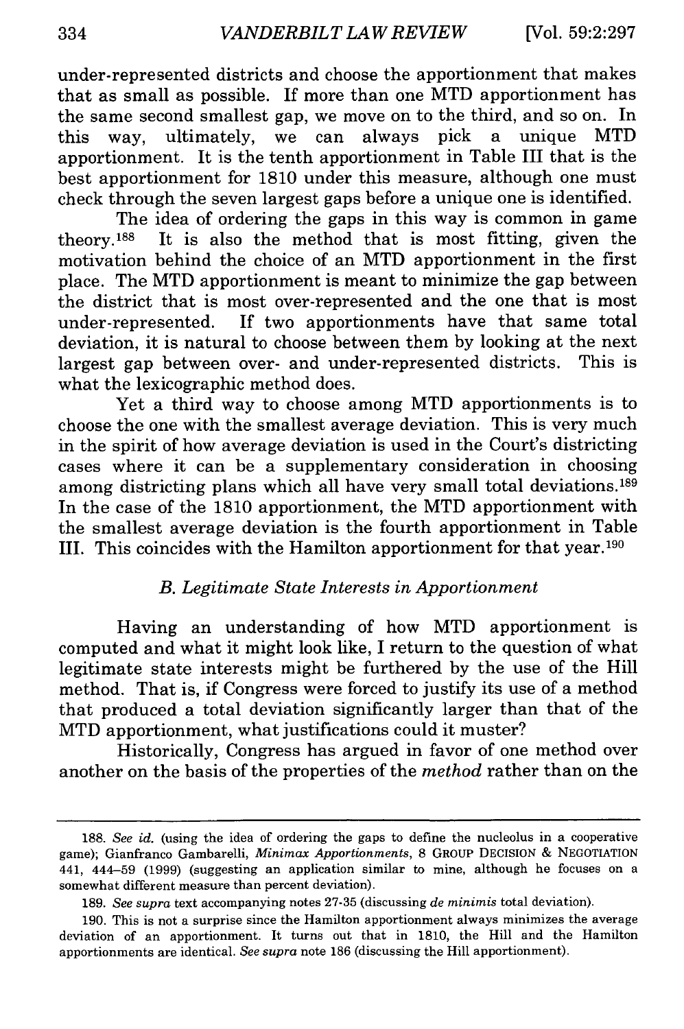under-represented districts and choose the apportionment that makes that as small as possible. If more than one MTD apportionment has the same second smallest gap, we move on to the third, and so on. In this way, ultimately, we can always pick a unique MTD apportionment. It is the tenth apportionment in Table III that is the best apportionment for 1810 under this measure, although one must check through the seven largest gaps before a unique one is identified.

The idea of ordering the gaps in this way is common in game theory.[188] It is also the method that is most fitting, given the motivation behind the choice of an MTD apportionment in the first place. The MTD apportionment is meant to minimize the gap between the district that is most over-represented and the one that is most under-represented. If two apportionments have that same total deviation, it is natural to choose between them by looking at the next largest gap between over- and under-represented districts. This is what the lexicographic method does.

Yet a third way to choose among MTD apportionments is to choose the one with the smallest average deviation. This is very much in the spirit of how average deviation is used in the Court's districting cases where it can be a supplementary consideration in choosing among districting plans which all have very small total deviations.[189] In the case of the 1810 apportionment, the MTD apportionment with the smallest average deviation is the fourth apportionment in Table III. This coincides with the Hamilton apportionment for that year.[190]

### *B. Legitimate State Interests in Apportionment*

Having an understanding of how MTD apportionment is computed and what it might look like, I return to the question of what legitimate state interests might be furthered by the use of the Hill method. That is, if Congress were forced to justify its use of a method that produced a total deviation significantly larger than that of the MTD apportionment, what justifications could it muster?

Historically, Congress has argued in favor of one method over another on the basis of the properties of the *method* rather than on the

---

188. *See id.* (using the idea of ordering the gaps to define the nucleolus in a cooperative game); Gianfranco Gambarelli, *Minimax Apportionments*, 8 GROUP DECISION & NEGOTIATION 441, 444–59 (1999) (suggesting an application similar to mine, although he focuses on a somewhat different measure than percent deviation).

189. *See supra* text accompanying notes 27-35 (discussing *de minimis* total deviation).

190. This is not a surprise since the Hamilton apportionment always minimizes the average deviation of an apportionment. It turns out that in 1810, the Hill and the Hamilton apportionments are identical. *See supra* note 186 (discussing the Hill apportionment).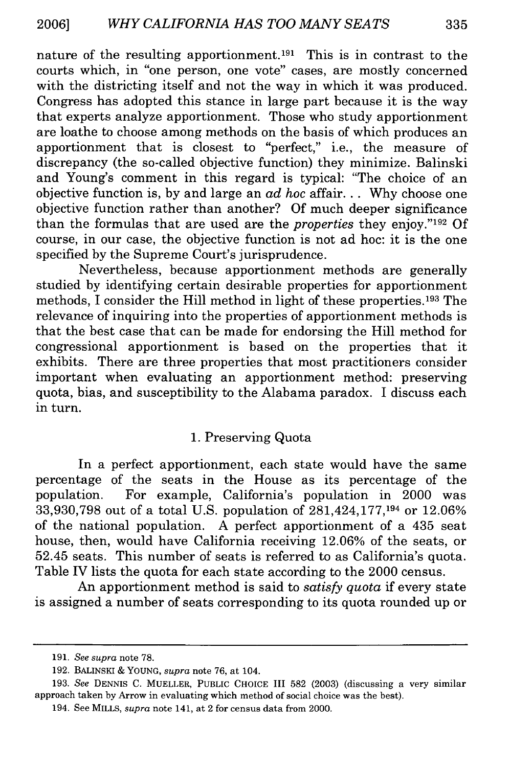nature of the resulting apportionment.[191] This is in contrast to the courts which, in "one person, one vote" cases, are mostly concerned with the districting itself and not the way in which it was produced. Congress has adopted this stance in large part because it is the way that experts analyze apportionment. Those who study apportionment are loathe to choose among methods on the basis of which produces an apportionment that is closest to "perfect," i.e., the measure of discrepancy (the so-called objective function) they minimize. Balinski and Young's comment in this regard is typical: "The choice of an objective function is, by and large an *ad hoc* affair. . . Why choose one objective function rather than another? Of much deeper significance than the formulas that are used are the *properties* they enjoy."[192] Of course, in our case, the objective function is not ad hoc: it is the one specified by the Supreme Court's jurisprudence.

Nevertheless, because apportionment methods are generally studied by identifying certain desirable properties for apportionment methods, I consider the Hill method in light of these properties.[193] The relevance of inquiring into the properties of apportionment methods is that the best case that can be made for endorsing the Hill method for congressional apportionment is based on the properties that it exhibits. There are three properties that most practitioners consider important when evaluating an apportionment method: preserving quota, bias, and susceptibility to the Alabama paradox. I discuss each in turn.

### 1. Preserving Quota

In a perfect apportionment, each state would have the same percentage of the seats in the House as its percentage of the population. For example, California's population in 2000 was 33,930,798 out of a total U.S. population of 281,424,177,[194] or 12.06% of the national population. A perfect apportionment of a 435 seat house, then, would have California receiving 12.06% of the seats, or 52.45 seats. This number of seats is referred to as California's quota. Table IV lists the quota for each state according to the 2000 census.

An apportionment method is said to *satisfy quota* if every state is assigned a number of seats corresponding to its quota rounded up or

---

191. *See supra* note 78.

192. BALINSKI & YOUNG, *supra* note 76, at 104.

193. *See* DENNIS C. MUELLER, PUBLIC CHOICE III 582 (2003) (discussing a very similar approach taken by Arrow in evaluating which method of social choice was the best).

194. See MILLS, *supra* note 141, at 2 for census data from 2000.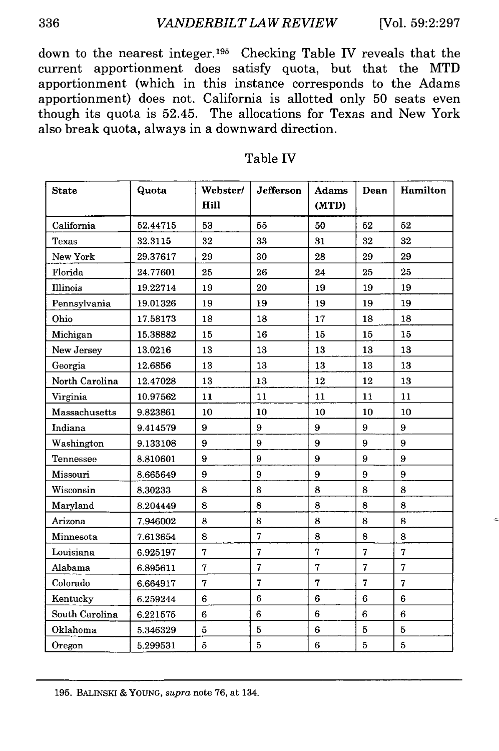down to the nearest integer.[195] Checking Table IV reveals that the current apportionment does satisfy quota, but that the MTD apportionment (which in this instance corresponds to the Adams apportionment) does not. California is allotted only 50 seats even though its quota is 52.45. The allocations for Texas and New York also break quota, always in a downward direction.

Table IV

| State | Quota | Webster/ Hill | Jefferson | Adams (MTD) | Dean | Hamilton |
|---|---|---|---|---|---|---|
| California | 52.44715 | 53 | 55 | 50 | 52 | 52 |
| Texas | 32.3115 | 32 | 33 | 31 | 32 | 32 |
| New York | 29.37617 | 29 | 30 | 28 | 29 | 29 |
| Florida | 24.77601 | 25 | 26 | 24 | 25 | 25 |
| Illinois | 19.22714 | 19 | 20 | 19 | 19 | 19 |
| Pennsylvania | 19.01326 | 19 | 19 | 19 | 19 | 19 |
| Ohio | 17.58173 | 18 | 18 | 17 | 18 | 18 |
| Michigan | 15.38882 | 15 | 16 | 15 | 15 | 15 |
| New Jersey | 13.0216 | 13 | 13 | 13 | 13 | 13 |
| Georgia | 12.6856 | 13 | 13 | 13 | 13 | 13 |
| North Carolina | 12.47028 | 13 | 13 | 12 | 12 | 13 |
| Virginia | 10.97562 | 11 | 11 | 11 | 11 | 11 |
| Massachusetts | 9.823861 | 10 | 10 | 10 | 10 | 10 |
| Indiana | 9.414579 | 9 | 9 | 9 | 9 | 9 |
| Washington | 9.133108 | 9 | 9 | 9 | 9 | 9 |
| Tennessee | 8.810601 | 9 | 9 | 9 | 9 | 9 |
| Missouri | 8.665649 | 9 | 9 | 9 | 9 | 9 |
| Wisconsin | 8.30233 | 8 | 8 | 8 | 8 | 8 |
| Maryland | 8.204449 | 8 | 8 | 8 | 8 | 8 |
| Arizona | 7.946002 | 8 | 8 | 8 | 8 | 8 |
| Minnesota | 7.613654 | 8 | 7 | 8 | 8 | 8 |
| Louisiana | 6.925197 | 7 | 7 | 7 | 7 | 7 |
| Alabama | 6.895611 | 7 | 7 | 7 | 7 | 7 |
| Colorado | 6.664917 | 7 | 7 | 7 | 7 | 7 |
| Kentucky | 6.259244 | 6 | 6 | 6 | 6 | 6 |
| South Carolina | 6.221575 | 6 | 6 | 6 | 6 | 6 |
| Oklahoma | 5.346329 | 5 | 5 | 6 | 5 | 5 |
| Oregon | 5.299531 | 5 | 5 | 6 | 5 | 5 |

195. BALINSKI & YOUNG, *supra* note 76, at 134.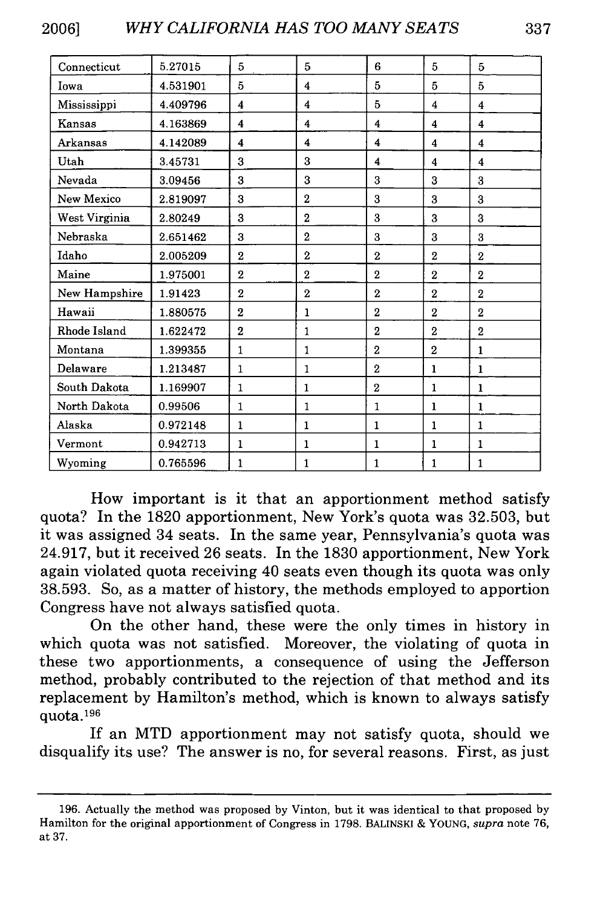| Connecticut | 5.27015 | 5 | 5 | 6 | 5 | 5 |
|---|---|---|---|---|---|---|
| Iowa | 4.531901 | 5 | 4 | 5 | 5 | 5 |
| Mississippi | 4.409796 | 4 | 4 | 5 | 4 | 4 |
| Kansas | 4.163869 | 4 | 4 | 4 | 4 | 4 |
| Arkansas | 4.142089 | 4 | 4 | 4 | 4 | 4 |
| Utah | 3.45731 | 3 | 3 | 4 | 4 | 4 |
| Nevada | 3.09456 | 3 | 3 | 3 | 3 | 3 |
| New Mexico | 2.819097 | 3 | 2 | 3 | 3 | 3 |
| West Virginia | 2.80249 | 3 | 2 | 3 | 3 | 3 |
| Nebraska | 2.651462 | 3 | 2 | 3 | 3 | 3 |
| Idaho | 2.005209 | 2 | 2 | 2 | 2 | 2 |
| Maine | 1.975001 | 2 | 2 | 2 | 2 | 2 |
| New Hampshire | 1.91423 | 2 | 2 | 2 | 2 | 2 |
| Hawaii | 1.880575 | 2 | 1 | 2 | 2 | 2 |
| Rhode Island | 1.622472 | 2 | 1 | 2 | 2 | 2 |
| Montana | 1.399355 | 1 | 1 | 2 | 2 | 1 |
| Delaware | 1.213487 | 1 | 1 | 2 | 1 | 1 |
| South Dakota | 1.169907 | 1 | 1 | 2 | 1 | 1 |
| North Dakota | 0.99506 | 1 | 1 | 1 | 1 | 1 |
| Alaska | 0.972148 | 1 | 1 | 1 | 1 | 1 |
| Vermont | 0.942713 | 1 | 1 | 1 | 1 | 1 |
| Wyoming | 0.765596 | 1 | 1 | 1 | 1 | 1 |

How important is it that an apportionment method satisfy quota? In the 1820 apportionment, New York's quota was 32.503, but it was assigned 34 seats. In the same year, Pennsylvania's quota was 24.917, but it received 26 seats. In the 1830 apportionment, New York again violated quota receiving 40 seats even though its quota was only 38.593. So, as a matter of history, the methods employed to apportion Congress have not always satisfied quota.

On the other hand, these were the only times in history in which quota was not satisfied. Moreover, the violating of quota in these two apportionments, a consequence of using the Jefferson method, probably contributed to the rejection of that method and its replacement by Hamilton's method, which is known to always satisfy quota.[196]

If an MTD apportionment may not satisfy quota, should we disqualify its use? The answer is no, for several reasons. First, as just

---

196. Actually the method was proposed by Vinton, but it was identical to that proposed by Hamilton for the original apportionment of Congress in 1798. BALINSKI & YOUNG, *supra* note 76, at 37.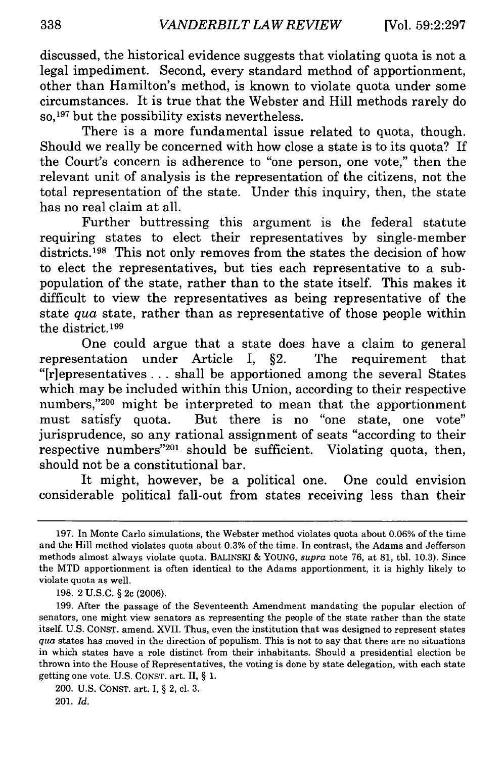discussed, the historical evidence suggests that violating quota is not a legal impediment. Second, every standard method of apportionment, other than Hamilton's method, is known to violate quota under some circumstances. It is true that the Webster and Hill methods rarely do so,[197] but the possibility exists nevertheless.

There is a more fundamental issue related to quota, though. Should we really be concerned with how close a state is to its quota? If the Court's concern is adherence to "one person, one vote," then the relevant unit of analysis is the representation of the citizens, not the total representation of the state. Under this inquiry, then, the state has no real claim at all.

Further buttressing this argument is the federal statute requiring states to elect their representatives by single-member districts.[198] This not only removes from the states the decision of how to elect the representatives, but ties each representative to a sub-population of the state, rather than to the state itself. This makes it difficult to view the representatives as being representative of the state *qua* state, rather than as representative of those people within the district.[199]

One could argue that a state does have a claim to general representation under Article I, §2. The requirement that "[r]epresentatives . . . shall be apportioned among the several States which may be included within this Union, according to their respective numbers,"[200] might be interpreted to mean that the apportionment must satisfy quota. But there is no "one state, one vote" jurisprudence, so any rational assignment of seats "according to their respective numbers"[201] should be sufficient. Violating quota, then, should not be a constitutional bar.

It might, however, be a political one. One could envision considerable political fall-out from states receiving less than their

---

197. In Monte Carlo simulations, the Webster method violates quota about 0.06% of the time and the Hill method violates quota about 0.3% of the time. In contrast, the Adams and Jefferson methods almost always violate quota. BALINSKI & YOUNG, *supra* note 76, at 81, tbl. 10.3). Since the MTD apportionment is often identical to the Adams apportionment, it is highly likely to violate quota as well.

198. 2 U.S.C. § 2c (2006).

199. After the passage of the Seventeenth Amendment mandating the popular election of senators, one might view senators as representing the people of the state rather than the state itself. U.S. CONST. amend. XVII. Thus, even the institution that was designed to represent states *qua* states has moved in the direction of populism. This is not to say that there are no situations in which states have a role distinct from their inhabitants. Should a presidential election be thrown into the House of Representatives, the voting is done by state delegation, with each state getting one vote. U.S. CONST. art. II, § 1.

200. U.S. CONST. art. I, § 2, cl. 3.

201. *Id.*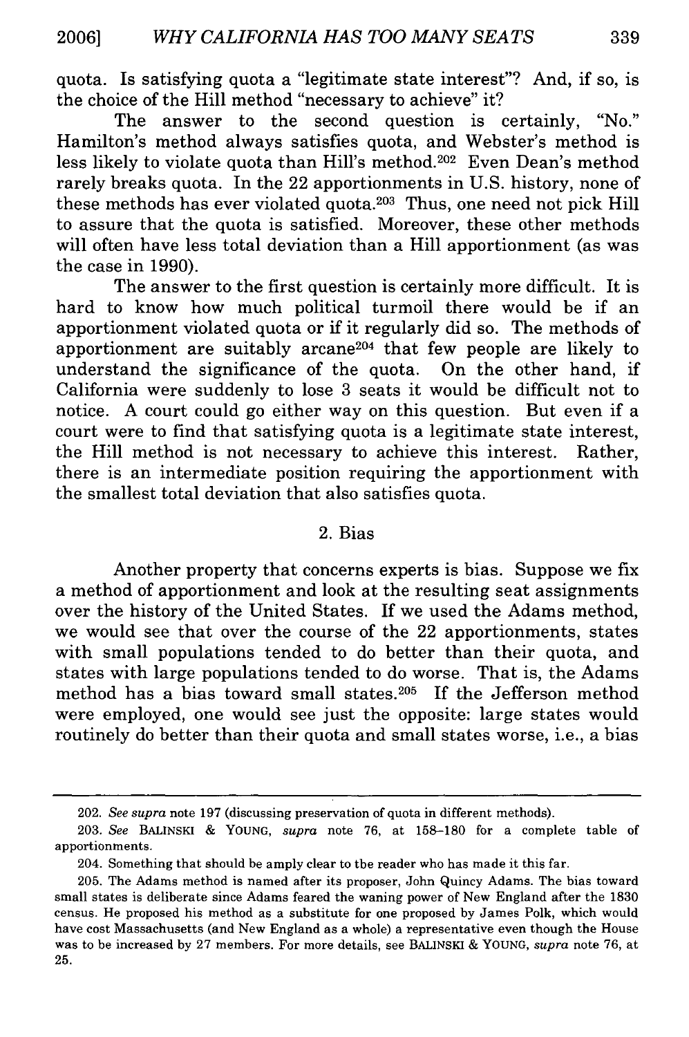quota. Is satisfying quota a "legitimate state interest"? And, if so, is the choice of the Hill method "necessary to achieve" it?

The answer to the second question is certainly, "No." Hamilton's method always satisfies quota, and Webster's method is less likely to violate quota than Hill's method.[202] Even Dean's method rarely breaks quota. In the 22 apportionments in U.S. history, none of these methods has ever violated quota.[203] Thus, one need not pick Hill to assure that the quota is satisfied. Moreover, these other methods will often have less total deviation than a Hill apportionment (as was the case in 1990).

The answer to the first question is certainly more difficult. It is hard to know how much political turmoil there would be if an apportionment violated quota or if it regularly did so. The methods of apportionment are suitably arcane[204] that few people are likely to understand the significance of the quota. On the other hand, if California were suddenly to lose 3 seats it would be difficult not to notice. A court could go either way on this question. But even if a court were to find that satisfying quota is a legitimate state interest, the Hill method is not necessary to achieve this interest. Rather, there is an intermediate position requiring the apportionment with the smallest total deviation that also satisfies quota.

### 2. Bias

Another property that concerns experts is bias. Suppose we fix a method of apportionment and look at the resulting seat assignments over the history of the United States. If we used the Adams method, we would see that over the course of the 22 apportionments, states with small populations tended to do better than their quota, and states with large populations tended to do worse. That is, the Adams method has a bias toward small states.[205] If the Jefferson method were employed, one would see just the opposite: large states would routinely do better than their quota and small states worse, i.e., a bias

---

202. *See supra* note 197 (discussing preservation of quota in different methods).

203. *See* BALINSKI & YOUNG, *supra* note 76, at 158–180 for a complete table of apportionments.

204. Something that should be amply clear to tbe reader who has made it this far.

205. The Adams method is named after its proposer, John Quincy Adams. The bias toward small states is deliberate since Adams feared the waning power of New England after the 1830 census. He proposed his method as a substitute for one proposed by James Polk, which would have cost Massachusetts (and New England as a whole) a representative even though the House was to be increased by 27 members. For more details, see BALINSKI & YOUNG, *supra* note 76, at 25.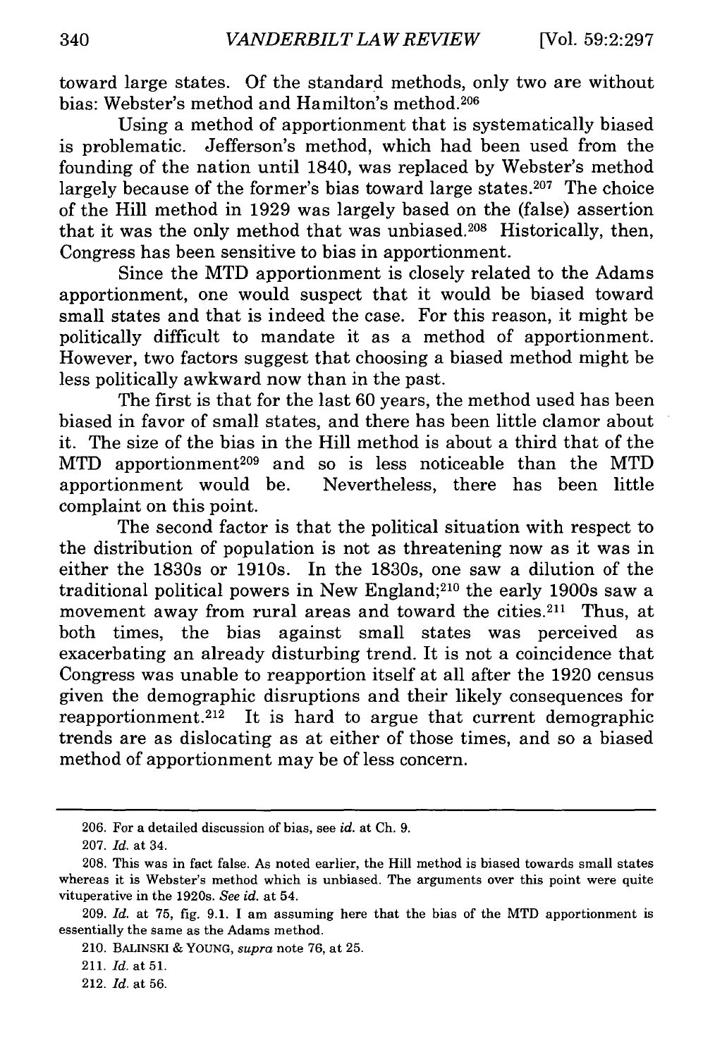toward large states. Of the standard methods, only two are without bias: Webster's method and Hamilton's method.[206]

Using a method of apportionment that is systematically biased is problematic. Jefferson's method, which had been used from the founding of the nation until 1840, was replaced by Webster's method largely because of the former's bias toward large states.[207] The choice of the Hill method in 1929 was largely based on the (false) assertion that it was the only method that was unbiased.[208] Historically, then, Congress has been sensitive to bias in apportionment.

Since the MTD apportionment is closely related to the Adams apportionment, one would suspect that it would be biased toward small states and that is indeed the case. For this reason, it might be politically difficult to mandate it as a method of apportionment. However, two factors suggest that choosing a biased method might be less politically awkward now than in the past.

The first is that for the last 60 years, the method used has been biased in favor of small states, and there has been little clamor about it. The size of the bias in the Hill method is about a third that of the MTD apportionment[209] and so is less noticeable than the MTD apportionment would be. Nevertheless, there has been little complaint on this point.

The second factor is that the political situation with respect to the distribution of population is not as threatening now as it was in either the 1830s or 1910s. In the 1830s, one saw a dilution of the traditional political powers in New England;[210] the early 1900s saw a movement away from rural areas and toward the cities.[211] Thus, at both times, the bias against small states was perceived as exacerbating an already disturbing trend. It is not a coincidence that Congress was unable to reapportion itself at all after the 1920 census given the demographic disruptions and their likely consequences for reapportionment.[212] It is hard to argue that current demographic trends are as dislocating as at either of those times, and so a biased method of apportionment may be of less concern.

---

206. For a detailed discussion of bias, see *id.* at Ch. 9.

207. *Id.* at 34.

208. This was in fact false. As noted earlier, the Hill method is biased towards small states whereas it is Webster's method which is unbiased. The arguments over this point were quite vituperative in the 1920s. *See id.* at 54.

209. *Id.* at 75, fig. 9.1. I am assuming here that the bias of the MTD apportionment is essentially the same as the Adams method.

210. BALINSKI & YOUNG, *supra* note 76, at 25.

211. *Id.* at 51.

212. *Id.* at 56.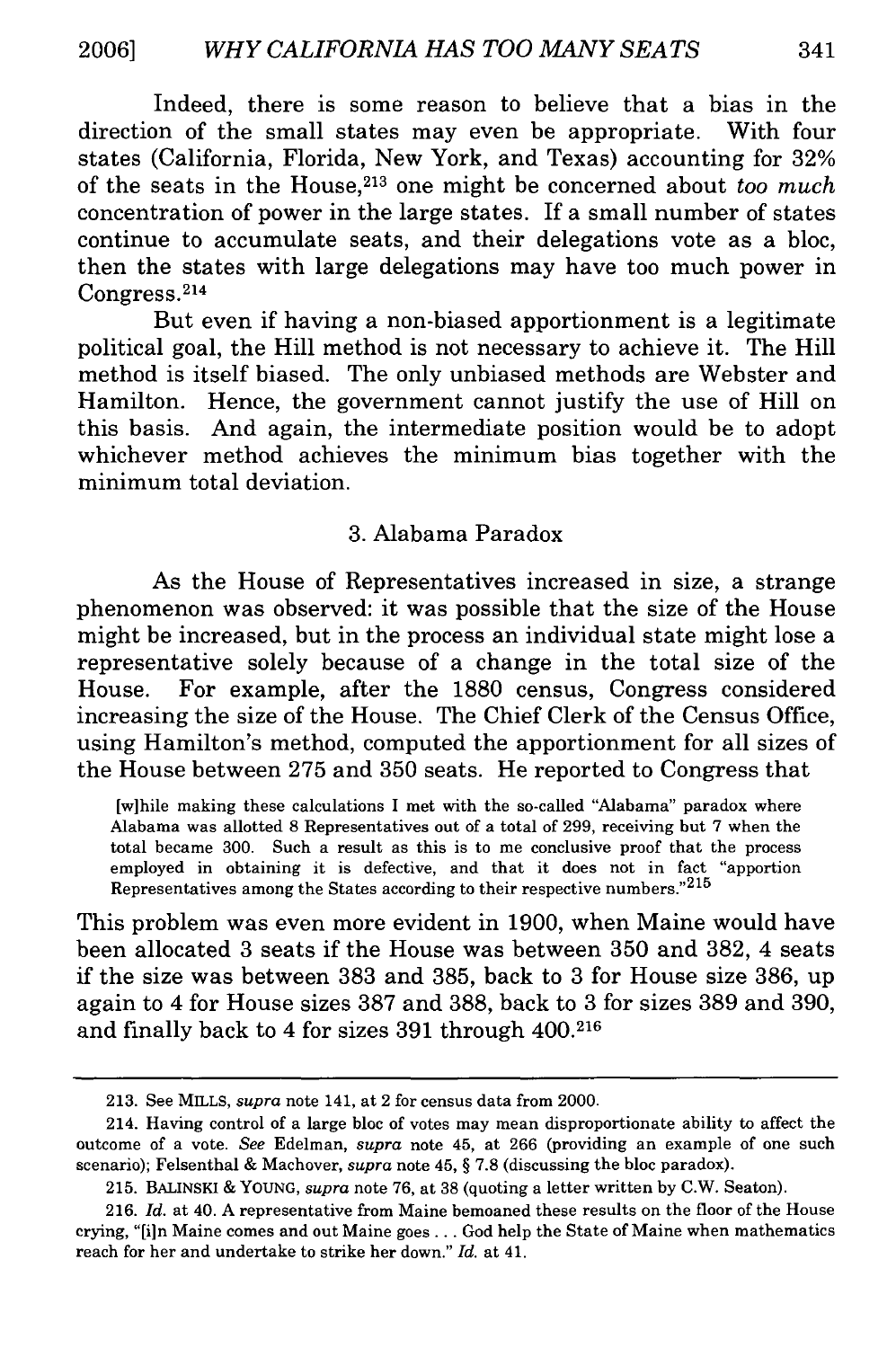Indeed, there is some reason to believe that a bias in the direction of the small states may even be appropriate. With four states (California, Florida, New York, and Texas) accounting for 32% of the seats in the House,[213] one might be concerned about *too much* concentration of power in the large states. If a small number of states continue to accumulate seats, and their delegations vote as a bloc, then the states with large delegations may have too much power in Congress.[214]

But even if having a non-biased apportionment is a legitimate political goal, the Hill method is not necessary to achieve it. The Hill method is itself biased. The only unbiased methods are Webster and Hamilton. Hence, the government cannot justify the use of Hill on this basis. And again, the intermediate position would be to adopt whichever method achieves the minimum bias together with the minimum total deviation.

### 3. Alabama Paradox

As the House of Representatives increased in size, a strange phenomenon was observed: it was possible that the size of the House might be increased, but in the process an individual state might lose a representative solely because of a change in the total size of the House. For example, after the 1880 census, Congress considered increasing the size of the House. The Chief Clerk of the Census Office, using Hamilton's method, computed the apportionment for all sizes of the House between 275 and 350 seats. He reported to Congress that

> [w]hile making these calculations I met with the so-called "Alabama" paradox where Alabama was allotted 8 Representatives out of a total of 299, receiving but 7 when the total became 300. Such a result as this is to me conclusive proof that the process employed in obtaining it is defective, and that it does not in fact "apportion Representatives among the States according to their respective numbers."[215]

This problem was even more evident in 1900, when Maine would have been allocated 3 seats if the House was between 350 and 382, 4 seats if the size was between 383 and 385, back to 3 for House size 386, up again to 4 for House sizes 387 and 388, back to 3 for sizes 389 and 390, and finally back to 4 for sizes 391 through 400.[216]

---

213. See MILLS, *supra* note 141, at 2 for census data from 2000.

214. Having control of a large bloc of votes may mean disproportionate ability to affect the outcome of a vote. *See* Edelman, *supra* note 45, at 266 (providing an example of one such scenario); Felsenthal & Machover, *supra* note 45, § 7.8 (discussing the bloc paradox).

215. BALINSKI & YOUNG, *supra* note 76, at 38 (quoting a letter written by C.W. Seaton).

216. *Id.* at 40. A representative from Maine bemoaned these results on the floor of the House crying, "[i]n Maine comes and out Maine goes . . . God help the State of Maine when mathematics reach for her and undertake to strike her down." *Id.* at 41.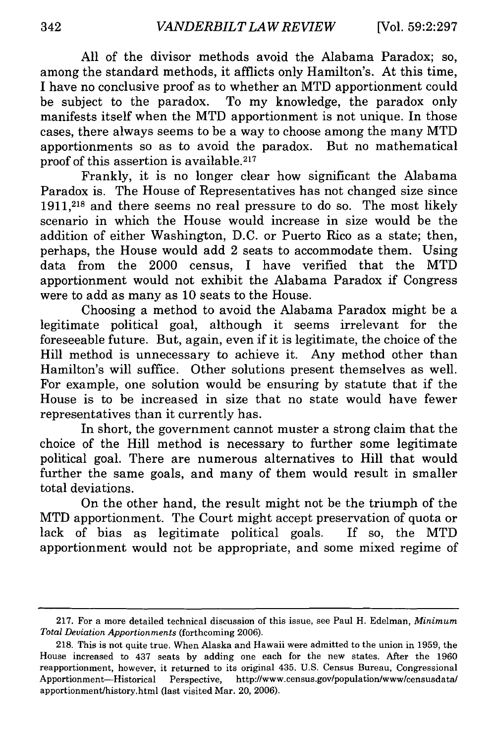All of the divisor methods avoid the Alabama Paradox; so, among the standard methods, it afflicts only Hamilton's. At this time, I have no conclusive proof as to whether an MTD apportionment could be subject to the paradox. To my knowledge, the paradox only manifests itself when the MTD apportionment is not unique. In those cases, there always seems to be a way to choose among the many MTD apportionments so as to avoid the paradox. But no mathematical proof of this assertion is available.[217]

Frankly, it is no longer clear how significant the Alabama Paradox is. The House of Representatives has not changed size since 1911,[218] and there seems no real pressure to do so. The most likely scenario in which the House would increase in size would be the addition of either Washington, D.C. or Puerto Rico as a state; then, perhaps, the House would add 2 seats to accommodate them. Using data from the 2000 census, I have verified that the MTD apportionment would not exhibit the Alabama Paradox if Congress were to add as many as 10 seats to the House.

Choosing a method to avoid the Alabama Paradox might be a legitimate political goal, although it seems irrelevant for the foreseeable future. But, again, even if it is legitimate, the choice of the Hill method is unnecessary to achieve it. Any method other than Hamilton's will suffice. Other solutions present themselves as well. For example, one solution would be ensuring by statute that if the House is to be increased in size that no state would have fewer representatives than it currently has.

In short, the government cannot muster a strong claim that the choice of the Hill method is necessary to further some legitimate political goal. There are numerous alternatives to Hill that would further the same goals, and many of them would result in smaller total deviations.

On the other hand, the result might not be the triumph of the MTD apportionment. The Court might accept preservation of quota or lack of bias as legitimate political goals. If so, the MTD apportionment would not be appropriate, and some mixed regime of

---

217. For a more detailed technical discussion of this issue, see Paul H. Edelman, *Minimum Total Deviation Apportionments* (forthcoming 2006).

218. This is not quite true. When Alaska and Hawaii were admitted to the union in 1959, the House increased to 437 seats by adding one each for the new states. After the 1960 reapportionment, however, it returned to its original 435. U.S. Census Bureau, Congressional Apportionment—Historical Perspective, http://www.census.gov/population/www/censusdata/apportionment/history.html (last visited Mar. 20, 2006).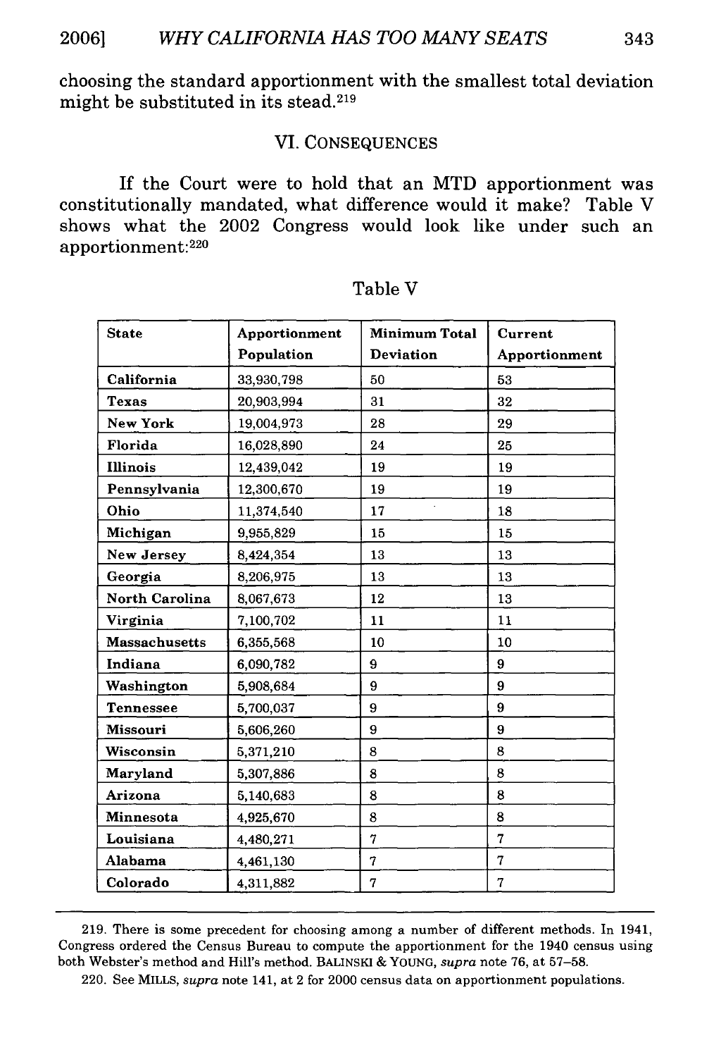choosing the standard apportionment with the smallest total deviation might be substituted in its stead.[219]

## VI. CONSEQUENCES

If the Court were to hold that an MTD apportionment was constitutionally mandated, what difference would it make? Table V shows what the 2002 Congress would look like under such an apportionment:[220]

Table V

| State | Apportionment Population | Minimum Total Deviation | Current Apportionment |
|---|---|---|---|
| California | 33,930,798 | 50 | 53 |
| Texas | 20,903,994 | 31 | 32 |
| New York | 19,004,973 | 28 | 29 |
| Florida | 16,028,890 | 24 | 25 |
| Illinois | 12,439,042 | 19 | 19 |
| Pennsylvania | 12,300,670 | 19 | 19 |
| Ohio | 11,374,540 | 17 | 18 |
| Michigan | 9,955,829 | 15 | 15 |
| New Jersey | 8,424,354 | 13 | 13 |
| Georgia | 8,206,975 | 13 | 13 |
| North Carolina | 8,067,673 | 12 | 13 |
| Virginia | 7,100,702 | 11 | 11 |
| Massachusetts | 6,355,568 | 10 | 10 |
| Indiana | 6,090,782 | 9 | 9 |
| Washington | 5,908,684 | 9 | 9 |
| Tennessee | 5,700,037 | 9 | 9 |
| Missouri | 5,606,260 | 9 | 9 |
| Wisconsin | 5,371,210 | 8 | 8 |
| Maryland | 5,307,886 | 8 | 8 |
| Arizona | 5,140,683 | 8 | 8 |
| Minnesota | 4,925,670 | 8 | 8 |
| Louisiana | 4,480,271 | 7 | 7 |
| Alabama | 4,461,130 | 7 | 7 |
| Colorado | 4,311,882 | 7 | 7 |

---

219. There is some precedent for choosing among a number of different methods. In 1941, Congress ordered the Census Bureau to compute the apportionment for the 1940 census using both Webster's method and Hill's method. BALINSKI & YOUNG, *supra* note 76, at 57–58.

220. See MILLS, *supra* note 141, at 2 for 2000 census data on apportionment populations.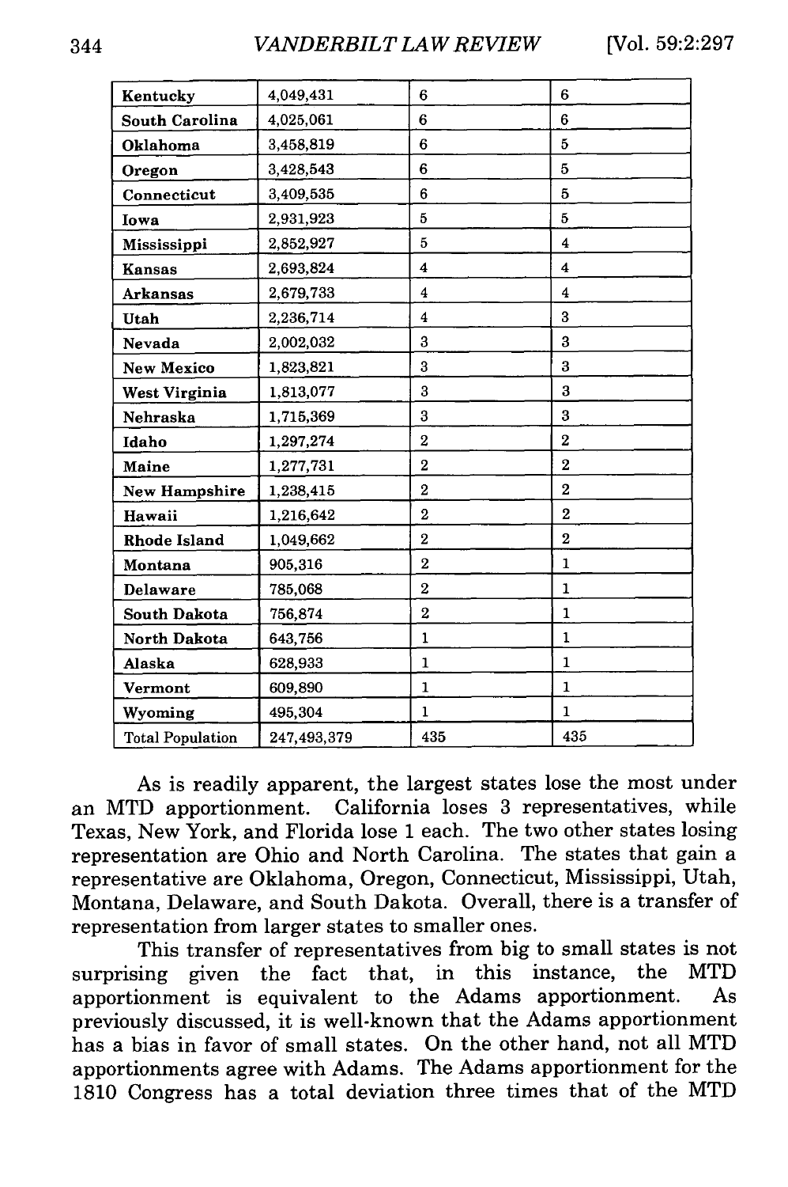| Kentucky | 4,049,431 | 6 | 6 |
|---|---|---|---|
| South Carolina | 4,025,061 | 6 | 6 |
| Oklahoma | 3,458,819 | 6 | 5 |
| Oregon | 3,428,543 | 6 | 5 |
| Connecticut | 3,409,535 | 6 | 5 |
| Iowa | 2,931,923 | 5 | 5 |
| Mississippi | 2,852,927 | 5 | 4 |
| Kansas | 2,693,824 | 4 | 4 |
| Arkansas | 2,679,733 | 4 | 4 |
| Utah | 2,236,714 | 4 | 3 |
| Nevada | 2,002,032 | 3 | 3 |
| New Mexico | 1,823,821 | 3 | 3 |
| West Virginia | 1,813,077 | 3 | 3 |
| Nebraska | 1,715,369 | 3 | 3 |
| Idaho | 1,297,274 | 2 | 2 |
| Maine | 1,277,731 | 2 | 2 |
| New Hampshire | 1,238,415 | 2 | 2 |
| Hawaii | 1,216,642 | 2 | 2 |
| Rhode Island | 1,049,662 | 2 | 2 |
| Montana | 905,316 | 2 | 1 |
| Delaware | 785,068 | 2 | 1 |
| South Dakota | 756,874 | 2 | 1 |
| North Dakota | 643,756 | 1 | 1 |
| Alaska | 628,933 | 1 | 1 |
| Vermont | 609,890 | 1 | 1 |
| Wyoming | 495,304 | 1 | 1 |
| Total Population | 247,493,379 | 435 | 435 |

As is readily apparent, the largest states lose the most under an MTD apportionment. California loses 3 representatives, while Texas, New York, and Florida lose 1 each. The two other states losing representation are Ohio and North Carolina. The states that gain a representative are Oklahoma, Oregon, Connecticut, Mississippi, Utah, Montana, Delaware, and South Dakota. Overall, there is a transfer of representation from larger states to smaller ones.

This transfer of representatives from big to small states is not surprising given the fact that, in this instance, the MTD apportionment is equivalent to the Adams apportionment. As previously discussed, it is well-known that the Adams apportionment has a bias in favor of small states. On the other hand, not all MTD apportionments agree with Adams. The Adams apportionment for the 1810 Congress has a total deviation three times that of the MTD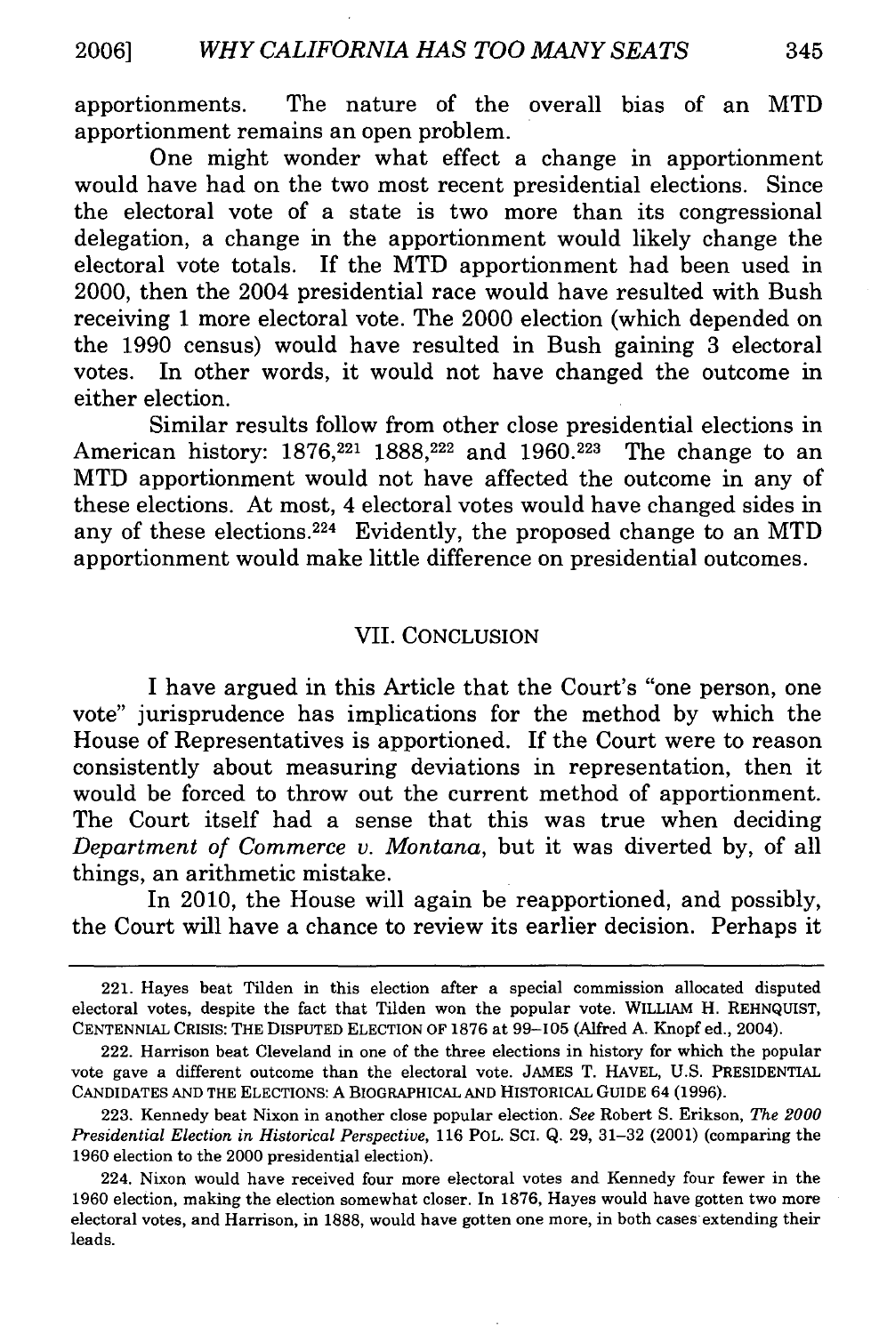apportionments. The nature of the overall bias of an MTD apportionment remains an open problem.

One might wonder what effect a change in apportionment would have had on the two most recent presidential elections. Since the electoral vote of a state is two more than its congressional delegation, a change in the apportionment would likely change the electoral vote totals. If the MTD apportionment had been used in 2000, then the 2004 presidential race would have resulted with Bush receiving 1 more electoral vote. The 2000 election (which depended on the 1990 census) would have resulted in Bush gaining 3 electoral votes. In other words, it would not have changed the outcome in either election.

Similar results follow from other close presidential elections in American history: 1876,[221] 1888,[222] and 1960.[223] The change to an MTD apportionment would not have affected the outcome in any of these elections. At most, 4 electoral votes would have changed sides in any of these elections.[224] Evidently, the proposed change to an MTD apportionment would make little difference on presidential outcomes.

## VII. CONCLUSION

I have argued in this Article that the Court's "one person, one vote" jurisprudence has implications for the method by which the House of Representatives is apportioned. If the Court were to reason consistently about measuring deviations in representation, then it would be forced to throw out the current method of apportionment. The Court itself had a sense that this was true when deciding *Department of Commerce v. Montana*, but it was diverted by, of all things, an arithmetic mistake.

In 2010, the House will again be reapportioned, and possibly, the Court will have a chance to review its earlier decision. Perhaps it

---

221. Hayes beat Tilden in this election after a special commission allocated disputed electoral votes, despite the fact that Tilden won the popular vote. WILLIAM H. REHNQUIST, CENTENNIAL CRISIS: THE DISPUTED ELECTION OF 1876 at 99–105 (Alfred A. Knopf ed., 2004).

222. Harrison beat Cleveland in one of the three elections in history for which the popular vote gave a different outcome than the electoral vote. JAMES T. HAVEL, U.S. PRESIDENTIAL CANDIDATES AND THE ELECTIONS: A BIOGRAPHICAL AND HISTORICAL GUIDE 64 (1996).

223. Kennedy beat Nixon in another close popular election. *See* Robert S. Erikson, *The 2000 Presidential Election in Historical Perspective*, 116 POL. SCI. Q. 29, 31–32 (2001) (comparing the 1960 election to the 2000 presidential election).

224. Nixon would have received four more electoral votes and Kennedy four fewer in the 1960 election, making the election somewhat closer. In 1876, Hayes would have gotten two more electoral votes, and Harrison, in 1888, would have gotten one more, in both cases extending their leads.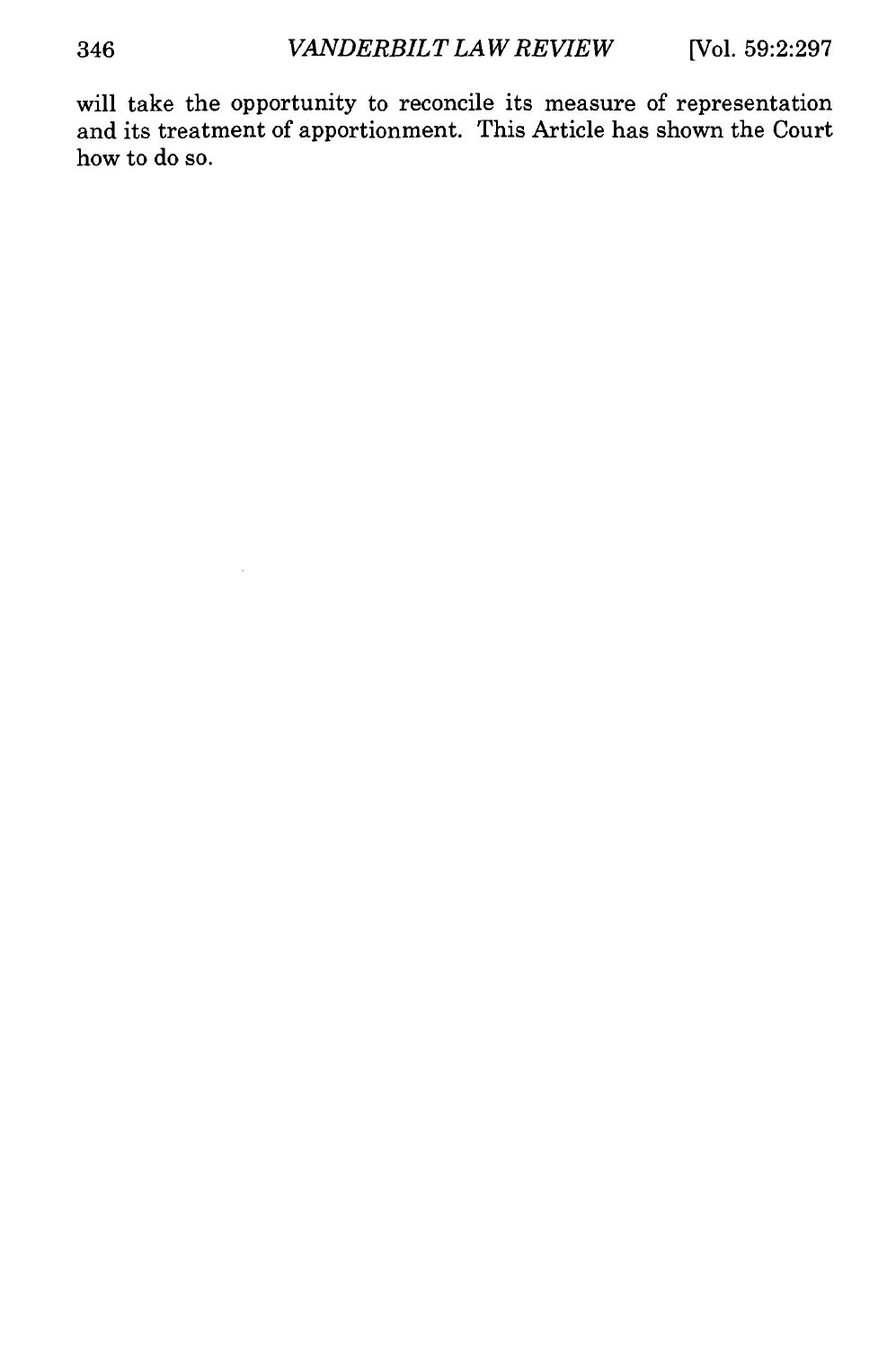will take the opportunity to reconcile its measure of representation and its treatment of apportionment. This Article has shown the Court how to do so.